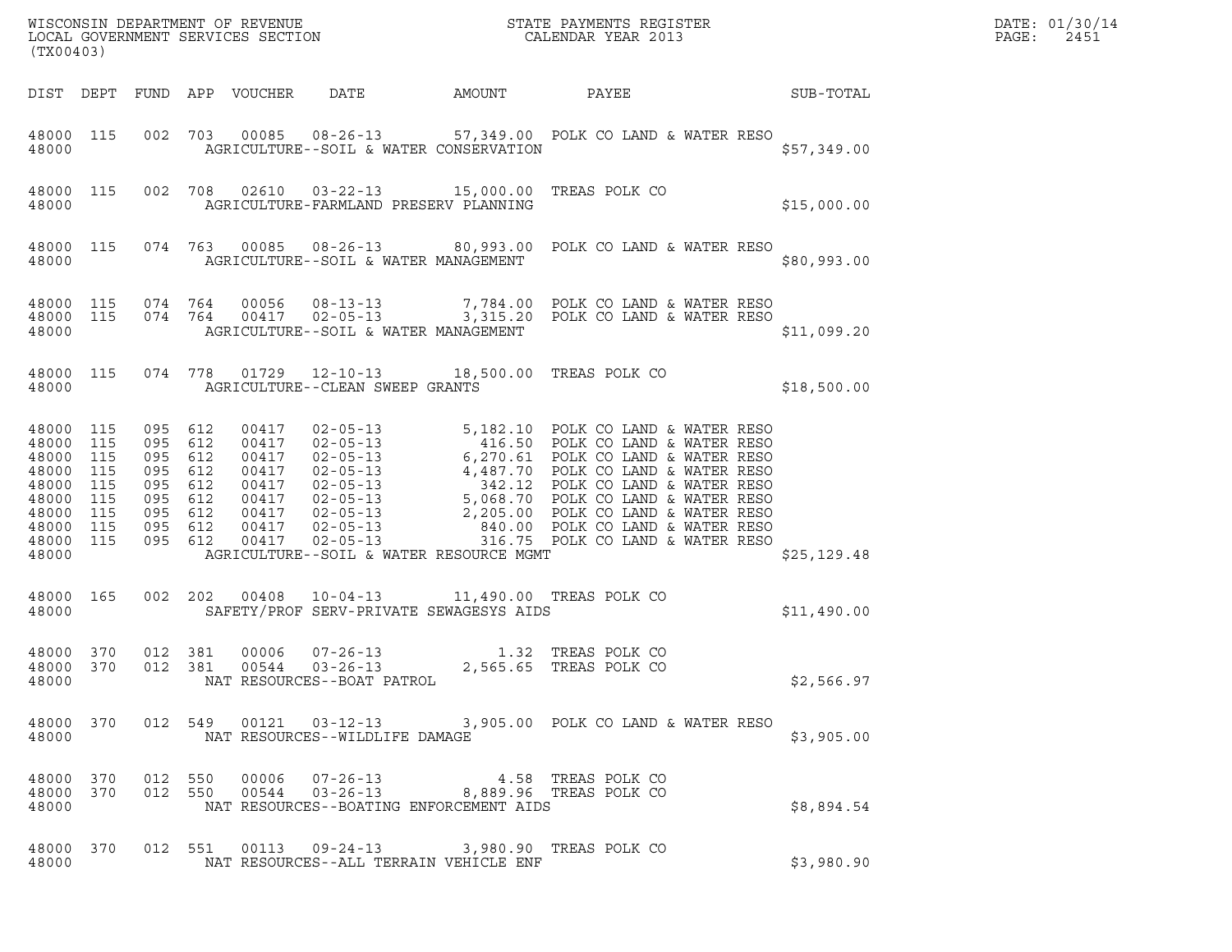WISCONSIN DEPARTMENT OF REVENUE
LOCAL GOVERNMENT SERVICES SECTION
(TX00403)

STATE PAYMENTS REGISTER
CALENDAR YEAR 2013

DATE: 01/30/14
PAGE: 2451

| DIST | DEPT | FUND | APP | VOUCHER | DATE | AMOUNT | PAYEE | SUB-TOTAL |
|---|---|---|---|---|---|---|---|---|
| 48000 | 115 | 002 | 703 | 00085 | 08-26-13 | 57,349.00 | POLK CO LAND & WATER RESO | |
| 48000 | | | | | AGRICULTURE--SOIL & WATER CONSERVATION | | | $57,349.00 |
| 48000 | 115 | 002 | 708 | 02610 | 03-22-13 | 15,000.00 | TREAS POLK CO | |
| 48000 | | | | | AGRICULTURE-FARMLAND PRESERV PLANNING | | | $15,000.00 |
| 48000 | 115 | 074 | 763 | 00085 | 08-26-13 | 80,993.00 | POLK CO LAND & WATER RESO | |
| 48000 | | | | | AGRICULTURE--SOIL & WATER MANAGEMENT | | | $80,993.00 |
| 48000 | 115 | 074 | 764 | 00056 | 08-13-13 | 7,784.00 | POLK CO LAND & WATER RESO | |
| 48000 | 115 | 074 | 764 | 00417 | 02-05-13 | 3,315.20 | POLK CO LAND & WATER RESO | |
| 48000 | | | | | AGRICULTURE--SOIL & WATER MANAGEMENT | | | $11,099.20 |
| 48000 | 115 | 074 | 778 | 01729 | 12-10-13 | 18,500.00 | TREAS POLK CO | |
| 48000 | | | | | AGRICULTURE--CLEAN SWEEP GRANTS | | | $18,500.00 |
| 48000 | 115 | 095 | 612 | 00417 | 02-05-13 | 5,182.10 | POLK CO LAND & WATER RESO | |
| 48000 | 115 | 095 | 612 | 00417 | 02-05-13 | 416.50 | POLK CO LAND & WATER RESO | |
| 48000 | 115 | 095 | 612 | 00417 | 02-05-13 | 6,270.61 | POLK CO LAND & WATER RESO | |
| 48000 | 115 | 095 | 612 | 00417 | 02-05-13 | 4,487.70 | POLK CO LAND & WATER RESO | |
| 48000 | 115 | 095 | 612 | 00417 | 02-05-13 | 342.12 | POLK CO LAND & WATER RESO | |
| 48000 | 115 | 095 | 612 | 00417 | 02-05-13 | 5,068.70 | POLK CO LAND & WATER RESO | |
| 48000 | 115 | 095 | 612 | 00417 | 02-05-13 | 2,205.00 | POLK CO LAND & WATER RESO | |
| 48000 | 115 | 095 | 612 | 00417 | 02-05-13 | 840.00 | POLK CO LAND & WATER RESO | |
| 48000 | 115 | 095 | 612 | 00417 | 02-05-13 | 316.75 | POLK CO LAND & WATER RESO | |
| 48000 | | | | | AGRICULTURE--SOIL & WATER RESOURCE MGMT | | | $25,129.48 |
| 48000 | 165 | 002 | 202 | 00408 | 10-04-13 | 11,490.00 | TREAS POLK CO | |
| 48000 | | | | | SAFETY/PROF SERV-PRIVATE SEWAGESYS AIDS | | | $11,490.00 |
| 48000 | 370 | 012 | 381 | 00006 | 07-26-13 | 1.32 | TREAS POLK CO | |
| 48000 | 370 | 012 | 381 | 00544 | 03-26-13 | 2,565.65 | TREAS POLK CO | |
| 48000 | | | | | NAT RESOURCES--BOAT PATROL | | | $2,566.97 |
| 48000 | 370 | 012 | 549 | 00121 | 03-12-13 | 3,905.00 | POLK CO LAND & WATER RESO | |
| 48000 | | | | | NAT RESOURCES--WILDLIFE DAMAGE | | | $3,905.00 |
| 48000 | 370 | 012 | 550 | 00006 | 07-26-13 | 4.58 | TREAS POLK CO | |
| 48000 | 370 | 012 | 550 | 00544 | 03-26-13 | 8,889.96 | TREAS POLK CO | |
| 48000 | | | | | NAT RESOURCES--BOATING ENFORCEMENT AIDS | | | $8,894.54 |
| 48000 | 370 | 012 | 551 | 00113 | 09-24-13 | 3,980.90 | TREAS POLK CO | |
| 48000 | | | | | NAT RESOURCES--ALL TERRAIN VEHICLE ENF | | | $3,980.90 |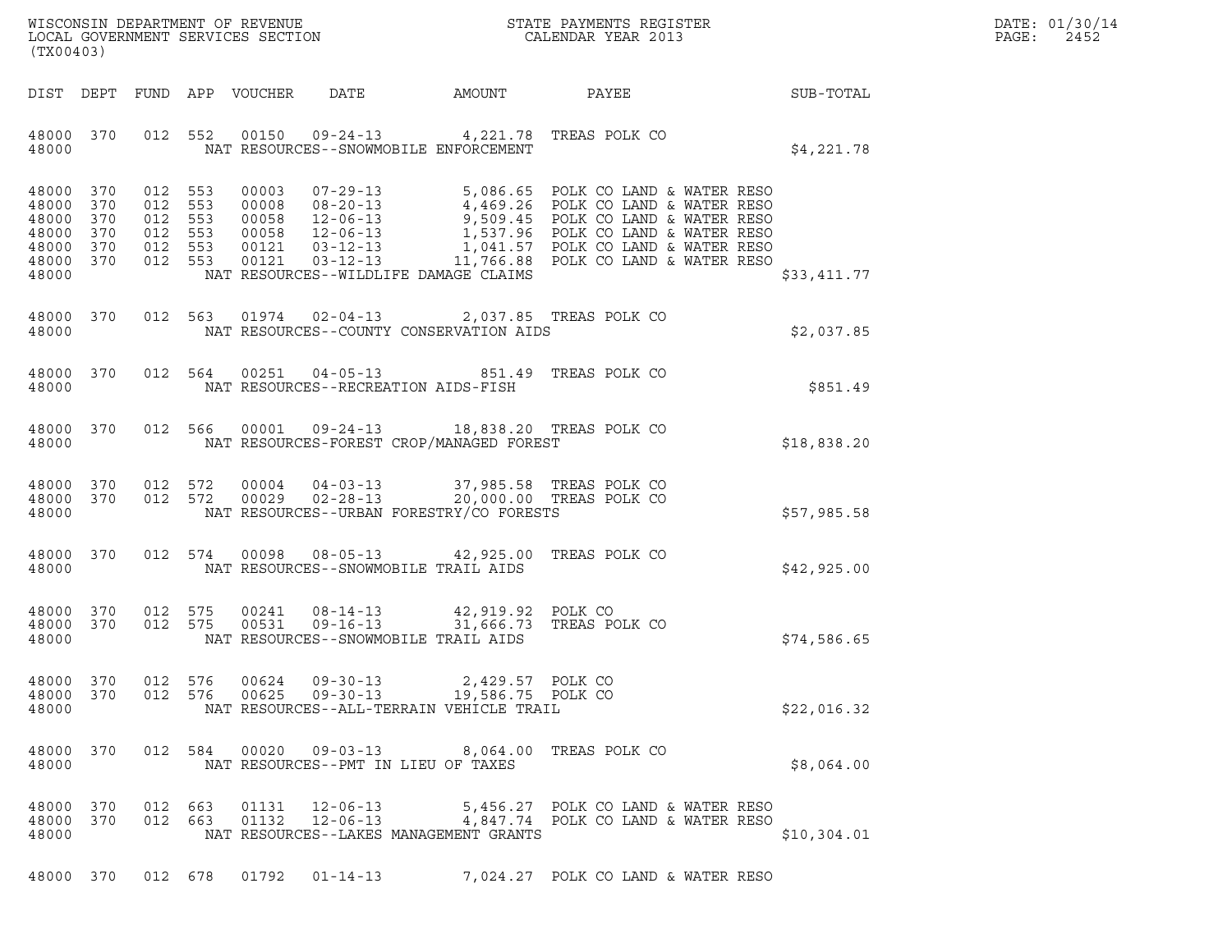WISCONSIN DEPARTMENT OF REVENUE
LOCAL GOVERNMENT SERVICES SECTION
(TX00403)

STATE PAYMENTS REGISTER
CALENDAR YEAR 2013

| DIST | DEPT | FUND | APP | VOUCHER | DATE | AMOUNT | PAYEE | SUB-TOTAL |
|---|---|---|---|---|---|---|---|---|
| 48000 | 370 | 012 | 552 | 00150 | 09-24-13 | 4,221.78 | TREAS POLK CO | |
| 48000 | | | | | NAT RESOURCES--SNOWMOBILE ENFORCEMENT | | | $4,221.78 |
| 48000 | 370 | 012 | 553 | 00003 | 07-29-13 | 5,086.65 | POLK CO LAND & WATER RESO | |
| 48000 | 370 | 012 | 553 | 00008 | 08-20-13 | 4,469.26 | POLK CO LAND & WATER RESO | |
| 48000 | 370 | 012 | 553 | 00058 | 12-06-13 | 9,509.45 | POLK CO LAND & WATER RESO | |
| 48000 | 370 | 012 | 553 | 00058 | 12-06-13 | 1,537.96 | POLK CO LAND & WATER RESO | |
| 48000 | 370 | 012 | 553 | 00121 | 03-12-13 | 1,041.57 | POLK CO LAND & WATER RESO | |
| 48000 | 370 | 012 | 553 | 00121 | 03-12-13 | 11,766.88 | POLK CO LAND & WATER RESO | |
| 48000 | | | | | NAT RESOURCES--WILDLIFE DAMAGE CLAIMS | | | $33,411.77 |
| 48000 | 370 | 012 | 563 | 01974 | 02-04-13 | 2,037.85 | TREAS POLK CO | |
| 48000 | | | | | NAT RESOURCES--COUNTY CONSERVATION AIDS | | | $2,037.85 |
| 48000 | 370 | 012 | 564 | 00251 | 04-05-13 | 851.49 | TREAS POLK CO | |
| 48000 | | | | | NAT RESOURCES--RECREATION AIDS-FISH | | | $851.49 |
| 48000 | 370 | 012 | 566 | 00001 | 09-24-13 | 18,838.20 | TREAS POLK CO | |
| 48000 | | | | | NAT RESOURCES-FOREST CROP/MANAGED FOREST | | | $18,838.20 |
| 48000 | 370 | 012 | 572 | 00004 | 04-03-13 | 37,985.58 | TREAS POLK CO | |
| 48000 | 370 | 012 | 572 | 00029 | 02-28-13 | 20,000.00 | TREAS POLK CO | |
| 48000 | | | | | NAT RESOURCES--URBAN FORESTRY/CO FORESTS | | | $57,985.58 |
| 48000 | 370 | 012 | 574 | 00098 | 08-05-13 | 42,925.00 | TREAS POLK CO | |
| 48000 | | | | | NAT RESOURCES--SNOWMOBILE TRAIL AIDS | | | $42,925.00 |
| 48000 | 370 | 012 | 575 | 00241 | 08-14-13 | 42,919.92 | POLK CO | |
| 48000 | 370 | 012 | 575 | 00531 | 09-16-13 | 31,666.73 | TREAS POLK CO | |
| 48000 | | | | | NAT RESOURCES--SNOWMOBILE TRAIL AIDS | | | $74,586.65 |
| 48000 | 370 | 012 | 576 | 00624 | 09-30-13 | 2,429.57 | POLK CO | |
| 48000 | 370 | 012 | 576 | 00625 | 09-30-13 | 19,586.75 | POLK CO | |
| 48000 | | | | | NAT RESOURCES--ALL-TERRAIN VEHICLE TRAIL | | | $22,016.32 |
| 48000 | 370 | 012 | 584 | 00020 | 09-03-13 | 8,064.00 | TREAS POLK CO | |
| 48000 | | | | | NAT RESOURCES--PMT IN LIEU OF TAXES | | | $8,064.00 |
| 48000 | 370 | 012 | 663 | 01131 | 12-06-13 | 5,456.27 | POLK CO LAND & WATER RESO | |
| 48000 | 370 | 012 | 663 | 01132 | 12-06-13 | 4,847.74 | POLK CO LAND & WATER RESO | |
| 48000 | | | | | NAT RESOURCES--LAKES MANAGEMENT GRANTS | | | $10,304.01 |
| 48000 | 370 | 012 | 678 | 01792 | 01-14-13 | 7,024.27 | POLK CO LAND & WATER RESO | |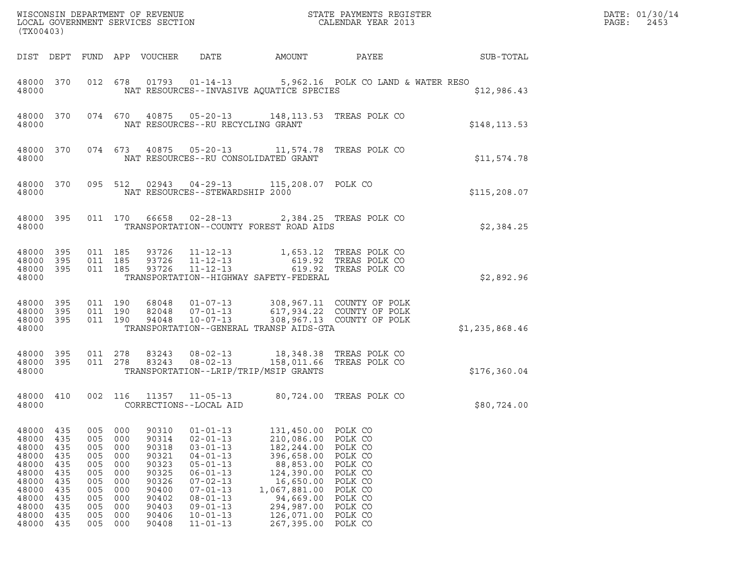WISCONSIN DEPARTMENT OF REVENUE
LOCAL GOVERNMENT SERVICES SECTION
(TX00403)

STATE PAYMENTS REGISTER
CALENDAR YEAR 2013

DATE: 01/30/14

| DIST | DEPT | FUND | APP | VOUCHER | DATE | AMOUNT | PAYEE | SUB-TOTAL |
|---|---|---|---|---|---|---|---|---|
| 48000 | 370 | 012 | 678 | 01793 | 01-14-13 | 5,962.16 | POLK CO LAND & WATER RESO | |
| 48000 | | | | NAT RESOURCES--INVASIVE AQUATICE SPECIES | | | | $12,986.43 |
| 48000 | 370 | 074 | 670 | 40875 | 05-20-13 | 148,113.53 | TREAS POLK CO | |
| 48000 | | | | NAT RESOURCES--RU RECYCLING GRANT | | | | $148,113.53 |
| 48000 | 370 | 074 | 673 | 40875 | 05-20-13 | 11,574.78 | TREAS POLK CO | |
| 48000 | | | | NAT RESOURCES--RU CONSOLIDATED GRANT | | | | $11,574.78 |
| 48000 | 370 | 095 | 512 | 02943 | 04-29-13 | 115,208.07 | POLK CO | |
| 48000 | | | | NAT RESOURCES--STEWARDSHIP 2000 | | | | $115,208.07 |
| 48000 | 395 | 011 | 170 | 66658 | 02-28-13 | 2,384.25 | TREAS POLK CO | |
| 48000 | | | | TRANSPORTATION--COUNTY FOREST ROAD AIDS | | | | $2,384.25 |
| 48000 | 395 | 011 | 185 | 93726 | 11-12-13 | 1,653.12 | TREAS POLK CO | |
| 48000 | 395 | 011 | 185 | 93726 | 11-12-13 | 619.92 | TREAS POLK CO | |
| 48000 | 395 | 011 | 185 | 93726 | 11-12-13 | 619.92 | TREAS POLK CO | |
| 48000 | | | | TRANSPORTATION--HIGHWAY SAFETY-FEDERAL | | | | $2,892.96 |
| 48000 | 395 | 011 | 190 | 68048 | 01-07-13 | 308,967.11 | COUNTY OF POLK | |
| 48000 | 395 | 011 | 190 | 82048 | 07-01-13 | 617,934.22 | COUNTY OF POLK | |
| 48000 | 395 | 011 | 190 | 94048 | 10-07-13 | 308,967.13 | COUNTY OF POLK | |
| 48000 | | | | TRANSPORTATION--GENERAL TRANSP AIDS-GTA | | | | $1,235,868.46 |
| 48000 | 395 | 011 | 278 | 83243 | 08-02-13 | 18,348.38 | TREAS POLK CO | |
| 48000 | 395 | 011 | 278 | 83243 | 08-02-13 | 158,011.66 | TREAS POLK CO | |
| 48000 | | | | TRANSPORTATION--LRIP/TRIP/MSIP GRANTS | | | | $176,360.04 |
| 48000 | 410 | 002 | 116 | 11357 | 11-05-13 | 80,724.00 | TREAS POLK CO | |
| 48000 | | | | CORRECTIONS--LOCAL AID | | | | $80,724.00 |
| 48000 | 435 | 005 | 000 | 90310 | 01-01-13 | 131,450.00 | POLK CO | |
| 48000 | 435 | 005 | 000 | 90314 | 02-01-13 | 210,086.00 | POLK CO | |
| 48000 | 435 | 005 | 000 | 90318 | 03-01-13 | 182,244.00 | POLK CO | |
| 48000 | 435 | 005 | 000 | 90321 | 04-01-13 | 396,658.00 | POLK CO | |
| 48000 | 435 | 005 | 000 | 90323 | 05-01-13 | 88,853.00 | POLK CO | |
| 48000 | 435 | 005 | 000 | 90325 | 06-01-13 | 124,390.00 | POLK CO | |
| 48000 | 435 | 005 | 000 | 90326 | 07-02-13 | 16,650.00 | POLK CO | |
| 48000 | 435 | 005 | 000 | 90400 | 07-01-13 | 1,067,881.00 | POLK CO | |
| 48000 | 435 | 005 | 000 | 90402 | 08-01-13 | 94,669.00 | POLK CO | |
| 48000 | 435 | 005 | 000 | 90403 | 09-01-13 | 294,987.00 | POLK CO | |
| 48000 | 435 | 005 | 000 | 90406 | 10-01-13 | 126,071.00 | POLK CO | |
| 48000 | 435 | 005 | 000 | 90408 | 11-01-13 | 267,395.00 | POLK CO | |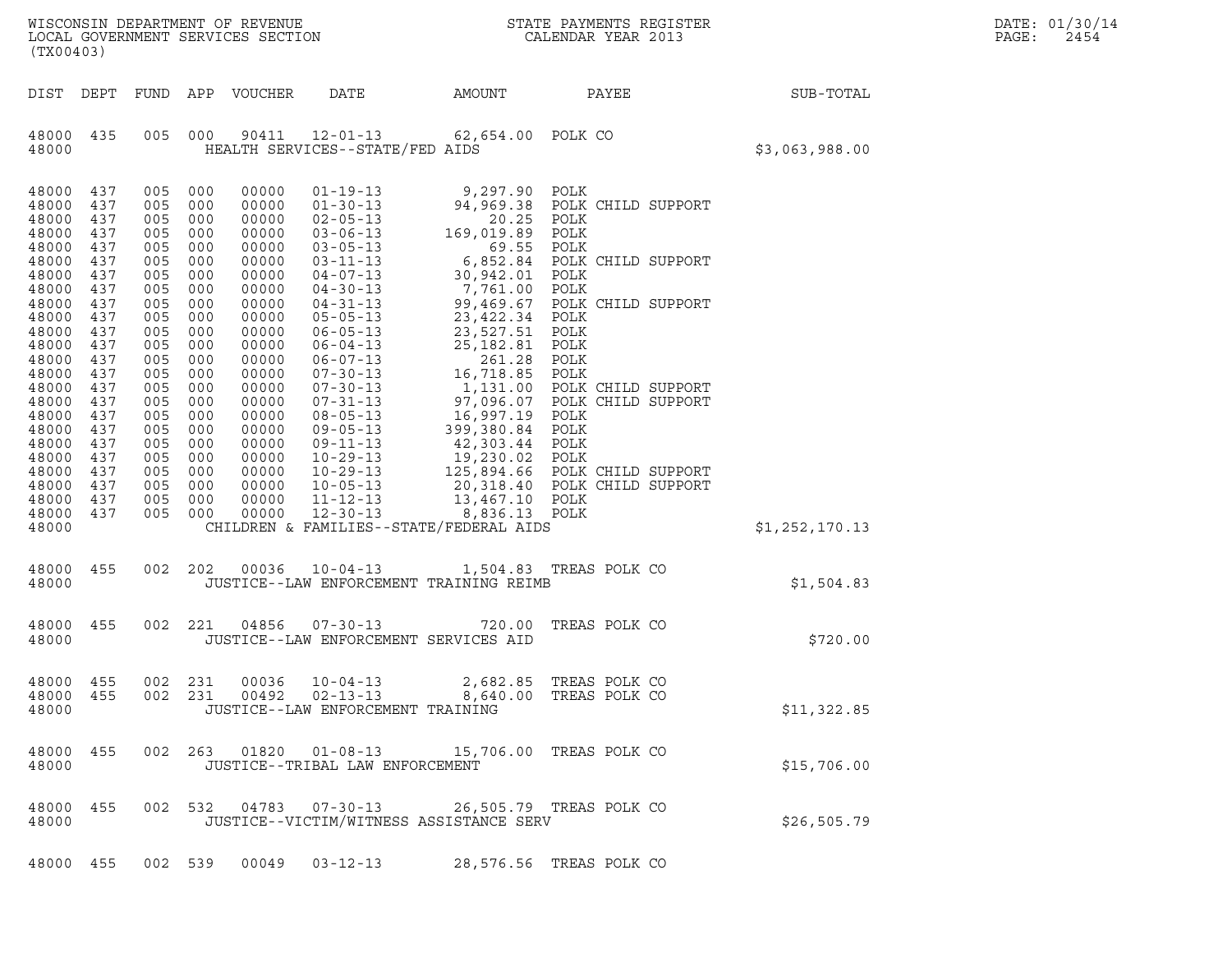| DIST | DEPT | FUND | APP | VOUCHER | DATE | AMOUNT | PAYEE | SUB-TOTAL |
|---|---|---|---|---|---|---|---|---|
| 48000 | 435 | 005 | 000 | 90411 | 12-01-13 | 62,654.00 | POLK CO | |
| 48000 | | | | | HEALTH SERVICES--STATE/FED AIDS | | | $3,063,988.00 |
| 48000 | 437 | 005 | 000 | 00000 | 01-19-13 | 9,297.90 | POLK | |
| 48000 | 437 | 005 | 000 | 00000 | 01-30-13 | 94,969.38 | POLK CHILD SUPPORT | |
| 48000 | 437 | 005 | 000 | 00000 | 02-05-13 | 20.25 | POLK | |
| 48000 | 437 | 005 | 000 | 00000 | 03-06-13 | 169,019.89 | POLK | |
| 48000 | 437 | 005 | 000 | 00000 | 03-05-13 | 69.55 | POLK | |
| 48000 | 437 | 005 | 000 | 00000 | 03-11-13 | 6,852.84 | POLK CHILD SUPPORT | |
| 48000 | 437 | 005 | 000 | 00000 | 04-07-13 | 30,942.01 | POLK | |
| 48000 | 437 | 005 | 000 | 00000 | 04-30-13 | 7,761.00 | POLK | |
| 48000 | 437 | 005 | 000 | 00000 | 04-31-13 | 99,469.67 | POLK CHILD SUPPORT | |
| 48000 | 437 | 005 | 000 | 00000 | 05-05-13 | 23,422.34 | POLK | |
| 48000 | 437 | 005 | 000 | 00000 | 06-05-13 | 23,527.51 | POLK | |
| 48000 | 437 | 005 | 000 | 00000 | 06-04-13 | 25,182.81 | POLK | |
| 48000 | 437 | 005 | 000 | 00000 | 06-07-13 | 261.28 | POLK | |
| 48000 | 437 | 005 | 000 | 00000 | 07-30-13 | 16,718.85 | POLK | |
| 48000 | 437 | 005 | 000 | 00000 | 07-30-13 | 1,131.00 | POLK CHILD SUPPORT | |
| 48000 | 437 | 005 | 000 | 00000 | 07-31-13 | 97,096.07 | POLK CHILD SUPPORT | |
| 48000 | 437 | 005 | 000 | 00000 | 08-05-13 | 16,997.19 | POLK | |
| 48000 | 437 | 005 | 000 | 00000 | 09-05-13 | 399,380.84 | POLK | |
| 48000 | 437 | 005 | 000 | 00000 | 09-11-13 | 42,303.44 | POLK | |
| 48000 | 437 | 005 | 000 | 00000 | 10-29-13 | 19,230.02 | POLK | |
| 48000 | 437 | 005 | 000 | 00000 | 10-29-13 | 125,894.66 | POLK CHILD SUPPORT | |
| 48000 | 437 | 005 | 000 | 00000 | 10-05-13 | 20,318.40 | POLK CHILD SUPPORT | |
| 48000 | 437 | 005 | 000 | 00000 | 11-12-13 | 13,467.10 | POLK | |
| 48000 | 437 | 005 | 000 | 00000 | 12-30-13 | 8,836.13 | POLK | |
| 48000 | | | | | CHILDREN & FAMILIES--STATE/FEDERAL AIDS | | | $1,252,170.13 |
| 48000 | 455 | 002 | 202 | 00036 | 10-04-13 | 1,504.83 | TREAS POLK CO | |
| 48000 | | | | | JUSTICE--LAW ENFORCEMENT TRAINING REIMB | | | $1,504.83 |
| 48000 | 455 | 002 | 221 | 04856 | 07-30-13 | 720.00 | TREAS POLK CO | |
| 48000 | | | | | JUSTICE--LAW ENFORCEMENT SERVICES AID | | | $720.00 |
| 48000 | 455 | 002 | 231 | 00036 | 10-04-13 | 2,682.85 | TREAS POLK CO | |
| 48000 | 455 | 002 | 231 | 00492 | 02-13-13 | 8,640.00 | TREAS POLK CO | |
| 48000 | | | | | JUSTICE--LAW ENFORCEMENT TRAINING | | | $11,322.85 |
| 48000 | 455 | 002 | 263 | 01820 | 01-08-13 | 15,706.00 | TREAS POLK CO | |
| 48000 | | | | | JUSTICE--TRIBAL LAW ENFORCEMENT | | | $15,706.00 |
| 48000 | 455 | 002 | 532 | 04783 | 07-30-13 | 26,505.79 | TREAS POLK CO | |
| 48000 | | | | | JUSTICE--VICTIM/WITNESS ASSISTANCE SERV | | | $26,505.79 |
| 48000 | 455 | 002 | 539 | 00049 | 03-12-13 | 28,576.56 | TREAS POLK CO | |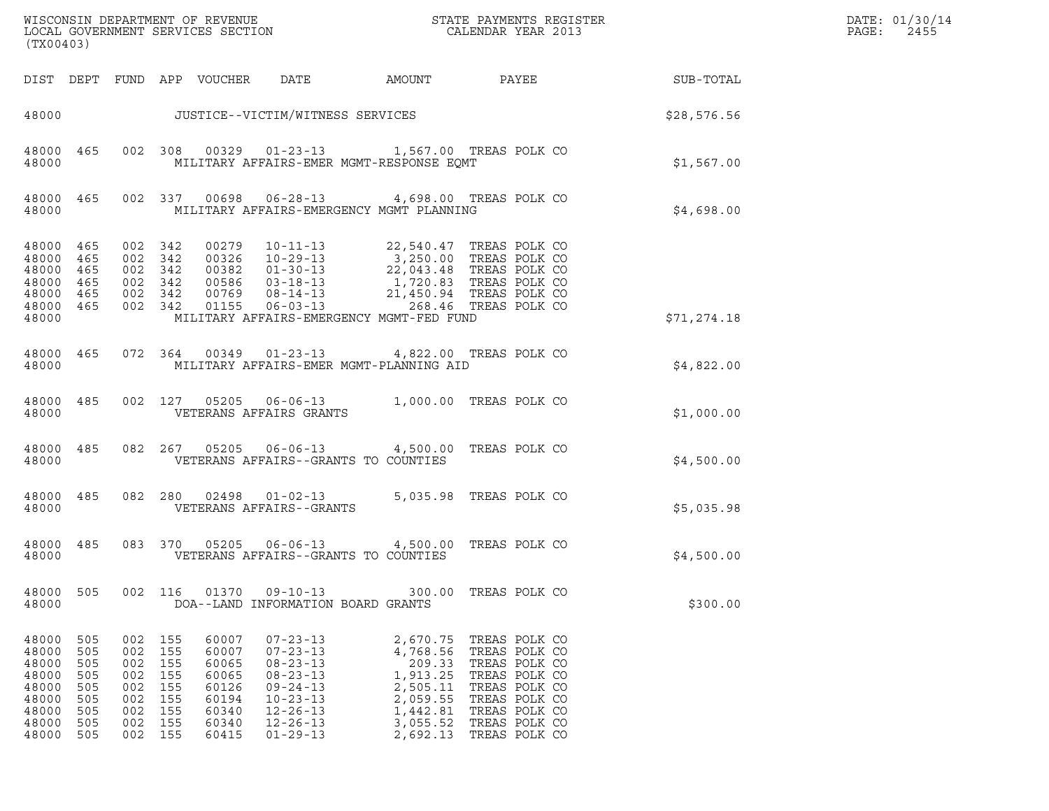WISCONSIN DEPARTMENT OF REVENUE
LOCAL GOVERNMENT SERVICES SECTION
(TX00403)

STATE PAYMENTS REGISTER
CALENDAR YEAR 2013

DATE: 01/30/14

| DIST | DEPT | FUND | APP | VOUCHER | DATE | AMOUNT | PAYEE | SUB-TOTAL |
|---|---|---|---|---|---|---|---|---|
| 48000 | | | | | JUSTICE--VICTIM/WITNESS SERVICES | | | $28,576.56 |
| 48000 | 465 | 002 | 308 | 00329 | 01-23-13 | 1,567.00 | TREAS POLK CO | |
| 48000 | | | | | MILITARY AFFAIRS-EMER MGMT-RESPONSE EQMT | | | $1,567.00 |
| 48000 | 465 | 002 | 337 | 00698 | 06-28-13 | 4,698.00 | TREAS POLK CO | |
| 48000 | | | | | MILITARY AFFAIRS-EMERGENCY MGMT PLANNING | | | $4,698.00 |
| 48000 | 465 | 002 | 342 | 00279 | 10-11-13 | 22,540.47 | TREAS POLK CO | |
| 48000 | 465 | 002 | 342 | 00326 | 10-29-13 | 3,250.00 | TREAS POLK CO | |
| 48000 | 465 | 002 | 342 | 00382 | 01-30-13 | 22,043.48 | TREAS POLK CO | |
| 48000 | 465 | 002 | 342 | 00586 | 03-18-13 | 1,720.83 | TREAS POLK CO | |
| 48000 | 465 | 002 | 342 | 00769 | 08-14-13 | 21,450.94 | TREAS POLK CO | |
| 48000 | 465 | 002 | 342 | 01155 | 06-03-13 | 268.46 | TREAS POLK CO | |
| 48000 | | | | | MILITARY AFFAIRS-EMERGENCY MGMT-FED FUND | | | $71,274.18 |
| 48000 | 465 | 072 | 364 | 00349 | 01-23-13 | 4,822.00 | TREAS POLK CO | |
| 48000 | | | | | MILITARY AFFAIRS-EMER MGMT-PLANNING AID | | | $4,822.00 |
| 48000 | 485 | 002 | 127 | 05205 | 06-06-13 | 1,000.00 | TREAS POLK CO | |
| 48000 | | | | | VETERANS AFFAIRS GRANTS | | | $1,000.00 |
| 48000 | 485 | 082 | 267 | 05205 | 06-06-13 | 4,500.00 | TREAS POLK CO | |
| 48000 | | | | | VETERANS AFFAIRS--GRANTS TO COUNTIES | | | $4,500.00 |
| 48000 | 485 | 082 | 280 | 02498 | 01-02-13 | 5,035.98 | TREAS POLK CO | |
| 48000 | | | | | VETERANS AFFAIRS--GRANTS | | | $5,035.98 |
| 48000 | 485 | 083 | 370 | 05205 | 06-06-13 | 4,500.00 | TREAS POLK CO | |
| 48000 | | | | | VETERANS AFFAIRS--GRANTS TO COUNTIES | | | $4,500.00 |
| 48000 | 505 | 002 | 116 | 01370 | 09-10-13 | 300.00 | TREAS POLK CO | |
| 48000 | | | | | DOA--LAND INFORMATION BOARD GRANTS | | | $300.00 |
| 48000 | 505 | 002 | 155 | 60007 | 07-23-13 | 2,670.75 | TREAS POLK CO | |
| 48000 | 505 | 002 | 155 | 60007 | 07-23-13 | 4,768.56 | TREAS POLK CO | |
| 48000 | 505 | 002 | 155 | 60065 | 08-23-13 | 209.33 | TREAS POLK CO | |
| 48000 | 505 | 002 | 155 | 60065 | 08-23-13 | 1,913.25 | TREAS POLK CO | |
| 48000 | 505 | 002 | 155 | 60126 | 09-24-13 | 2,505.11 | TREAS POLK CO | |
| 48000 | 505 | 002 | 155 | 60194 | 10-23-13 | 2,059.55 | TREAS POLK CO | |
| 48000 | 505 | 002 | 155 | 60340 | 12-26-13 | 1,442.81 | TREAS POLK CO | |
| 48000 | 505 | 002 | 155 | 60340 | 12-26-13 | 3,055.52 | TREAS POLK CO | |
| 48000 | 505 | 002 | 155 | 60415 | 01-29-13 | 2,692.13 | TREAS POLK CO | |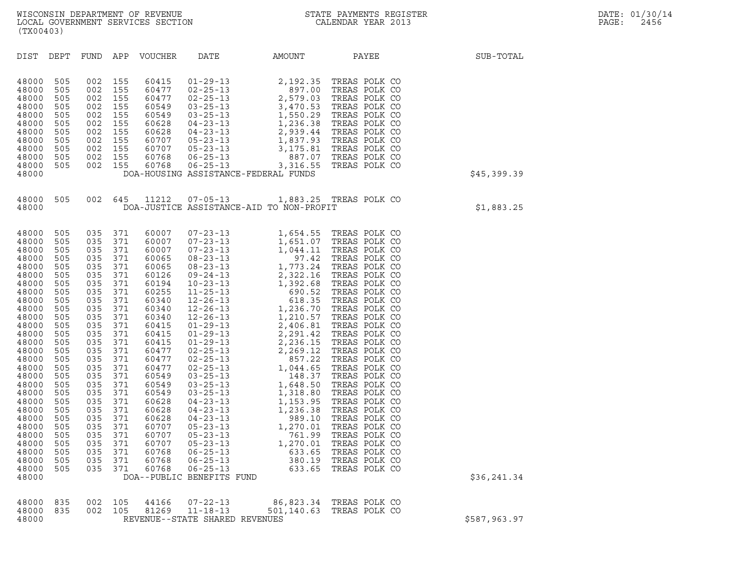WISCONSIN DEPARTMENT OF REVENUE
LOCAL GOVERNMENT SERVICES SECTION
(TX00403)

STATE PAYMENTS REGISTER
CALENDAR YEAR 2013

DATE: 01/30/14
PAGE: 2456

| DIST | DEPT | FUND | APP | VOUCHER | DATE | AMOUNT | PAYEE | SUB-TOTAL |
|---|---|---|---|---|---|---|---|---|
| 48000 | 505 | 002 | 155 | 60415 | 01-29-13 | 2,192.35 | TREAS POLK CO | |
| 48000 | 505 | 002 | 155 | 60477 | 02-25-13 | 897.00 | TREAS POLK CO | |
| 48000 | 505 | 002 | 155 | 60477 | 02-25-13 | 2,579.03 | TREAS POLK CO | |
| 48000 | 505 | 002 | 155 | 60549 | 03-25-13 | 3,470.53 | TREAS POLK CO | |
| 48000 | 505 | 002 | 155 | 60549 | 03-25-13 | 1,550.29 | TREAS POLK CO | |
| 48000 | 505 | 002 | 155 | 60628 | 04-23-13 | 1,236.38 | TREAS POLK CO | |
| 48000 | 505 | 002 | 155 | 60628 | 04-23-13 | 2,939.44 | TREAS POLK CO | |
| 48000 | 505 | 002 | 155 | 60707 | 05-23-13 | 1,837.93 | TREAS POLK CO | |
| 48000 | 505 | 002 | 155 | 60707 | 05-23-13 | 3,175.81 | TREAS POLK CO | |
| 48000 | 505 | 002 | 155 | 60768 | 06-25-13 | 887.07 | TREAS POLK CO | |
| 48000 | 505 | 002 | 155 | 60768 | 06-25-13 | 3,316.55 | TREAS POLK CO | |
| 48000 | | | | DOA-HOUSING ASSISTANCE-FEDERAL FUNDS | | | | $45,399.39 |
| 48000 | 505 | 002 | 645 | 11212 | 07-05-13 | 1,883.25 | TREAS POLK CO | |
| 48000 | | | | DOA-JUSTICE ASSISTANCE-AID TO NON-PROFIT | | | | $1,883.25 |
| 48000 | 505 | 035 | 371 | 60007 | 07-23-13 | 1,654.55 | TREAS POLK CO | |
| 48000 | 505 | 035 | 371 | 60007 | 07-23-13 | 1,651.07 | TREAS POLK CO | |
| 48000 | 505 | 035 | 371 | 60007 | 07-23-13 | 1,044.11 | TREAS POLK CO | |
| 48000 | 505 | 035 | 371 | 60065 | 08-23-13 | 97.42 | TREAS POLK CO | |
| 48000 | 505 | 035 | 371 | 60065 | 08-23-13 | 1,773.24 | TREAS POLK CO | |
| 48000 | 505 | 035 | 371 | 60126 | 09-24-13 | 2,322.16 | TREAS POLK CO | |
| 48000 | 505 | 035 | 371 | 60194 | 10-23-13 | 1,392.68 | TREAS POLK CO | |
| 48000 | 505 | 035 | 371 | 60255 | 11-25-13 | 690.52 | TREAS POLK CO | |
| 48000 | 505 | 035 | 371 | 60340 | 12-26-13 | 618.35 | TREAS POLK CO | |
| 48000 | 505 | 035 | 371 | 60340 | 12-26-13 | 1,236.70 | TREAS POLK CO | |
| 48000 | 505 | 035 | 371 | 60340 | 12-26-13 | 1,210.57 | TREAS POLK CO | |
| 48000 | 505 | 035 | 371 | 60415 | 01-29-13 | 2,406.81 | TREAS POLK CO | |
| 48000 | 505 | 035 | 371 | 60415 | 01-29-13 | 2,291.42 | TREAS POLK CO | |
| 48000 | 505 | 035 | 371 | 60415 | 01-29-13 | 2,236.15 | TREAS POLK CO | |
| 48000 | 505 | 035 | 371 | 60477 | 02-25-13 | 2,269.12 | TREAS POLK CO | |
| 48000 | 505 | 035 | 371 | 60477 | 02-25-13 | 857.22 | TREAS POLK CO | |
| 48000 | 505 | 035 | 371 | 60477 | 02-25-13 | 1,044.65 | TREAS POLK CO | |
| 48000 | 505 | 035 | 371 | 60549 | 03-25-13 | 148.37 | TREAS POLK CO | |
| 48000 | 505 | 035 | 371 | 60549 | 03-25-13 | 1,648.50 | TREAS POLK CO | |
| 48000 | 505 | 035 | 371 | 60549 | 03-25-13 | 1,318.80 | TREAS POLK CO | |
| 48000 | 505 | 035 | 371 | 60628 | 04-23-13 | 1,153.95 | TREAS POLK CO | |
| 48000 | 505 | 035 | 371 | 60628 | 04-23-13 | 1,236.38 | TREAS POLK CO | |
| 48000 | 505 | 035 | 371 | 60628 | 04-23-13 | 989.10 | TREAS POLK CO | |
| 48000 | 505 | 035 | 371 | 60707 | 05-23-13 | 1,270.01 | TREAS POLK CO | |
| 48000 | 505 | 035 | 371 | 60707 | 05-23-13 | 761.99 | TREAS POLK CO | |
| 48000 | 505 | 035 | 371 | 60707 | 05-23-13 | 1,270.01 | TREAS POLK CO | |
| 48000 | 505 | 035 | 371 | 60768 | 06-25-13 | 633.65 | TREAS POLK CO | |
| 48000 | 505 | 035 | 371 | 60768 | 06-25-13 | 380.19 | TREAS POLK CO | |
| 48000 | 505 | 035 | 371 | 60768 | 06-25-13 | 633.65 | TREAS POLK CO | |
| 48000 | | | | DOA--PUBLIC BENEFITS FUND | | | | $36,241.34 |
| 48000 | 835 | 002 | 105 | 44166 | 07-22-13 | 86,823.34 | TREAS POLK CO | |
| 48000 | 835 | 002 | 105 | 81269 | 11-18-13 | 501,140.63 | TREAS POLK CO | |
| 48000 | | | | REVENUE--STATE SHARED REVENUES | | | | $587,963.97 |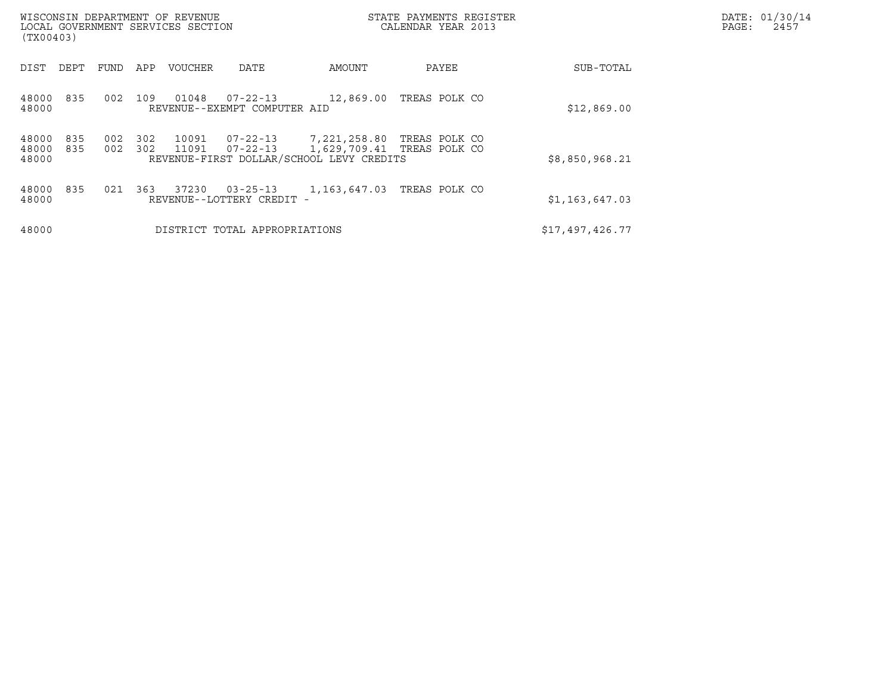WISCONSIN DEPARTMENT OF REVENUE
LOCAL GOVERNMENT SERVICES SECTION
(TX00403)

STATE PAYMENTS REGISTER
CALENDAR YEAR 2013

DATE: 01/30/14
PAGE: 2457

| DIST | DEPT | FUND | APP | VOUCHER | DATE | AMOUNT | PAYEE | SUB-TOTAL |
|---|---|---|---|---|---|---|---|---|
| 48000 | 835 | 002 | 109 | 01048 | 07-22-13 | 12,869.00 | TREAS POLK CO | |
| 48000 | | | | REVENUE--EXEMPT COMPUTER AID | | | | $12,869.00 |
| 48000 | 835 | 002 | 302 | 10091 | 07-22-13 | 7,221,258.80 | TREAS POLK CO | |
| 48000 | 835 | 002 | 302 | 11091 | 07-22-13 | 1,629,709.41 | TREAS POLK CO | |
| 48000 | | | | REVENUE-FIRST DOLLAR/SCHOOL LEVY CREDITS | | | | $8,850,968.21 |
| 48000 | 835 | 021 | 363 | 37230 | 03-25-13 | 1,163,647.03 | TREAS POLK CO | |
| 48000 | | | | REVENUE--LOTTERY CREDIT - | | | | $1,163,647.03 |
| 48000 | | | | DISTRICT TOTAL APPROPRIATIONS | | | | $17,497,426.77 |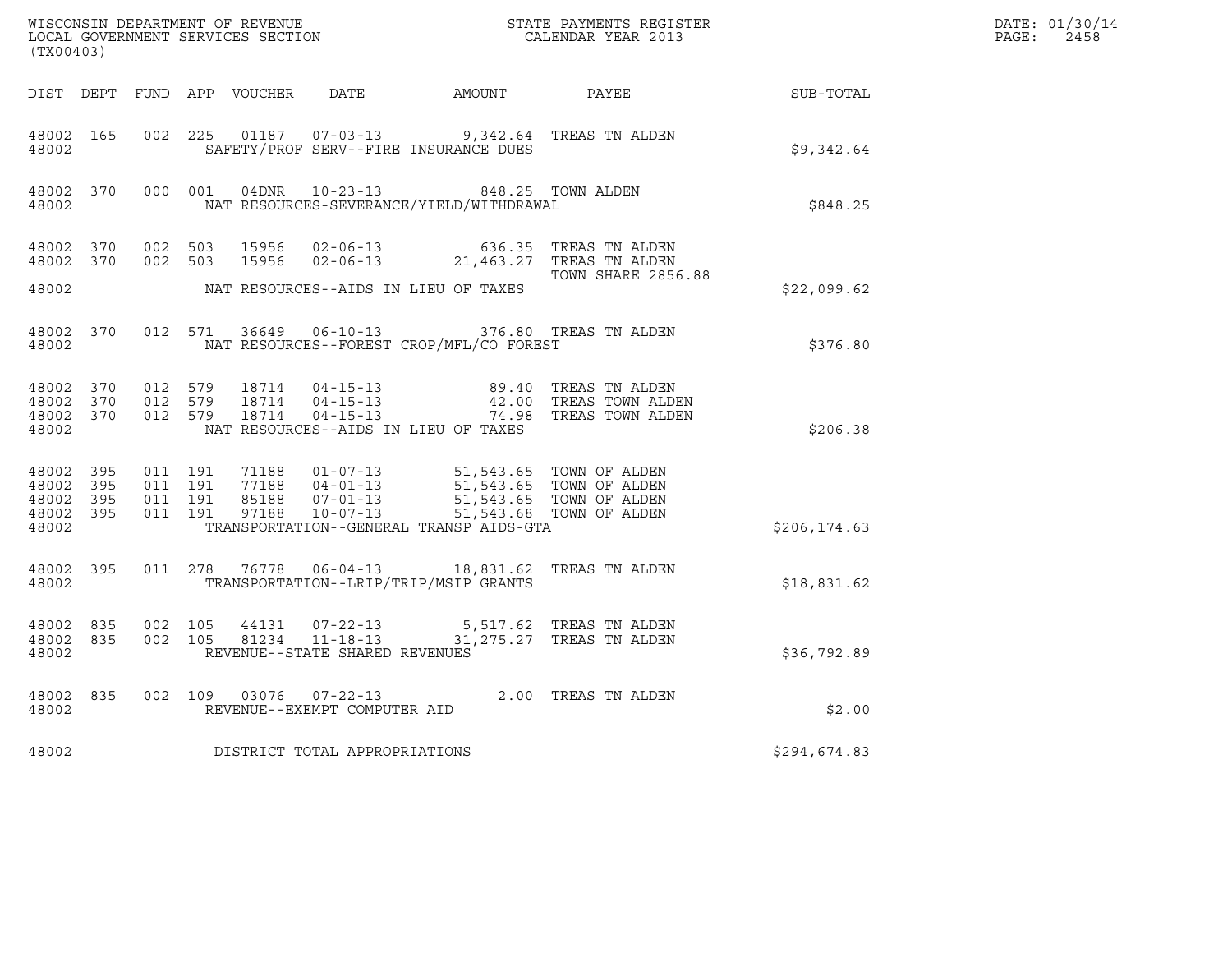WISCONSIN DEPARTMENT OF REVENUE
LOCAL GOVERNMENT SERVICES SECTION
(TX00403)

STATE PAYMENTS REGISTER
CALENDAR YEAR 2013

DATE: 01/30/14
PAGE: 2458

| DIST | DEPT | FUND | APP | VOUCHER | DATE | AMOUNT | PAYEE | SUB-TOTAL |
|---|---|---|---|---|---|---|---|---|
| 48002 | 165 | 002 | 225 | 01187 | 07-03-13 | 9,342.64 | TREAS TN ALDEN | |
| 48002 | | | | SAFETY/PROF SERV--FIRE INSURANCE DUES | | | | $9,342.64 |
| 48002 | 370 | 000 | 001 | 04DNR | 10-23-13 | 848.25 | TOWN ALDEN | |
| 48002 | | | | NAT RESOURCES-SEVERANCE/YIELD/WITHDRAWAL | | | | $848.25 |
| 48002 | 370 | 002 | 503 | 15956 | 02-06-13 | 636.35 | TREAS TN ALDEN | |
| 48002 | 370 | 002 | 503 | 15956 | 02-06-13 | 21,463.27 | TREAS TN ALDEN | |
| | | | | | | | TOWN SHARE 2856.88 | |
| 48002 | | | | NAT RESOURCES--AIDS IN LIEU OF TAXES | | | | $22,099.62 |
| 48002 | 370 | 012 | 571 | 36649 | 06-10-13 | 376.80 | TREAS TN ALDEN | |
| 48002 | | | | NAT RESOURCES--FOREST CROP/MFL/CO FOREST | | | | $376.80 |
| 48002 | 370 | 012 | 579 | 18714 | 04-15-13 | 89.40 | TREAS TN ALDEN | |
| 48002 | 370 | 012 | 579 | 18714 | 04-15-13 | 42.00 | TREAS TOWN ALDEN | |
| 48002 | 370 | 012 | 579 | 18714 | 04-15-13 | 74.98 | TREAS TOWN ALDEN | |
| 48002 | | | | NAT RESOURCES--AIDS IN LIEU OF TAXES | | | | $206.38 |
| 48002 | 395 | 011 | 191 | 71188 | 01-07-13 | 51,543.65 | TOWN OF ALDEN | |
| 48002 | 395 | 011 | 191 | 77188 | 04-01-13 | 51,543.65 | TOWN OF ALDEN | |
| 48002 | 395 | 011 | 191 | 85188 | 07-01-13 | 51,543.65 | TOWN OF ALDEN | |
| 48002 | 395 | 011 | 191 | 97188 | 10-07-13 | 51,543.68 | TOWN OF ALDEN | |
| 48002 | | | | TRANSPORTATION--GENERAL TRANSP AIDS-GTA | | | | $206,174.63 |
| 48002 | 395 | 011 | 278 | 76778 | 06-04-13 | 18,831.62 | TREAS TN ALDEN | |
| 48002 | | | | TRANSPORTATION--LRIP/TRIP/MSIP GRANTS | | | | $18,831.62 |
| 48002 | 835 | 002 | 105 | 44131 | 07-22-13 | 5,517.62 | TREAS TN ALDEN | |
| 48002 | 835 | 002 | 105 | 81234 | 11-18-13 | 31,275.27 | TREAS TN ALDEN | |
| 48002 | | | | REVENUE--STATE SHARED REVENUES | | | | $36,792.89 |
| 48002 | 835 | 002 | 109 | 03076 | 07-22-13 | 2.00 | TREAS TN ALDEN | |
| 48002 | | | | REVENUE--EXEMPT COMPUTER AID | | | | $2.00 |
| 48002 | | | | DISTRICT TOTAL APPROPRIATIONS | | | | $294,674.83 |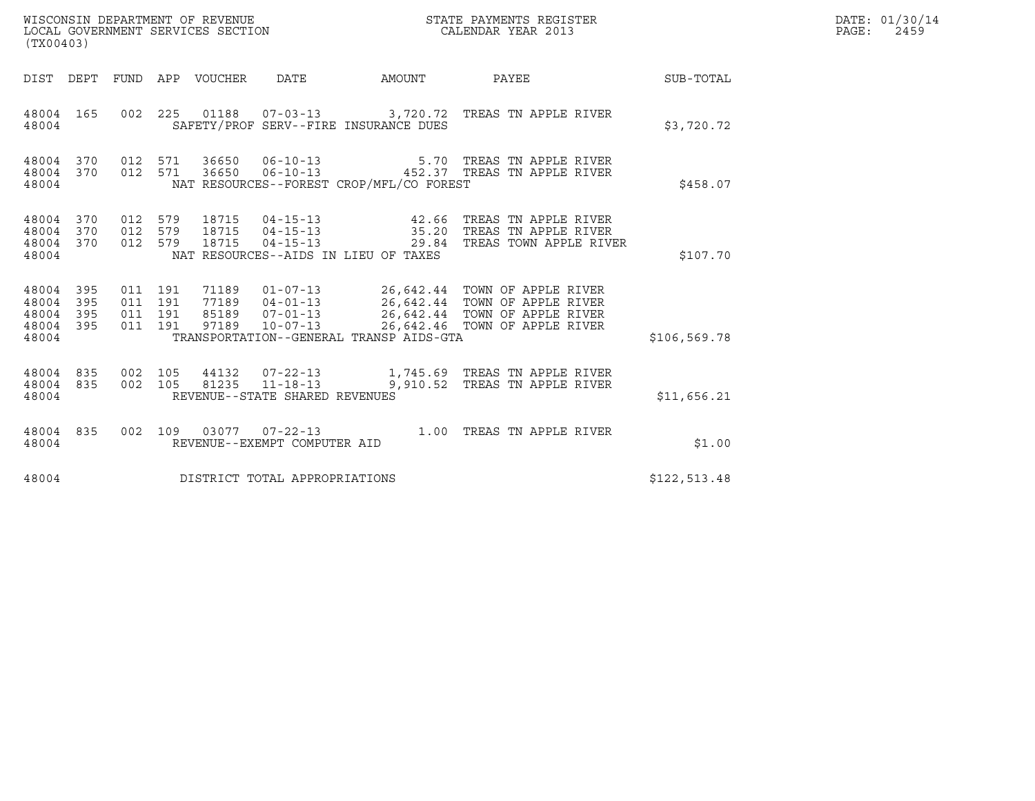WISCONSIN DEPARTMENT OF REVENUE
LOCAL GOVERNMENT SERVICES SECTION
(TX00403)

STATE PAYMENTS REGISTER
CALENDAR YEAR 2013

DATE: 01/30/14
PAGE: 2459

| DIST | DEPT | FUND | APP | VOUCHER | DATE | AMOUNT | PAYEE | SUB-TOTAL |
|---|---|---|---|---|---|---|---|---|
| 48004 | 165 | 002 | 225 | 01188 | 07-03-13 | 3,720.72 | TREAS TN APPLE RIVER | |
| 48004 | | | | | SAFETY/PROF SERV--FIRE INSURANCE DUES | | | $3,720.72 |
| 48004 | 370 | 012 | 571 | 36650 | 06-10-13 | 5.70 | TREAS TN APPLE RIVER | |
| 48004 | 370 | 012 | 571 | 36650 | 06-10-13 | 452.37 | TREAS TN APPLE RIVER | |
| 48004 | | | | | NAT RESOURCES--FOREST CROP/MFL/CO FOREST | | | $458.07 |
| 48004 | 370 | 012 | 579 | 18715 | 04-15-13 | 42.66 | TREAS TN APPLE RIVER | |
| 48004 | 370 | 012 | 579 | 18715 | 04-15-13 | 35.20 | TREAS TN APPLE RIVER | |
| 48004 | 370 | 012 | 579 | 18715 | 04-15-13 | 29.84 | TREAS TOWN APPLE RIVER | |
| 48004 | | | | | NAT RESOURCES--AIDS IN LIEU OF TAXES | | | $107.70 |
| 48004 | 395 | 011 | 191 | 71189 | 01-07-13 | 26,642.44 | TOWN OF APPLE RIVER | |
| 48004 | 395 | 011 | 191 | 77189 | 04-01-13 | 26,642.44 | TOWN OF APPLE RIVER | |
| 48004 | 395 | 011 | 191 | 85189 | 07-01-13 | 26,642.44 | TOWN OF APPLE RIVER | |
| 48004 | 395 | 011 | 191 | 97189 | 10-07-13 | 26,642.46 | TOWN OF APPLE RIVER | |
| 48004 | | | | | TRANSPORTATION--GENERAL TRANSP AIDS-GTA | | | $106,569.78 |
| 48004 | 835 | 002 | 105 | 44132 | 07-22-13 | 1,745.69 | TREAS TN APPLE RIVER | |
| 48004 | 835 | 002 | 105 | 81235 | 11-18-13 | 9,910.52 | TREAS TN APPLE RIVER | |
| 48004 | | | | | REVENUE--STATE SHARED REVENUES | | | $11,656.21 |
| 48004 | 835 | 002 | 109 | 03077 | 07-22-13 | 1.00 | TREAS TN APPLE RIVER | |
| 48004 | | | | | REVENUE--EXEMPT COMPUTER AID | | | $1.00 |
| 48004 | | | | | DISTRICT TOTAL APPROPRIATIONS | | | $122,513.48 |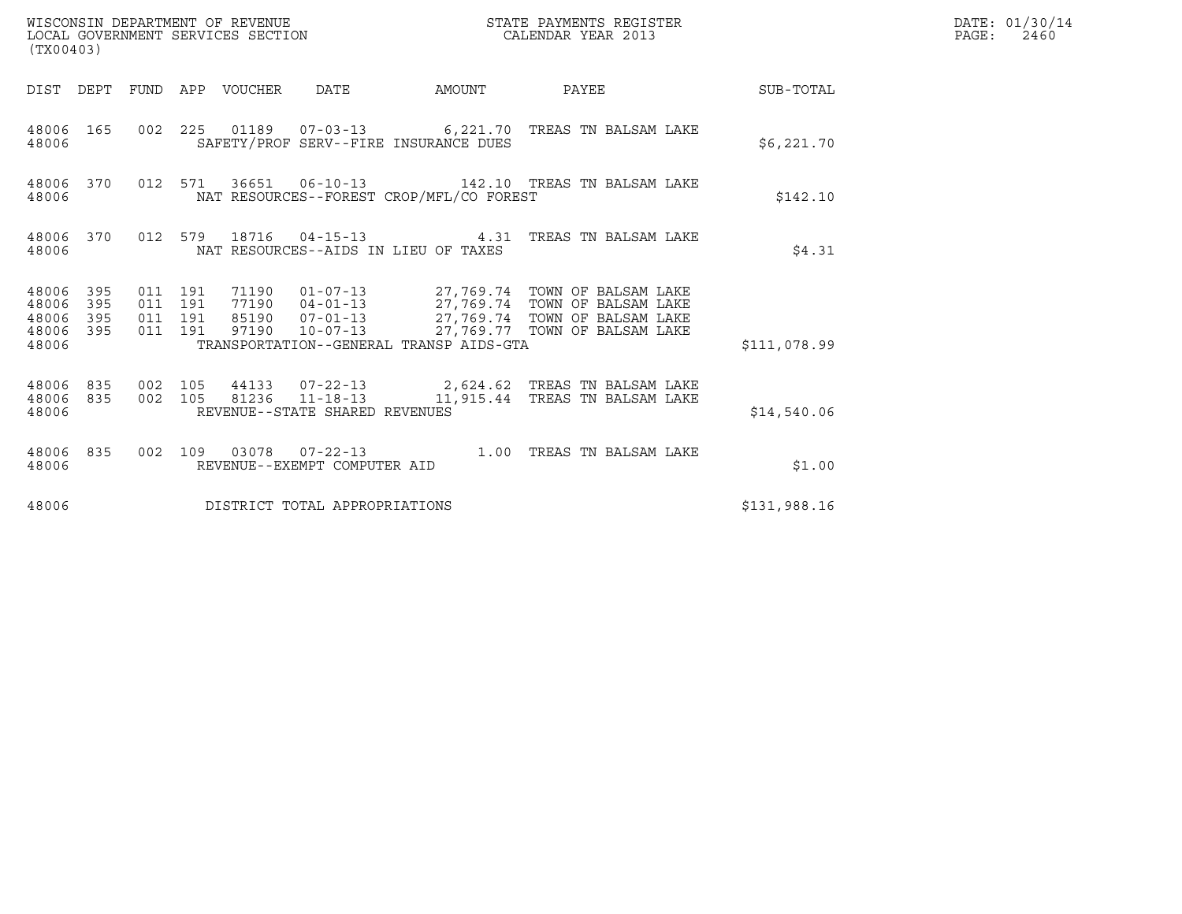WISCONSIN DEPARTMENT OF REVENUE
LOCAL GOVERNMENT SERVICES SECTION
(TX00403)

STATE PAYMENTS REGISTER
CALENDAR YEAR 2013

DATE: 01/30/14
PAGE: 2460

| DIST | DEPT | FUND | APP | VOUCHER | DATE | AMOUNT | PAYEE | SUB-TOTAL |
|---|---|---|---|---|---|---|---|---|
| 48006 | 165 | 002 | 225 | 01189 | 07-03-13 | 6,221.70 | TREAS TN BALSAM LAKE | |
| 48006 | | | | SAFETY/PROF SERV--FIRE INSURANCE DUES | | | | $6,221.70 |
| 48006 | 370 | 012 | 571 | 36651 | 06-10-13 | 142.10 | TREAS TN BALSAM LAKE | |
| 48006 | | | | NAT RESOURCES--FOREST CROP/MFL/CO FOREST | | | | $142.10 |
| 48006 | 370 | 012 | 579 | 18716 | 04-15-13 | 4.31 | TREAS TN BALSAM LAKE | |
| 48006 | | | | NAT RESOURCES--AIDS IN LIEU OF TAXES | | | | $4.31 |
| 48006 | 395 | 011 | 191 | 71190 | 01-07-13 | 27,769.74 | TOWN OF BALSAM LAKE | |
| 48006 | 395 | 011 | 191 | 77190 | 04-01-13 | 27,769.74 | TOWN OF BALSAM LAKE | |
| 48006 | 395 | 011 | 191 | 85190 | 07-01-13 | 27,769.74 | TOWN OF BALSAM LAKE | |
| 48006 | 395 | 011 | 191 | 97190 | 10-07-13 | 27,769.77 | TOWN OF BALSAM LAKE | |
| 48006 | | | | TRANSPORTATION--GENERAL TRANSP AIDS-GTA | | | | $111,078.99 |
| 48006 | 835 | 002 | 105 | 44133 | 07-22-13 | 2,624.62 | TREAS TN BALSAM LAKE | |
| 48006 | 835 | 002 | 105 | 81236 | 11-18-13 | 11,915.44 | TREAS TN BALSAM LAKE | |
| 48006 | | | | REVENUE--STATE SHARED REVENUES | | | | $14,540.06 |
| 48006 | 835 | 002 | 109 | 03078 | 07-22-13 | 1.00 | TREAS TN BALSAM LAKE | |
| 48006 | | | | REVENUE--EXEMPT COMPUTER AID | | | | $1.00 |
| 48006 | | | | DISTRICT TOTAL APPROPRIATIONS | | | | $131,988.16 |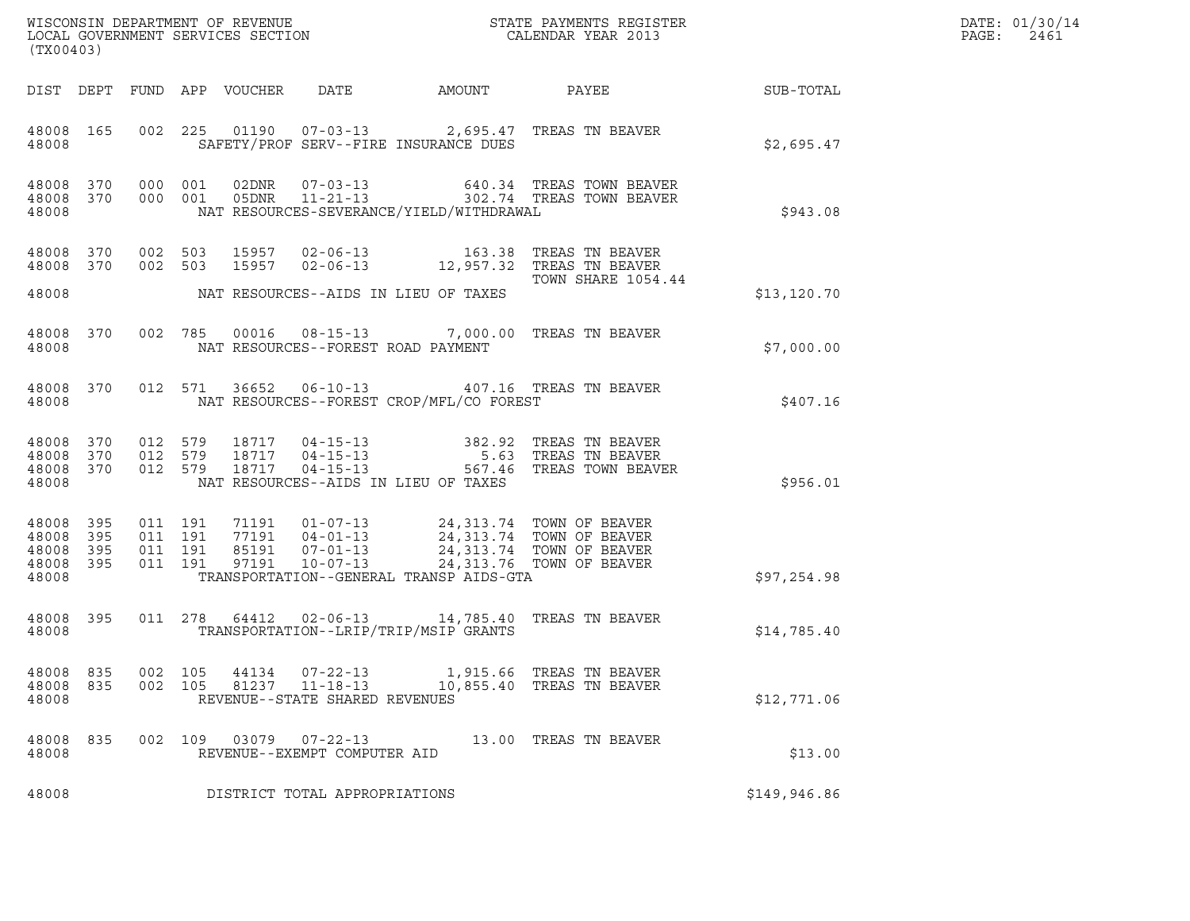WISCONSIN DEPARTMENT OF REVENUE
LOCAL GOVERNMENT SERVICES SECTION
(TX00403)

STATE PAYMENTS REGISTER
CALENDAR YEAR 2013

DATE: 01/30/14
PAGE: 2461

| DIST | DEPT | FUND | APP | VOUCHER | DATE | AMOUNT | PAYEE | SUB-TOTAL |
|---|---|---|---|---|---|---|---|---|
| 48008 | 165 | 002 | 225 | 01190 | 07-03-13 | 2,695.47 | TREAS TN BEAVER | |
| 48008 | | | | SAFETY/PROF SERV--FIRE INSURANCE DUES | | | | $2,695.47 |
| 48008 | 370 | 000 | 001 | 02DNR | 07-03-13 | 640.34 | TREAS TOWN BEAVER | |
| 48008 | 370 | 000 | 001 | 05DNR | 11-21-13 | 302.74 | TREAS TOWN BEAVER | |
| 48008 | | | | NAT RESOURCES-SEVERANCE/YIELD/WITHDRAWAL | | | | $943.08 |
| 48008 | 370 | 002 | 503 | 15957 | 02-06-13 | 163.38 | TREAS TN BEAVER | |
| 48008 | 370 | 002 | 503 | 15957 | 02-06-13 | 12,957.32 | TREAS TN BEAVER TOWN SHARE 1054.44 | |
| 48008 | | | | NAT RESOURCES--AIDS IN LIEU OF TAXES | | | | $13,120.70 |
| 48008 | 370 | 002 | 785 | 00016 | 08-15-13 | 7,000.00 | TREAS TN BEAVER | |
| 48008 | | | | NAT RESOURCES--FOREST ROAD PAYMENT | | | | $7,000.00 |
| 48008 | 370 | 012 | 571 | 36652 | 06-10-13 | 407.16 | TREAS TN BEAVER | |
| 48008 | | | | NAT RESOURCES--FOREST CROP/MFL/CO FOREST | | | | $407.16 |
| 48008 | 370 | 012 | 579 | 18717 | 04-15-13 | 382.92 | TREAS TN BEAVER | |
| 48008 | 370 | 012 | 579 | 18717 | 04-15-13 | 5.63 | TREAS TN BEAVER | |
| 48008 | 370 | 012 | 579 | 18717 | 04-15-13 | 567.46 | TREAS TOWN BEAVER | |
| 48008 | | | | NAT RESOURCES--AIDS IN LIEU OF TAXES | | | | $956.01 |
| 48008 | 395 | 011 | 191 | 71191 | 01-07-13 | 24,313.74 | TOWN OF BEAVER | |
| 48008 | 395 | 011 | 191 | 77191 | 04-01-13 | 24,313.74 | TOWN OF BEAVER | |
| 48008 | 395 | 011 | 191 | 85191 | 07-01-13 | 24,313.74 | TOWN OF BEAVER | |
| 48008 | 395 | 011 | 191 | 97191 | 10-07-13 | 24,313.76 | TOWN OF BEAVER | |
| 48008 | | | | TRANSPORTATION--GENERAL TRANSP AIDS-GTA | | | | $97,254.98 |
| 48008 | 395 | 011 | 278 | 64412 | 02-06-13 | 14,785.40 | TREAS TN BEAVER | |
| 48008 | | | | TRANSPORTATION--LRIP/TRIP/MSIP GRANTS | | | | $14,785.40 |
| 48008 | 835 | 002 | 105 | 44134 | 07-22-13 | 1,915.66 | TREAS TN BEAVER | |
| 48008 | 835 | 002 | 105 | 81237 | 11-18-13 | 10,855.40 | TREAS TN BEAVER | |
| 48008 | | | | REVENUE--STATE SHARED REVENUES | | | | $12,771.06 |
| 48008 | 835 | 002 | 109 | 03079 | 07-22-13 | 13.00 | TREAS TN BEAVER | |
| 48008 | | | | REVENUE--EXEMPT COMPUTER AID | | | | $13.00 |
| 48008 | | | | DISTRICT TOTAL APPROPRIATIONS | | | | $149,946.86 |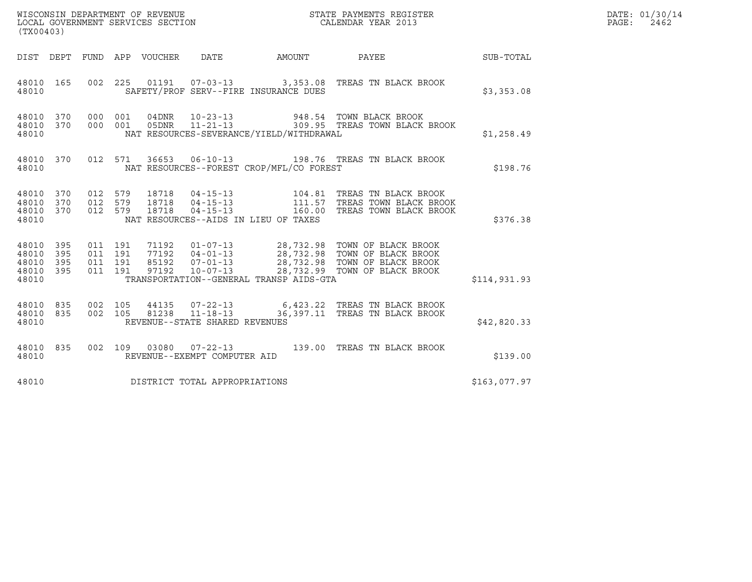WISCONSIN DEPARTMENT OF REVENUE
LOCAL GOVERNMENT SERVICES SECTION
(TX00403)

STATE PAYMENTS REGISTER
CALENDAR YEAR 2013

DATE: 01/30/14
PAGE: 2462

| DIST | DEPT | FUND | APP | VOUCHER | DATE | AMOUNT | PAYEE | SUB-TOTAL |
|---|---|---|---|---|---|---|---|---|
| 48010 | 165 | 002 | 225 | 01191 | 07-03-13 | 3,353.08 | TREAS TN BLACK BROOK | |
| 48010 | | | | SAFETY/PROF SERV--FIRE INSURANCE DUES | | | | $3,353.08 |
| 48010 | 370 | 000 | 001 | 04DNR | 10-23-13 | 948.54 | TOWN BLACK BROOK | |
| 48010 | 370 | 000 | 001 | 05DNR | 11-21-13 | 309.95 | TREAS TOWN BLACK BROOK | |
| 48010 | | | | NAT RESOURCES-SEVERANCE/YIELD/WITHDRAWAL | | | | $1,258.49 |
| 48010 | 370 | 012 | 571 | 36653 | 06-10-13 | 198.76 | TREAS TN BLACK BROOK | |
| 48010 | | | | NAT RESOURCES--FOREST CROP/MFL/CO FOREST | | | | $198.76 |
| 48010 | 370 | 012 | 579 | 18718 | 04-15-13 | 104.81 | TREAS TN BLACK BROOK | |
| 48010 | 370 | 012 | 579 | 18718 | 04-15-13 | 111.57 | TREAS TOWN BLACK BROOK | |
| 48010 | 370 | 012 | 579 | 18718 | 04-15-13 | 160.00 | TREAS TOWN BLACK BROOK | |
| 48010 | | | | NAT RESOURCES--AIDS IN LIEU OF TAXES | | | | $376.38 |
| 48010 | 395 | 011 | 191 | 71192 | 01-07-13 | 28,732.98 | TOWN OF BLACK BROOK | |
| 48010 | 395 | 011 | 191 | 77192 | 04-01-13 | 28,732.98 | TOWN OF BLACK BROOK | |
| 48010 | 395 | 011 | 191 | 85192 | 07-01-13 | 28,732.98 | TOWN OF BLACK BROOK | |
| 48010 | 395 | 011 | 191 | 97192 | 10-07-13 | 28,732.99 | TOWN OF BLACK BROOK | |
| 48010 | | | | TRANSPORTATION--GENERAL TRANSP AIDS-GTA | | | | $114,931.93 |
| 48010 | 835 | 002 | 105 | 44135 | 07-22-13 | 6,423.22 | TREAS TN BLACK BROOK | |
| 48010 | 835 | 002 | 105 | 81238 | 11-18-13 | 36,397.11 | TREAS TN BLACK BROOK | |
| 48010 | | | | REVENUE--STATE SHARED REVENUES | | | | $42,820.33 |
| 48010 | 835 | 002 | 109 | 03080 | 07-22-13 | 139.00 | TREAS TN BLACK BROOK | |
| 48010 | | | | REVENUE--EXEMPT COMPUTER AID | | | | $139.00 |
| 48010 | | | | DISTRICT TOTAL APPROPRIATIONS | | | | $163,077.97 |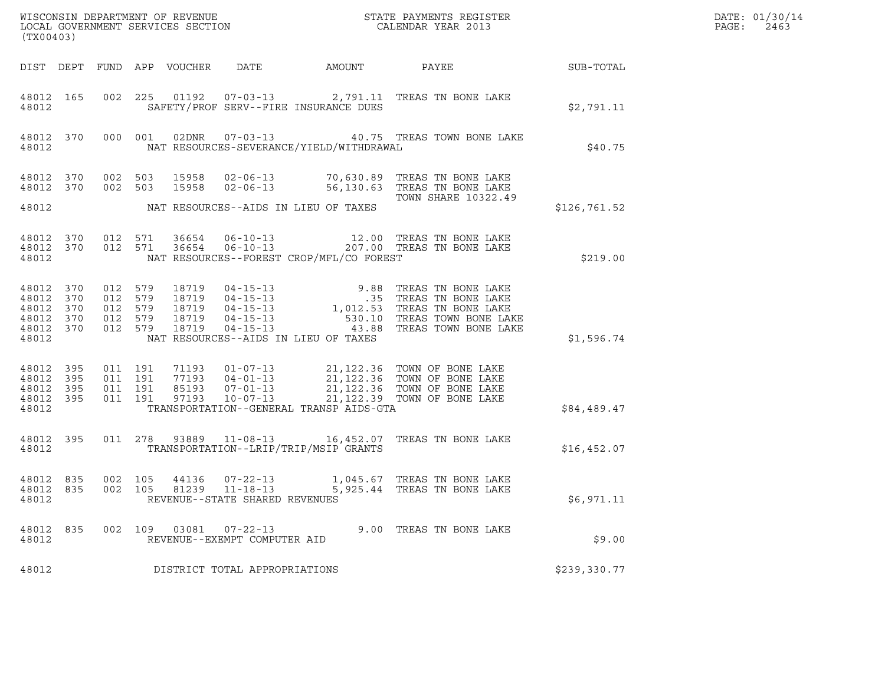WISCONSIN DEPARTMENT OF REVENUE
LOCAL GOVERNMENT SERVICES SECTION
(TX00403)

STATE PAYMENTS REGISTER
CALENDAR YEAR 2013

DATE: 01/30/14
PAGE: 2463

| DIST | DEPT | FUND | APP | VOUCHER | DATE | AMOUNT | PAYEE | SUB-TOTAL |
|---|---|---|---|---|---|---|---|---|
| 48012 | 165 | 002 | 225 | 01192 | 07-03-13 | 2,791.11 | TREAS TN BONE LAKE | |
| 48012 | | | | | SAFETY/PROF SERV--FIRE INSURANCE DUES | | | $2,791.11 |
| 48012 | 370 | 000 | 001 | 02DNR | 07-03-13 | 40.75 | TREAS TOWN BONE LAKE | |
| 48012 | | | | | NAT RESOURCES-SEVERANCE/YIELD/WITHDRAWAL | | | $40.75 |
| 48012 | 370 | 002 | 503 | 15958 | 02-06-13 | 70,630.89 | TREAS TN BONE LAKE | |
| 48012 | 370 | 002 | 503 | 15958 | 02-06-13 | 56,130.63 | TREAS TN BONE LAKE TOWN SHARE 10322.49 | |
| 48012 | | | | | NAT RESOURCES--AIDS IN LIEU OF TAXES | | | $126,761.52 |
| 48012 | 370 | 012 | 571 | 36654 | 06-10-13 | 12.00 | TREAS TN BONE LAKE | |
| 48012 | 370 | 012 | 571 | 36654 | 06-10-13 | 207.00 | TREAS TN BONE LAKE | |
| 48012 | | | | | NAT RESOURCES--FOREST CROP/MFL/CO FOREST | | | $219.00 |
| 48012 | 370 | 012 | 579 | 18719 | 04-15-13 | 9.88 | TREAS TN BONE LAKE | |
| 48012 | 370 | 012 | 579 | 18719 | 04-15-13 | .35 | TREAS TN BONE LAKE | |
| 48012 | 370 | 012 | 579 | 18719 | 04-15-13 | 1,012.53 | TREAS TN BONE LAKE | |
| 48012 | 370 | 012 | 579 | 18719 | 04-15-13 | 530.10 | TREAS TOWN BONE LAKE | |
| 48012 | 370 | 012 | 579 | 18719 | 04-15-13 | 43.88 | TREAS TOWN BONE LAKE | |
| 48012 | | | | | NAT RESOURCES--AIDS IN LIEU OF TAXES | | | $1,596.74 |
| 48012 | 395 | 011 | 191 | 71193 | 01-07-13 | 21,122.36 | TOWN OF BONE LAKE | |
| 48012 | 395 | 011 | 191 | 77193 | 04-01-13 | 21,122.36 | TOWN OF BONE LAKE | |
| 48012 | 395 | 011 | 191 | 85193 | 07-01-13 | 21,122.36 | TOWN OF BONE LAKE | |
| 48012 | 395 | 011 | 191 | 97193 | 10-07-13 | 21,122.39 | TOWN OF BONE LAKE | |
| 48012 | | | | | TRANSPORTATION--GENERAL TRANSP AIDS-GTA | | | $84,489.47 |
| 48012 | 395 | 011 | 278 | 93889 | 11-08-13 | 16,452.07 | TREAS TN BONE LAKE | |
| 48012 | | | | | TRANSPORTATION--LRIP/TRIP/MSIP GRANTS | | | $16,452.07 |
| 48012 | 835 | 002 | 105 | 44136 | 07-22-13 | 1,045.67 | TREAS TN BONE LAKE | |
| 48012 | 835 | 002 | 105 | 81239 | 11-18-13 | 5,925.44 | TREAS TN BONE LAKE | |
| 48012 | | | | | REVENUE--STATE SHARED REVENUES | | | $6,971.11 |
| 48012 | 835 | 002 | 109 | 03081 | 07-22-13 | 9.00 | TREAS TN BONE LAKE | |
| 48012 | | | | | REVENUE--EXEMPT COMPUTER AID | | | $9.00 |
| 48012 | | | | | DISTRICT TOTAL APPROPRIATIONS | | | $239,330.77 |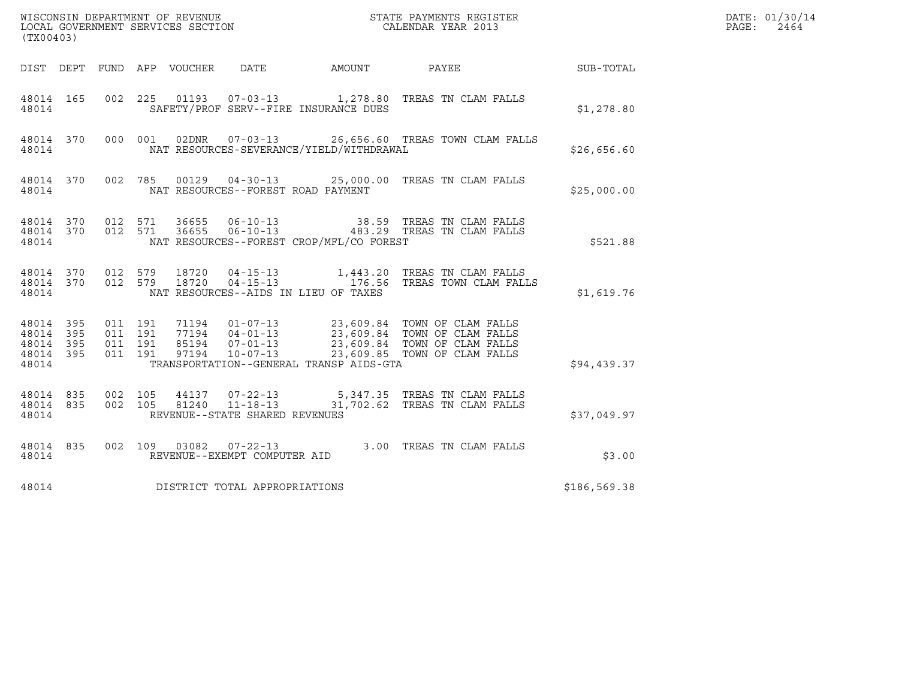WISCONSIN DEPARTMENT OF REVENUE
LOCAL GOVERNMENT SERVICES SECTION
(TX00403)

STATE PAYMENTS REGISTER
CALENDAR YEAR 2013

DATE: 01/30/14
PAGE: 2464

| DIST | DEPT | FUND | APP | VOUCHER | DATE | AMOUNT | PAYEE | SUB-TOTAL |
|---|---|---|---|---|---|---|---|---|
| 48014 | 165 | 002 | 225 | 01193 | 07-03-13 | 1,278.80 | TREAS TN CLAM FALLS | |
| 48014 | | | | | SAFETY/PROF SERV--FIRE INSURANCE DUES | | | $1,278.80 |
| 48014 | 370 | 000 | 001 | 02DNR | 07-03-13 | 26,656.60 | TREAS TOWN CLAM FALLS | |
| 48014 | | | | | NAT RESOURCES-SEVERANCE/YIELD/WITHDRAWAL | | | $26,656.60 |
| 48014 | 370 | 002 | 785 | 00129 | 04-30-13 | 25,000.00 | TREAS TN CLAM FALLS | |
| 48014 | | | | | NAT RESOURCES--FOREST ROAD PAYMENT | | | $25,000.00 |
| 48014 | 370 | 012 | 571 | 36655 | 06-10-13 | 38.59 | TREAS TN CLAM FALLS | |
| 48014 | 370 | 012 | 571 | 36655 | 06-10-13 | 483.29 | TREAS TN CLAM FALLS | |
| 48014 | | | | | NAT RESOURCES--FOREST CROP/MFL/CO FOREST | | | $521.88 |
| 48014 | 370 | 012 | 579 | 18720 | 04-15-13 | 1,443.20 | TREAS TN CLAM FALLS | |
| 48014 | 370 | 012 | 579 | 18720 | 04-15-13 | 176.56 | TREAS TOWN CLAM FALLS | |
| 48014 | | | | | NAT RESOURCES--AIDS IN LIEU OF TAXES | | | $1,619.76 |
| 48014 | 395 | 011 | 191 | 71194 | 01-07-13 | 23,609.84 | TOWN OF CLAM FALLS | |
| 48014 | 395 | 011 | 191 | 77194 | 04-01-13 | 23,609.84 | TOWN OF CLAM FALLS | |
| 48014 | 395 | 011 | 191 | 85194 | 07-01-13 | 23,609.84 | TOWN OF CLAM FALLS | |
| 48014 | 395 | 011 | 191 | 97194 | 10-07-13 | 23,609.85 | TOWN OF CLAM FALLS | |
| 48014 | | | | | TRANSPORTATION--GENERAL TRANSP AIDS-GTA | | | $94,439.37 |
| 48014 | 835 | 002 | 105 | 44137 | 07-22-13 | 5,347.35 | TREAS TN CLAM FALLS | |
| 48014 | 835 | 002 | 105 | 81240 | 11-18-13 | 31,702.62 | TREAS TN CLAM FALLS | |
| 48014 | | | | | REVENUE--STATE SHARED REVENUES | | | $37,049.97 |
| 48014 | 835 | 002 | 109 | 03082 | 07-22-13 | 3.00 | TREAS TN CLAM FALLS | |
| 48014 | | | | | REVENUE--EXEMPT COMPUTER AID | | | $3.00 |
| 48014 | | | | | DISTRICT TOTAL APPROPRIATIONS | | | $186,569.38 |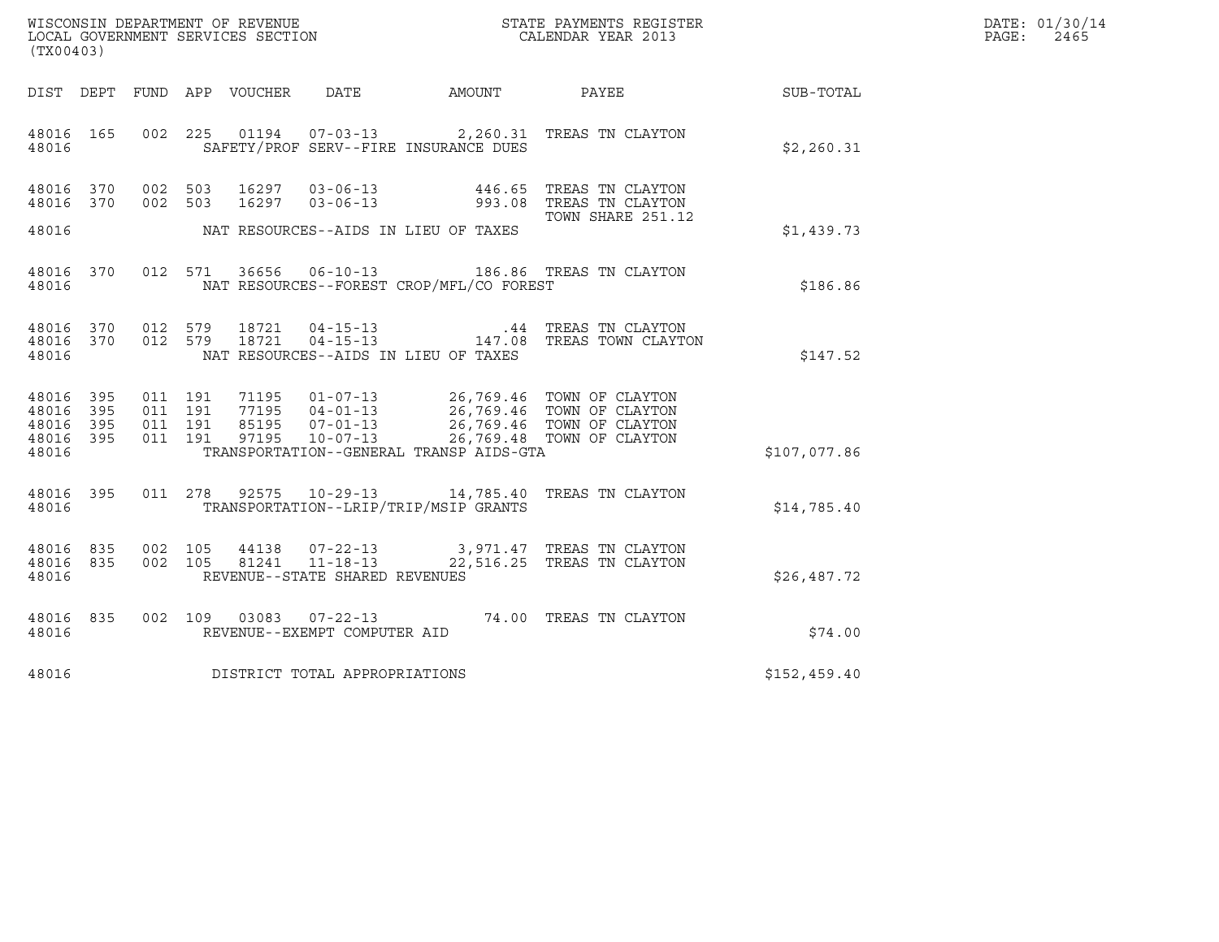WISCONSIN DEPARTMENT OF REVENUE
LOCAL GOVERNMENT SERVICES SECTION
(TX00403)

STATE PAYMENTS REGISTER
CALENDAR YEAR 2013

DATE: 01/30/14
PAGE: 2465

| DIST | DEPT | FUND | APP | VOUCHER | DATE | AMOUNT | PAYEE | SUB-TOTAL |
|---|---|---|---|---|---|---|---|---|
| 48016 | 165 | 002 | 225 | 01194 | 07-03-13 | 2,260.31 | TREAS TN CLAYTON | |
| 48016 | | | | SAFETY/PROF SERV--FIRE INSURANCE DUES | | | | $2,260.31 |
| 48016 | 370 | 002 | 503 | 16297 | 03-06-13 | 446.65 | TREAS TN CLAYTON | |
| 48016 | 370 | 002 | 503 | 16297 | 03-06-13 | 993.08 | TREAS TN CLAYTON TOWN SHARE 251.12 | |
| 48016 | | | | NAT RESOURCES--AIDS IN LIEU OF TAXES | | | | $1,439.73 |
| 48016 | 370 | 012 | 571 | 36656 | 06-10-13 | 186.86 | TREAS TN CLAYTON | |
| 48016 | | | | NAT RESOURCES--FOREST CROP/MFL/CO FOREST | | | | $186.86 |
| 48016 | 370 | 012 | 579 | 18721 | 04-15-13 | .44 | TREAS TN CLAYTON | |
| 48016 | 370 | 012 | 579 | 18721 | 04-15-13 | 147.08 | TREAS TOWN CLAYTON | |
| 48016 | | | | NAT RESOURCES--AIDS IN LIEU OF TAXES | | | | $147.52 |
| 48016 | 395 | 011 | 191 | 71195 | 01-07-13 | 26,769.46 | TOWN OF CLAYTON | |
| 48016 | 395 | 011 | 191 | 77195 | 04-01-13 | 26,769.46 | TOWN OF CLAYTON | |
| 48016 | 395 | 011 | 191 | 85195 | 07-01-13 | 26,769.46 | TOWN OF CLAYTON | |
| 48016 | 395 | 011 | 191 | 97195 | 10-07-13 | 26,769.48 | TOWN OF CLAYTON | |
| 48016 | | | | TRANSPORTATION--GENERAL TRANSP AIDS-GTA | | | | $107,077.86 |
| 48016 | 395 | 011 | 278 | 92575 | 10-29-13 | 14,785.40 | TREAS TN CLAYTON | |
| 48016 | | | | TRANSPORTATION--LRIP/TRIP/MSIP GRANTS | | | | $14,785.40 |
| 48016 | 835 | 002 | 105 | 44138 | 07-22-13 | 3,971.47 | TREAS TN CLAYTON | |
| 48016 | 835 | 002 | 105 | 81241 | 11-18-13 | 22,516.25 | TREAS TN CLAYTON | |
| 48016 | | | | REVENUE--STATE SHARED REVENUES | | | | $26,487.72 |
| 48016 | 835 | 002 | 109 | 03083 | 07-22-13 | 74.00 | TREAS TN CLAYTON | |
| 48016 | | | | REVENUE--EXEMPT COMPUTER AID | | | | $74.00 |
| 48016 | | | | DISTRICT TOTAL APPROPRIATIONS | | | | $152,459.40 |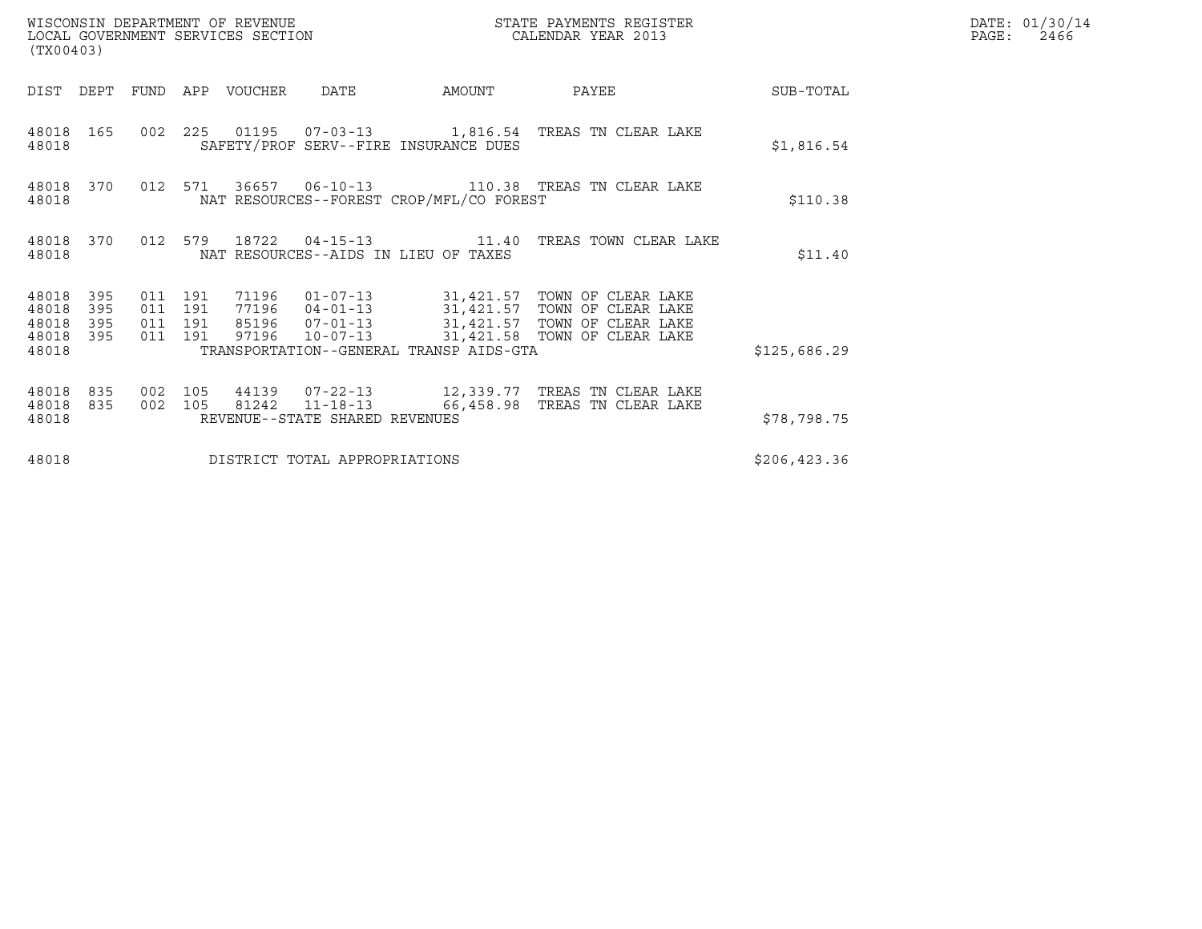WISCONSIN DEPARTMENT OF REVENUE
LOCAL GOVERNMENT SERVICES SECTION
(TX00403)

STATE PAYMENTS REGISTER
CALENDAR YEAR 2013

DATE: 01/30/14
PAGE: 2466

| DIST | DEPT | FUND | APP | VOUCHER | DATE | AMOUNT | PAYEE | SUB-TOTAL |
|---|---|---|---|---|---|---|---|---|
| 48018 | 165 | 002 | 225 | 01195 | 07-03-13 | 1,816.54 | TREAS TN CLEAR LAKE | |
| 48018 | | | | SAFETY/PROF SERV--FIRE INSURANCE DUES | | | | $1,816.54 |
| 48018 | 370 | 012 | 571 | 36657 | 06-10-13 | 110.38 | TREAS TN CLEAR LAKE | |
| 48018 | | | | NAT RESOURCES--FOREST CROP/MFL/CO FOREST | | | | $110.38 |
| 48018 | 370 | 012 | 579 | 18722 | 04-15-13 | 11.40 | TREAS TOWN CLEAR LAKE | |
| 48018 | | | | NAT RESOURCES--AIDS IN LIEU OF TAXES | | | | $11.40 |
| 48018 | 395 | 011 | 191 | 71196 | 01-07-13 | 31,421.57 | TOWN OF CLEAR LAKE | |
| 48018 | 395 | 011 | 191 | 77196 | 04-01-13 | 31,421.57 | TOWN OF CLEAR LAKE | |
| 48018 | 395 | 011 | 191 | 85196 | 07-01-13 | 31,421.57 | TOWN OF CLEAR LAKE | |
| 48018 | 395 | 011 | 191 | 97196 | 10-07-13 | 31,421.58 | TOWN OF CLEAR LAKE | |
| 48018 | | | | TRANSPORTATION--GENERAL TRANSP AIDS-GTA | | | | $125,686.29 |
| 48018 | 835 | 002 | 105 | 44139 | 07-22-13 | 12,339.77 | TREAS TN CLEAR LAKE | |
| 48018 | 835 | 002 | 105 | 81242 | 11-18-13 | 66,458.98 | TREAS TN CLEAR LAKE | |
| 48018 | | | | REVENUE--STATE SHARED REVENUES | | | | $78,798.75 |
| 48018 | | | | DISTRICT TOTAL APPROPRIATIONS | | | | $206,423.36 |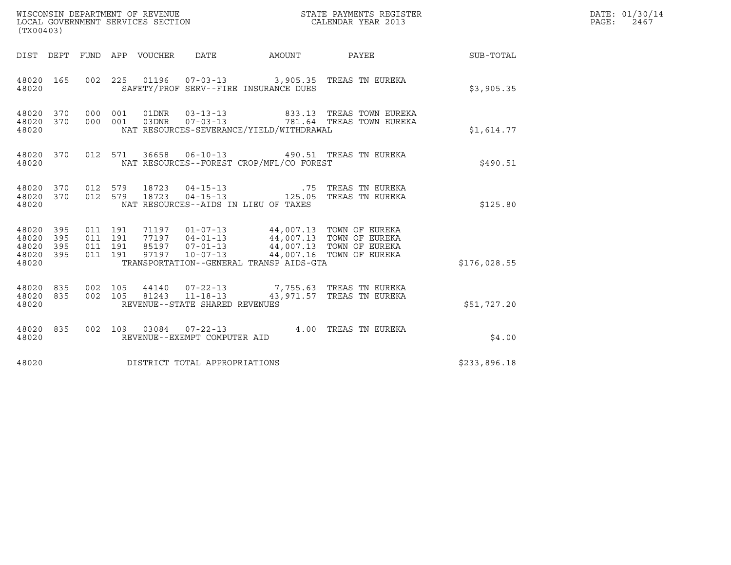WISCONSIN DEPARTMENT OF REVENUE
LOCAL GOVERNMENT SERVICES SECTION
(TX00403)

STATE PAYMENTS REGISTER
CALENDAR YEAR 2013

DATE: 01/30/14

| DIST | DEPT | FUND | APP | VOUCHER | DATE | AMOUNT | PAYEE | SUB-TOTAL |
|---|---|---|---|---|---|---|---|---|
| 48020 | 165 | 002 | 225 | 01196 | 07-03-13 | 3,905.35 | TREAS TN EUREKA | |
| 48020 | | | | SAFETY/PROF SERV--FIRE INSURANCE DUES | | | | $3,905.35 |
| 48020 | 370 | 000 | 001 | 01DNR | 03-13-13 | 833.13 | TREAS TOWN EUREKA | |
| 48020 | 370 | 000 | 001 | 03DNR | 07-03-13 | 781.64 | TREAS TOWN EUREKA | |
| 48020 | | | | NAT RESOURCES-SEVERANCE/YIELD/WITHDRAWAL | | | | $1,614.77 |
| 48020 | 370 | 012 | 571 | 36658 | 06-10-13 | 490.51 | TREAS TN EUREKA | |
| 48020 | | | | NAT RESOURCES--FOREST CROP/MFL/CO FOREST | | | | $490.51 |
| 48020 | 370 | 012 | 579 | 18723 | 04-15-13 | .75 | TREAS TN EUREKA | |
| 48020 | 370 | 012 | 579 | 18723 | 04-15-13 | 125.05 | TREAS TN EUREKA | |
| 48020 | | | | NAT RESOURCES--AIDS IN LIEU OF TAXES | | | | $125.80 |
| 48020 | 395 | 011 | 191 | 71197 | 01-07-13 | 44,007.13 | TOWN OF EUREKA | |
| 48020 | 395 | 011 | 191 | 77197 | 04-01-13 | 44,007.13 | TOWN OF EUREKA | |
| 48020 | 395 | 011 | 191 | 85197 | 07-01-13 | 44,007.13 | TOWN OF EUREKA | |
| 48020 | 395 | 011 | 191 | 97197 | 10-07-13 | 44,007.16 | TOWN OF EUREKA | |
| 48020 | | | | TRANSPORTATION--GENERAL TRANSP AIDS-GTA | | | | $176,028.55 |
| 48020 | 835 | 002 | 105 | 44140 | 07-22-13 | 7,755.63 | TREAS TN EUREKA | |
| 48020 | 835 | 002 | 105 | 81243 | 11-18-13 | 43,971.57 | TREAS TN EUREKA | |
| 48020 | | | | REVENUE--STATE SHARED REVENUES | | | | $51,727.20 |
| 48020 | 835 | 002 | 109 | 03084 | 07-22-13 | 4.00 | TREAS TN EUREKA | |
| 48020 | | | | REVENUE--EXEMPT COMPUTER AID | | | | $4.00 |
| 48020 | | | | DISTRICT TOTAL APPROPRIATIONS | | | | $233,896.18 |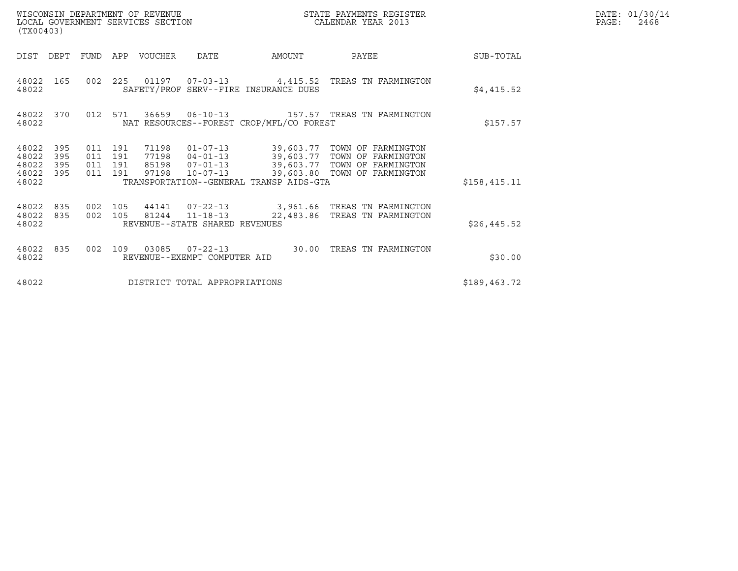WISCONSIN DEPARTMENT OF REVENUE
LOCAL GOVERNMENT SERVICES SECTION
(TX00403)

STATE PAYMENTS REGISTER
CALENDAR YEAR 2013

DATE: 01/30/14

| DIST | DEPT | FUND | APP | VOUCHER | DATE | AMOUNT | PAYEE | SUB-TOTAL |
|---|---|---|---|---|---|---|---|---|
| 48022 | 165 | 002 | 225 | 01197 | 07-03-13 | 4,415.52 | TREAS TN FARMINGTON | |
| 48022 | | | | SAFETY/PROF SERV--FIRE INSURANCE DUES | | | | $4,415.52 |
| 48022 | 370 | 012 | 571 | 36659 | 06-10-13 | 157.57 | TREAS TN FARMINGTON | |
| 48022 | | | | NAT RESOURCES--FOREST CROP/MFL/CO FOREST | | | | $157.57 |
| 48022 | 395 | 011 | 191 | 71198 | 01-07-13 | 39,603.77 | TOWN OF FARMINGTON | |
| 48022 | 395 | 011 | 191 | 77198 | 04-01-13 | 39,603.77 | TOWN OF FARMINGTON | |
| 48022 | 395 | 011 | 191 | 85198 | 07-01-13 | 39,603.77 | TOWN OF FARMINGTON | |
| 48022 | 395 | 011 | 191 | 97198 | 10-07-13 | 39,603.80 | TOWN OF FARMINGTON | |
| 48022 | | | | TRANSPORTATION--GENERAL TRANSP AIDS-GTA | | | | $158,415.11 |
| 48022 | 835 | 002 | 105 | 44141 | 07-22-13 | 3,961.66 | TREAS TN FARMINGTON | |
| 48022 | 835 | 002 | 105 | 81244 | 11-18-13 | 22,483.86 | TREAS TN FARMINGTON | |
| 48022 | | | | REVENUE--STATE SHARED REVENUES | | | | $26,445.52 |
| 48022 | 835 | 002 | 109 | 03085 | 07-22-13 | 30.00 | TREAS TN FARMINGTON | |
| 48022 | | | | REVENUE--EXEMPT COMPUTER AID | | | | $30.00 |
| 48022 | | | | DISTRICT TOTAL APPROPRIATIONS | | | | $189,463.72 |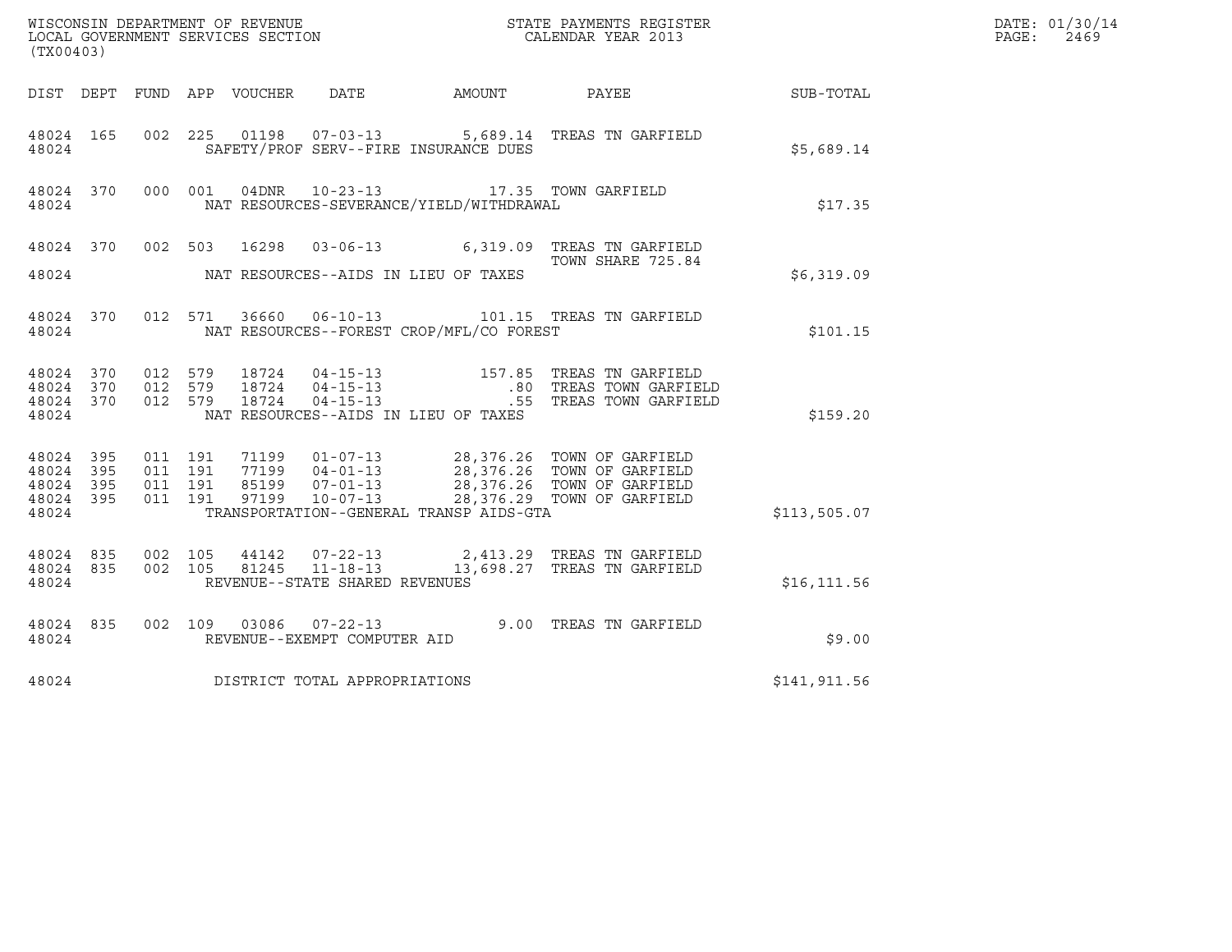WISCONSIN DEPARTMENT OF REVENUE
LOCAL GOVERNMENT SERVICES SECTION
(TX00403)

STATE PAYMENTS REGISTER
CALENDAR YEAR 2013

DATE: 01/30/14
PAGE: 2469

| DIST | DEPT | FUND | APP | VOUCHER | DATE | AMOUNT | PAYEE | SUB-TOTAL |
|---|---|---|---|---|---|---|---|---|
| 48024 | 165 | 002 | 225 | 01198 | 07-03-13 | 5,689.14 | TREAS TN GARFIELD | |
| 48024 | | | | SAFETY/PROF SERV--FIRE INSURANCE DUES | | | | $5,689.14 |
| 48024 | 370 | 000 | 001 | 04DNR | 10-23-13 | 17.35 | TOWN GARFIELD | |
| 48024 | | | | NAT RESOURCES-SEVERANCE/YIELD/WITHDRAWAL | | | | $17.35 |
| 48024 | 370 | 002 | 503 | 16298 | 03-06-13 | 6,319.09 | TREAS TN GARFIELD TOWN SHARE 725.84 | |
| 48024 | | | | NAT RESOURCES--AIDS IN LIEU OF TAXES | | | | $6,319.09 |
| 48024 | 370 | 012 | 571 | 36660 | 06-10-13 | 101.15 | TREAS TN GARFIELD | |
| 48024 | | | | NAT RESOURCES--FOREST CROP/MFL/CO FOREST | | | | $101.15 |
| 48024 | 370 | 012 | 579 | 18724 | 04-15-13 | 157.85 | TREAS TN GARFIELD | |
| 48024 | 370 | 012 | 579 | 18724 | 04-15-13 | .80 | TREAS TOWN GARFIELD | |
| 48024 | 370 | 012 | 579 | 18724 | 04-15-13 | .55 | TREAS TOWN GARFIELD | |
| 48024 | | | | NAT RESOURCES--AIDS IN LIEU OF TAXES | | | | $159.20 |
| 48024 | 395 | 011 | 191 | 71199 | 01-07-13 | 28,376.26 | TOWN OF GARFIELD | |
| 48024 | 395 | 011 | 191 | 77199 | 04-01-13 | 28,376.26 | TOWN OF GARFIELD | |
| 48024 | 395 | 011 | 191 | 85199 | 07-01-13 | 28,376.26 | TOWN OF GARFIELD | |
| 48024 | 395 | 011 | 191 | 97199 | 10-07-13 | 28,376.29 | TOWN OF GARFIELD | |
| 48024 | | | | TRANSPORTATION--GENERAL TRANSP AIDS-GTA | | | | $113,505.07 |
| 48024 | 835 | 002 | 105 | 44142 | 07-22-13 | 2,413.29 | TREAS TN GARFIELD | |
| 48024 | 835 | 002 | 105 | 81245 | 11-18-13 | 13,698.27 | TREAS TN GARFIELD | |
| 48024 | | | | REVENUE--STATE SHARED REVENUES | | | | $16,111.56 |
| 48024 | 835 | 002 | 109 | 03086 | 07-22-13 | 9.00 | TREAS TN GARFIELD | |
| 48024 | | | | REVENUE--EXEMPT COMPUTER AID | | | | $9.00 |
| 48024 | | | | DISTRICT TOTAL APPROPRIATIONS | | | | $141,911.56 |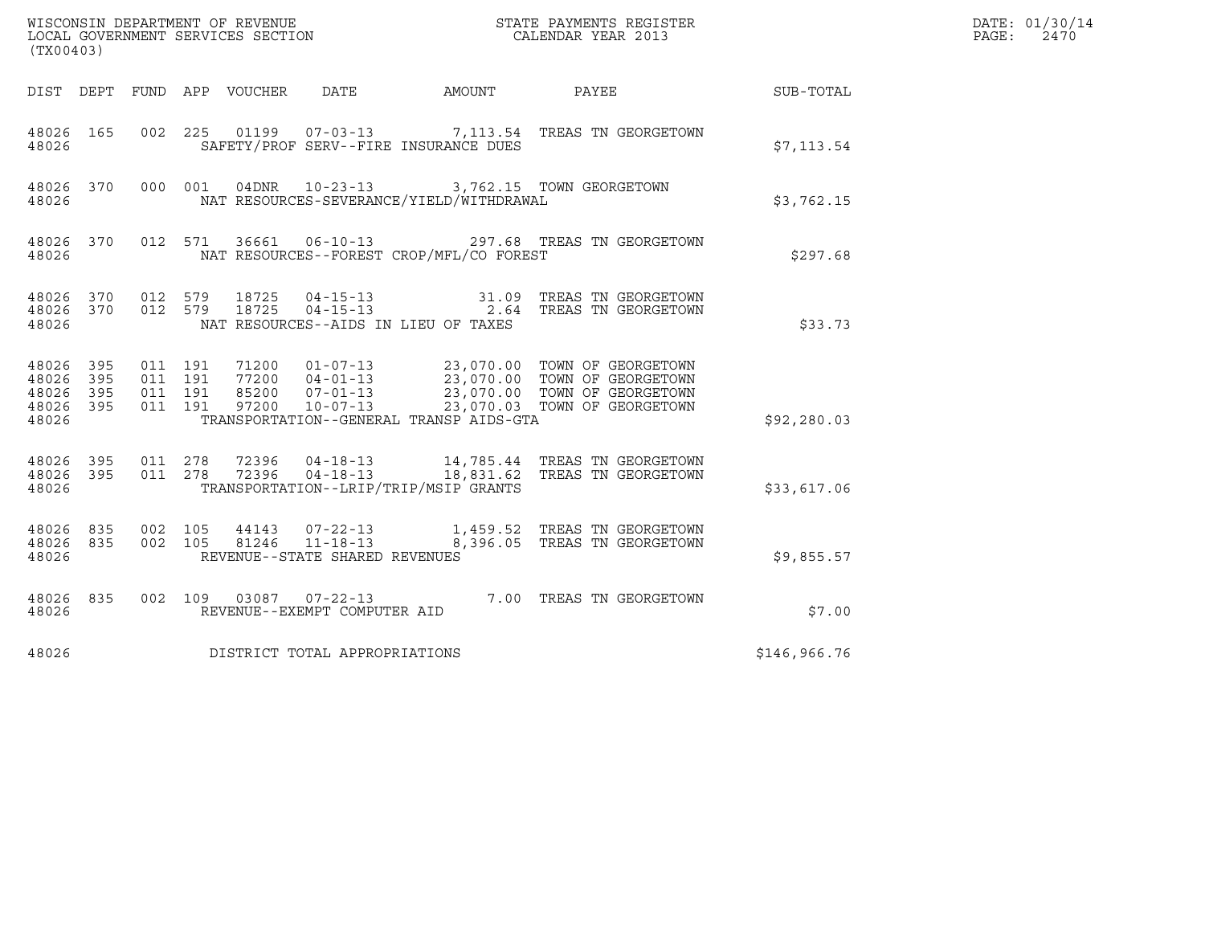WISCONSIN DEPARTMENT OF REVENUE
LOCAL GOVERNMENT SERVICES SECTION
(TX00403)

STATE PAYMENTS REGISTER
CALENDAR YEAR 2013

DATE: 01/30/14
PAGE: 2470

| DIST | DEPT | FUND | APP | VOUCHER | DATE | AMOUNT | PAYEE | SUB-TOTAL |
|---|---|---|---|---|---|---|---|---|
| 48026 | 165 | 002 | 225 | 01199 | 07-03-13 | 7,113.54 | TREAS TN GEORGETOWN | |
| 48026 | | | | SAFETY/PROF SERV--FIRE INSURANCE DUES | | | | $7,113.54 |
| 48026 | 370 | 000 | 001 | 04DNR | 10-23-13 | 3,762.15 | TOWN GEORGETOWN | |
| 48026 | | | | NAT RESOURCES-SEVERANCE/YIELD/WITHDRAWAL | | | | $3,762.15 |
| 48026 | 370 | 012 | 571 | 36661 | 06-10-13 | 297.68 | TREAS TN GEORGETOWN | |
| 48026 | | | | NAT RESOURCES--FOREST CROP/MFL/CO FOREST | | | | $297.68 |
| 48026 | 370 | 012 | 579 | 18725 | 04-15-13 | 31.09 | TREAS TN GEORGETOWN | |
| 48026 | 370 | 012 | 579 | 18725 | 04-15-13 | 2.64 | TREAS TN GEORGETOWN | |
| 48026 | | | | NAT RESOURCES--AIDS IN LIEU OF TAXES | | | | $33.73 |
| 48026 | 395 | 011 | 191 | 71200 | 01-07-13 | 23,070.00 | TOWN OF GEORGETOWN | |
| 48026 | 395 | 011 | 191 | 77200 | 04-01-13 | 23,070.00 | TOWN OF GEORGETOWN | |
| 48026 | 395 | 011 | 191 | 85200 | 07-01-13 | 23,070.00 | TOWN OF GEORGETOWN | |
| 48026 | 395 | 011 | 191 | 97200 | 10-07-13 | 23,070.03 | TOWN OF GEORGETOWN | |
| 48026 | | | | TRANSPORTATION--GENERAL TRANSP AIDS-GTA | | | | $92,280.03 |
| 48026 | 395 | 011 | 278 | 72396 | 04-18-13 | 14,785.44 | TREAS TN GEORGETOWN | |
| 48026 | 395 | 011 | 278 | 72396 | 04-18-13 | 18,831.62 | TREAS TN GEORGETOWN | |
| 48026 | | | | TRANSPORTATION--LRIP/TRIP/MSIP GRANTS | | | | $33,617.06 |
| 48026 | 835 | 002 | 105 | 44143 | 07-22-13 | 1,459.52 | TREAS TN GEORGETOWN | |
| 48026 | 835 | 002 | 105 | 81246 | 11-18-13 | 8,396.05 | TREAS TN GEORGETOWN | |
| 48026 | | | | REVENUE--STATE SHARED REVENUES | | | | $9,855.57 |
| 48026 | 835 | 002 | 109 | 03087 | 07-22-13 | 7.00 | TREAS TN GEORGETOWN | |
| 48026 | | | | REVENUE--EXEMPT COMPUTER AID | | | | $7.00 |
| 48026 | | | | DISTRICT TOTAL APPROPRIATIONS | | | | $146,966.76 |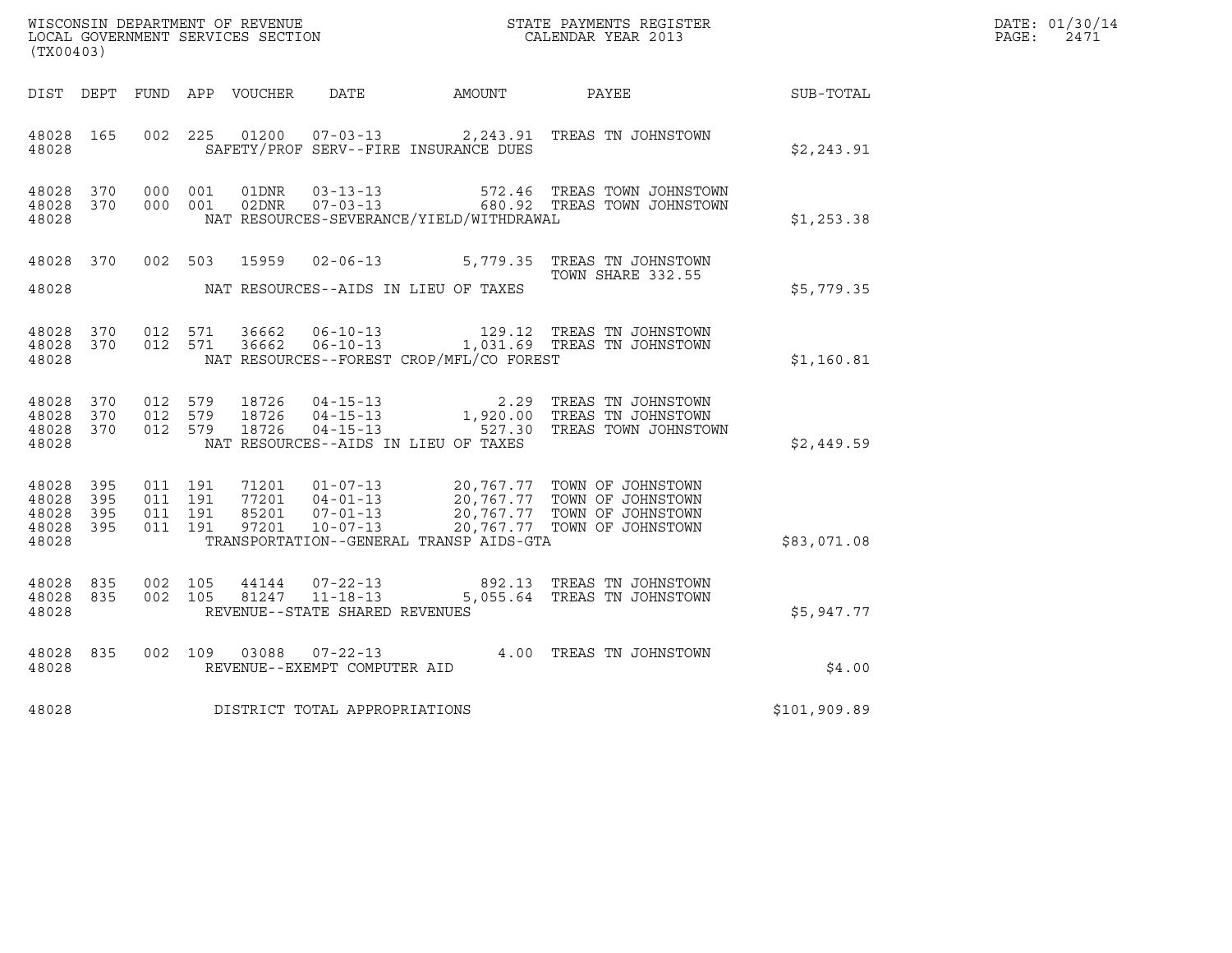WISCONSIN DEPARTMENT OF REVENUE
LOCAL GOVERNMENT SERVICES SECTION
(TX00403)

STATE PAYMENTS REGISTER
CALENDAR YEAR 2013

DATE: 01/30/14

| DIST | DEPT | FUND | APP | VOUCHER | DATE | AMOUNT | PAYEE | SUB-TOTAL |
|---|---|---|---|---|---|---|---|---|
| 48028 | 165 | 002 | 225 | 01200 | 07-03-13 | 2,243.91 | TREAS TN JOHNSTOWN | |
| 48028 | | | | | SAFETY/PROF SERV--FIRE INSURANCE DUES | | | $2,243.91 |
| 48028 | 370 | 000 | 001 | 01DNR | 03-13-13 | 572.46 | TREAS TOWN JOHNSTOWN | |
| 48028 | 370 | 000 | 001 | 02DNR | 07-03-13 | 680.92 | TREAS TOWN JOHNSTOWN | |
| 48028 | | | | | NAT RESOURCES-SEVERANCE/YIELD/WITHDRAWAL | | | $1,253.38 |
| 48028 | 370 | 002 | 503 | 15959 | 02-06-13 | 5,779.35 | TREAS TN JOHNSTOWN TOWN SHARE 332.55 | |
| 48028 | | | | | NAT RESOURCES--AIDS IN LIEU OF TAXES | | | $5,779.35 |
| 48028 | 370 | 012 | 571 | 36662 | 06-10-13 | 129.12 | TREAS TN JOHNSTOWN | |
| 48028 | 370 | 012 | 571 | 36662 | 06-10-13 | 1,031.69 | TREAS TN JOHNSTOWN | |
| 48028 | | | | | NAT RESOURCES--FOREST CROP/MFL/CO FOREST | | | $1,160.81 |
| 48028 | 370 | 012 | 579 | 18726 | 04-15-13 | 2.29 | TREAS TN JOHNSTOWN | |
| 48028 | 370 | 012 | 579 | 18726 | 04-15-13 | 1,920.00 | TREAS TN JOHNSTOWN | |
| 48028 | 370 | 012 | 579 | 18726 | 04-15-13 | 527.30 | TREAS TOWN JOHNSTOWN | |
| 48028 | | | | | NAT RESOURCES--AIDS IN LIEU OF TAXES | | | $2,449.59 |
| 48028 | 395 | 011 | 191 | 71201 | 01-07-13 | 20,767.77 | TOWN OF JOHNSTOWN | |
| 48028 | 395 | 011 | 191 | 77201 | 04-01-13 | 20,767.77 | TOWN OF JOHNSTOWN | |
| 48028 | 395 | 011 | 191 | 85201 | 07-01-13 | 20,767.77 | TOWN OF JOHNSTOWN | |
| 48028 | 395 | 011 | 191 | 97201 | 10-07-13 | 20,767.77 | TOWN OF JOHNSTOWN | |
| 48028 | | | | | TRANSPORTATION--GENERAL TRANSP AIDS-GTA | | | $83,071.08 |
| 48028 | 835 | 002 | 105 | 44144 | 07-22-13 | 892.13 | TREAS TN JOHNSTOWN | |
| 48028 | 835 | 002 | 105 | 81247 | 11-18-13 | 5,055.64 | TREAS TN JOHNSTOWN | |
| 48028 | | | | | REVENUE--STATE SHARED REVENUES | | | $5,947.77 |
| 48028 | 835 | 002 | 109 | 03088 | 07-22-13 | 4.00 | TREAS TN JOHNSTOWN | |
| 48028 | | | | | REVENUE--EXEMPT COMPUTER AID | | | $4.00 |
| 48028 | | | | | DISTRICT TOTAL APPROPRIATIONS | | | $101,909.89 |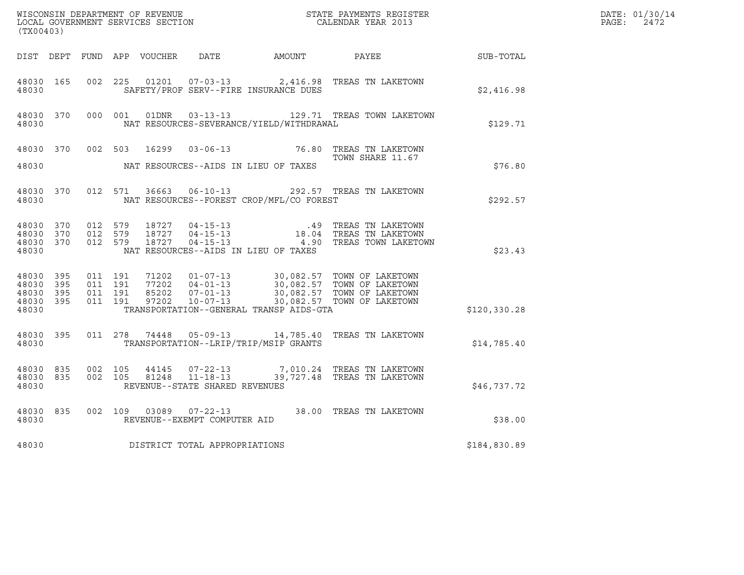WISCONSIN DEPARTMENT OF REVENUE
LOCAL GOVERNMENT SERVICES SECTION
(TX00403)

STATE PAYMENTS REGISTER
CALENDAR YEAR 2013

DATE: 01/30/14
PAGE: 2472

| DIST | DEPT | FUND | APP | VOUCHER | DATE | AMOUNT | PAYEE | SUB-TOTAL |
|---|---|---|---|---|---|---|---|---|
| 48030 | 165 | 002 | 225 | 01201 | 07-03-13 | 2,416.98 | TREAS TN LAKETOWN | |
| 48030 | | | | SAFETY/PROF SERV--FIRE INSURANCE DUES | | | | $2,416.98 |
| 48030 | 370 | 000 | 001 | 01DNR | 03-13-13 | 129.71 | TREAS TOWN LAKETOWN | |
| 48030 | | | | NAT RESOURCES-SEVERANCE/YIELD/WITHDRAWAL | | | | $129.71 |
| 48030 | 370 | 002 | 503 | 16299 | 03-06-13 | 76.80 | TREAS TN LAKETOWN TOWN SHARE 11.67 | |
| 48030 | | | | NAT RESOURCES--AIDS IN LIEU OF TAXES | | | | $76.80 |
| 48030 | 370 | 012 | 571 | 36663 | 06-10-13 | 292.57 | TREAS TN LAKETOWN | |
| 48030 | | | | NAT RESOURCES--FOREST CROP/MFL/CO FOREST | | | | $292.57 |
| 48030 | 370 | 012 | 579 | 18727 | 04-15-13 | .49 | TREAS TN LAKETOWN | |
| 48030 | 370 | 012 | 579 | 18727 | 04-15-13 | 18.04 | TREAS TN LAKETOWN | |
| 48030 | 370 | 012 | 579 | 18727 | 04-15-13 | 4.90 | TREAS TOWN LAKETOWN | |
| 48030 | | | | NAT RESOURCES--AIDS IN LIEU OF TAXES | | | | $23.43 |
| 48030 | 395 | 011 | 191 | 71202 | 01-07-13 | 30,082.57 | TOWN OF LAKETOWN | |
| 48030 | 395 | 011 | 191 | 77202 | 04-01-13 | 30,082.57 | TOWN OF LAKETOWN | |
| 48030 | 395 | 011 | 191 | 85202 | 07-01-13 | 30,082.57 | TOWN OF LAKETOWN | |
| 48030 | 395 | 011 | 191 | 97202 | 10-07-13 | 30,082.57 | TOWN OF LAKETOWN | |
| 48030 | | | | TRANSPORTATION--GENERAL TRANSP AIDS-GTA | | | | $120,330.28 |
| 48030 | 395 | 011 | 278 | 74448 | 05-09-13 | 14,785.40 | TREAS TN LAKETOWN | |
| 48030 | | | | TRANSPORTATION--LRIP/TRIP/MSIP GRANTS | | | | $14,785.40 |
| 48030 | 835 | 002 | 105 | 44145 | 07-22-13 | 7,010.24 | TREAS TN LAKETOWN | |
| 48030 | 835 | 002 | 105 | 81248 | 11-18-13 | 39,727.48 | TREAS TN LAKETOWN | |
| 48030 | | | | REVENUE--STATE SHARED REVENUES | | | | $46,737.72 |
| 48030 | 835 | 002 | 109 | 03089 | 07-22-13 | 38.00 | TREAS TN LAKETOWN | |
| 48030 | | | | REVENUE--EXEMPT COMPUTER AID | | | | $38.00 |
| 48030 | | | | DISTRICT TOTAL APPROPRIATIONS | | | | $184,830.89 |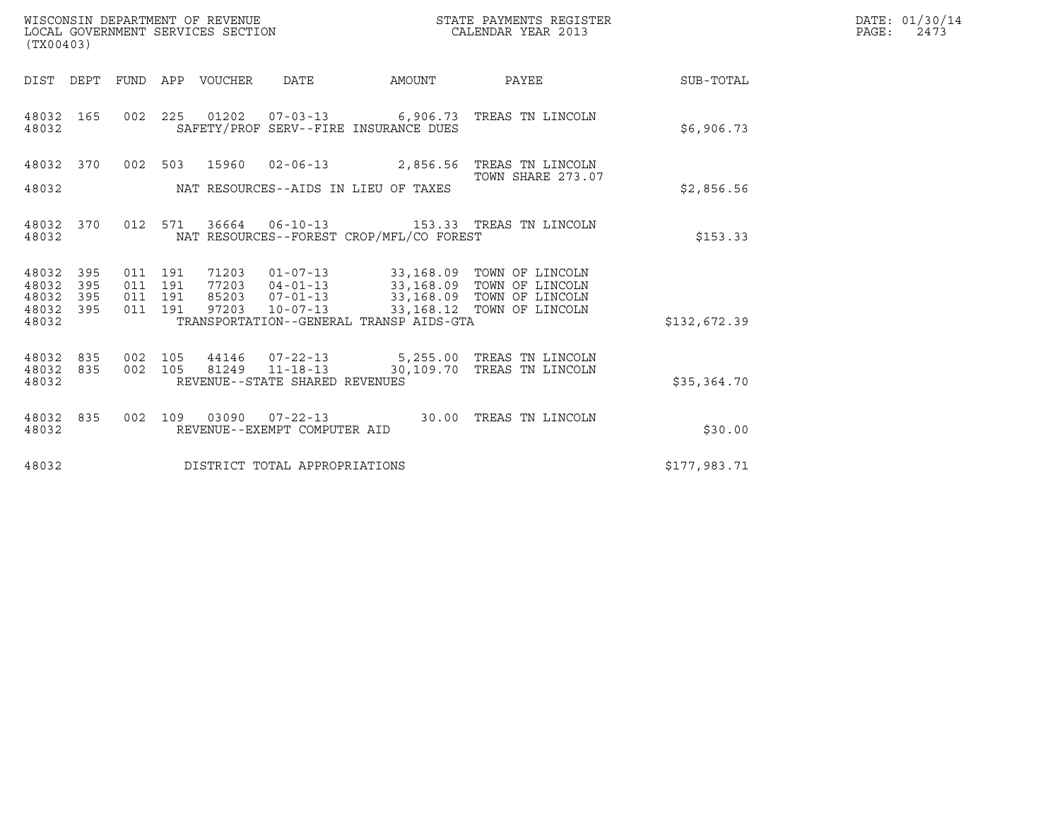WISCONSIN DEPARTMENT OF REVENUE
LOCAL GOVERNMENT SERVICES SECTION
(TX00403)

STATE PAYMENTS REGISTER
CALENDAR YEAR 2013

DATE: 01/30/14
PAGE: 2473

| DIST | DEPT | FUND | APP | VOUCHER | DATE | AMOUNT | PAYEE | SUB-TOTAL |
|---|---|---|---|---|---|---|---|---|
| 48032 | 165 | 002 | 225 | 01202 | 07-03-13 | 6,906.73 | TREAS TN LINCOLN | |
| 48032 | | | | | SAFETY/PROF SERV--FIRE INSURANCE DUES | | | $6,906.73 |
| 48032 | 370 | 002 | 503 | 15960 | 02-06-13 | 2,856.56 | TREAS TN LINCOLN<br>TOWN SHARE 273.07 | |
| 48032 | | | | | NAT RESOURCES--AIDS IN LIEU OF TAXES | | | $2,856.56 |
| 48032 | 370 | 012 | 571 | 36664 | 06-10-13 | 153.33 | TREAS TN LINCOLN | |
| 48032 | | | | | NAT RESOURCES--FOREST CROP/MFL/CO FOREST | | | $153.33 |
| 48032 | 395 | 011 | 191 | 71203 | 01-07-13 | 33,168.09 | TOWN OF LINCOLN | |
| 48032 | 395 | 011 | 191 | 77203 | 04-01-13 | 33,168.09 | TOWN OF LINCOLN | |
| 48032 | 395 | 011 | 191 | 85203 | 07-01-13 | 33,168.09 | TOWN OF LINCOLN | |
| 48032 | 395 | 011 | 191 | 97203 | 10-07-13 | 33,168.12 | TOWN OF LINCOLN | |
| 48032 | | | | | TRANSPORTATION--GENERAL TRANSP AIDS-GTA | | | $132,672.39 |
| 48032 | 835 | 002 | 105 | 44146 | 07-22-13 | 5,255.00 | TREAS TN LINCOLN | |
| 48032 | 835 | 002 | 105 | 81249 | 11-18-13 | 30,109.70 | TREAS TN LINCOLN | |
| 48032 | | | | | REVENUE--STATE SHARED REVENUES | | | $35,364.70 |
| 48032 | 835 | 002 | 109 | 03090 | 07-22-13 | 30.00 | TREAS TN LINCOLN | |
| 48032 | | | | | REVENUE--EXEMPT COMPUTER AID | | | $30.00 |
| 48032 | | | | | DISTRICT TOTAL APPROPRIATIONS | | | $177,983.71 |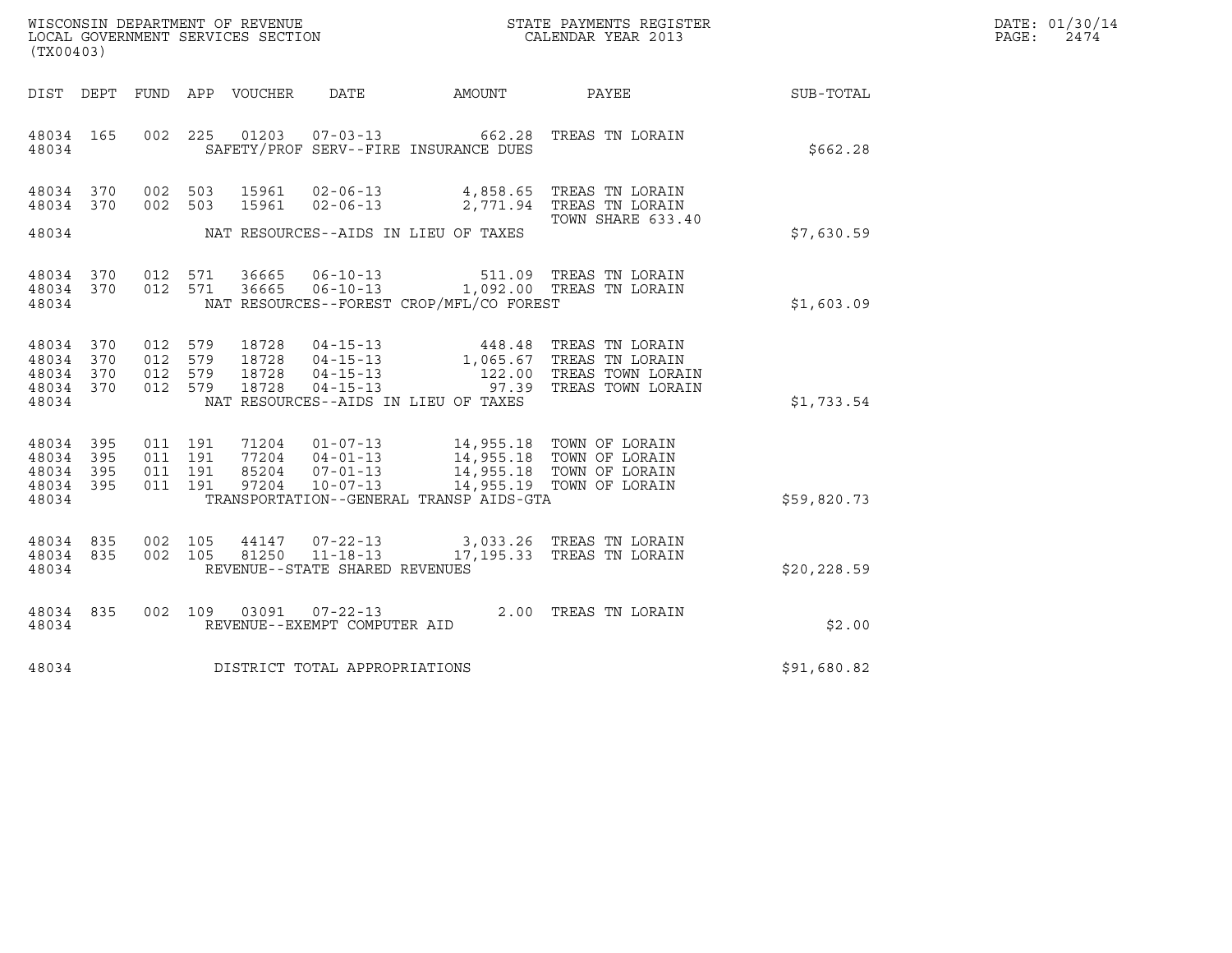WISCONSIN DEPARTMENT OF REVENUE
LOCAL GOVERNMENT SERVICES SECTION
(TX00403)

STATE PAYMENTS REGISTER
CALENDAR YEAR 2013

DATE: 01/30/14
PAGE: 2474

| DIST | DEPT | FUND | APP | VOUCHER | DATE | AMOUNT | PAYEE | SUB-TOTAL |
|---|---|---|---|---|---|---|---|---|
| 48034 | 165 | 002 | 225 | 01203 | 07-03-13 | 662.28 | TREAS TN LORAIN | |
| 48034 | | | | | SAFETY/PROF SERV--FIRE INSURANCE DUES | | | $662.28 |
| 48034 | 370 | 002 | 503 | 15961 | 02-06-13 | 4,858.65 | TREAS TN LORAIN | |
| 48034 | 370 | 002 | 503 | 15961 | 02-06-13 | 2,771.94 | TREAS TN LORAIN | |
| | | | | | | | TOWN SHARE 633.40 | |
| 48034 | | | | | NAT RESOURCES--AIDS IN LIEU OF TAXES | | | $7,630.59 |
| 48034 | 370 | 012 | 571 | 36665 | 06-10-13 | 511.09 | TREAS TN LORAIN | |
| 48034 | 370 | 012 | 571 | 36665 | 06-10-13 | 1,092.00 | TREAS TN LORAIN | |
| 48034 | | | | | NAT RESOURCES--FOREST CROP/MFL/CO FOREST | | | $1,603.09 |
| 48034 | 370 | 012 | 579 | 18728 | 04-15-13 | 448.48 | TREAS TN LORAIN | |
| 48034 | 370 | 012 | 579 | 18728 | 04-15-13 | 1,065.67 | TREAS TN LORAIN | |
| 48034 | 370 | 012 | 579 | 18728 | 04-15-13 | 122.00 | TREAS TOWN LORAIN | |
| 48034 | 370 | 012 | 579 | 18728 | 04-15-13 | 97.39 | TREAS TOWN LORAIN | |
| 48034 | | | | | NAT RESOURCES--AIDS IN LIEU OF TAXES | | | $1,733.54 |
| 48034 | 395 | 011 | 191 | 71204 | 01-07-13 | 14,955.18 | TOWN OF LORAIN | |
| 48034 | 395 | 011 | 191 | 77204 | 04-01-13 | 14,955.18 | TOWN OF LORAIN | |
| 48034 | 395 | 011 | 191 | 85204 | 07-01-13 | 14,955.18 | TOWN OF LORAIN | |
| 48034 | 395 | 011 | 191 | 97204 | 10-07-13 | 14,955.19 | TOWN OF LORAIN | |
| 48034 | | | | | TRANSPORTATION--GENERAL TRANSP AIDS-GTA | | | $59,820.73 |
| 48034 | 835 | 002 | 105 | 44147 | 07-22-13 | 3,033.26 | TREAS TN LORAIN | |
| 48034 | 835 | 002 | 105 | 81250 | 11-18-13 | 17,195.33 | TREAS TN LORAIN | |
| 48034 | | | | | REVENUE--STATE SHARED REVENUES | | | $20,228.59 |
| 48034 | 835 | 002 | 109 | 03091 | 07-22-13 | 2.00 | TREAS TN LORAIN | |
| 48034 | | | | | REVENUE--EXEMPT COMPUTER AID | | | $2.00 |
| 48034 | | | | | DISTRICT TOTAL APPROPRIATIONS | | | $91,680.82 |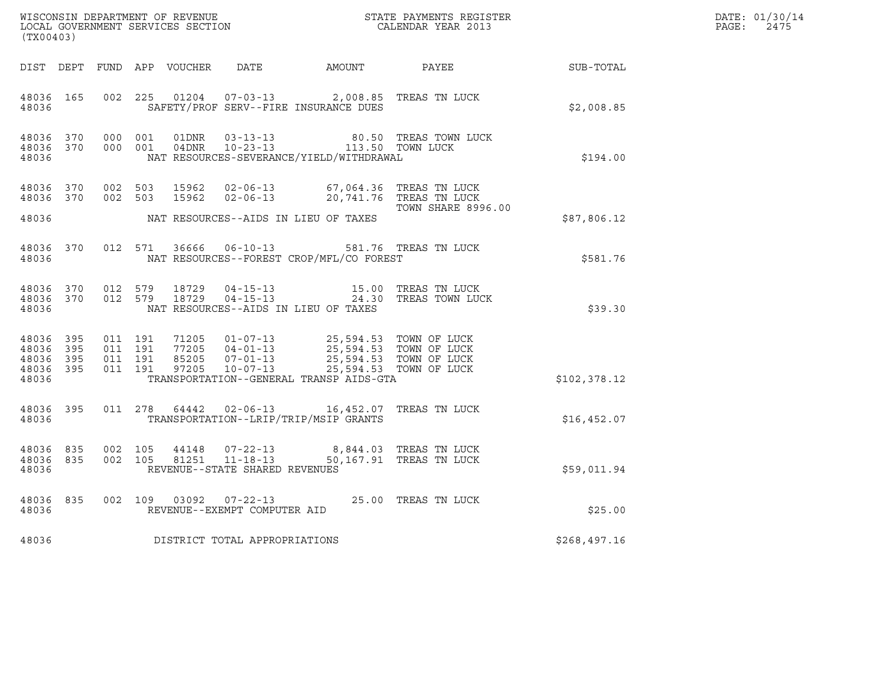WISCONSIN DEPARTMENT OF REVENUE
LOCAL GOVERNMENT SERVICES SECTION
(TX00403)

STATE PAYMENTS REGISTER
CALENDAR YEAR 2013

DATE: 01/30/14
PAGE: 2475

| DIST | DEPT | FUND | APP | VOUCHER | DATE | AMOUNT | PAYEE | SUB-TOTAL |
|---|---|---|---|---|---|---|---|---|
| 48036 | 165 | 002 | 225 | 01204 | 07-03-13 | 2,008.85 | TREAS TN LUCK | |
| 48036 | | | | SAFETY/PROF SERV--FIRE INSURANCE DUES | | | | $2,008.85 |
| 48036 | 370 | 000 | 001 | 01DNR | 03-13-13 | 80.50 | TREAS TOWN LUCK | |
| 48036 | 370 | 000 | 001 | 04DNR | 10-23-13 | 113.50 | TOWN LUCK | |
| 48036 | | | | NAT RESOURCES-SEVERANCE/YIELD/WITHDRAWAL | | | | $194.00 |
| 48036 | 370 | 002 | 503 | 15962 | 02-06-13 | 67,064.36 | TREAS TN LUCK | |
| 48036 | 370 | 002 | 503 | 15962 | 02-06-13 | 20,741.76 | TREAS TN LUCK TOWN SHARE 8996.00 | |
| 48036 | | | | NAT RESOURCES--AIDS IN LIEU OF TAXES | | | | $87,806.12 |
| 48036 | 370 | 012 | 571 | 36666 | 06-10-13 | 581.76 | TREAS TN LUCK | |
| 48036 | | | | NAT RESOURCES--FOREST CROP/MFL/CO FOREST | | | | $581.76 |
| 48036 | 370 | 012 | 579 | 18729 | 04-15-13 | 15.00 | TREAS TN LUCK | |
| 48036 | 370 | 012 | 579 | 18729 | 04-15-13 | 24.30 | TREAS TOWN LUCK | |
| 48036 | | | | NAT RESOURCES--AIDS IN LIEU OF TAXES | | | | $39.30 |
| 48036 | 395 | 011 | 191 | 71205 | 01-07-13 | 25,594.53 | TOWN OF LUCK | |
| 48036 | 395 | 011 | 191 | 77205 | 04-01-13 | 25,594.53 | TOWN OF LUCK | |
| 48036 | 395 | 011 | 191 | 85205 | 07-01-13 | 25,594.53 | TOWN OF LUCK | |
| 48036 | 395 | 011 | 191 | 97205 | 10-07-13 | 25,594.53 | TOWN OF LUCK | |
| 48036 | | | | TRANSPORTATION--GENERAL TRANSP AIDS-GTA | | | | $102,378.12 |
| 48036 | 395 | 011 | 278 | 64442 | 02-06-13 | 16,452.07 | TREAS TN LUCK | |
| 48036 | | | | TRANSPORTATION--LRIP/TRIP/MSIP GRANTS | | | | $16,452.07 |
| 48036 | 835 | 002 | 105 | 44148 | 07-22-13 | 8,844.03 | TREAS TN LUCK | |
| 48036 | 835 | 002 | 105 | 81251 | 11-18-13 | 50,167.91 | TREAS TN LUCK | |
| 48036 | | | | REVENUE--STATE SHARED REVENUES | | | | $59,011.94 |
| 48036 | 835 | 002 | 109 | 03092 | 07-22-13 | 25.00 | TREAS TN LUCK | |
| 48036 | | | | REVENUE--EXEMPT COMPUTER AID | | | | $25.00 |
| 48036 | | | | DISTRICT TOTAL APPROPRIATIONS | | | | $268,497.16 |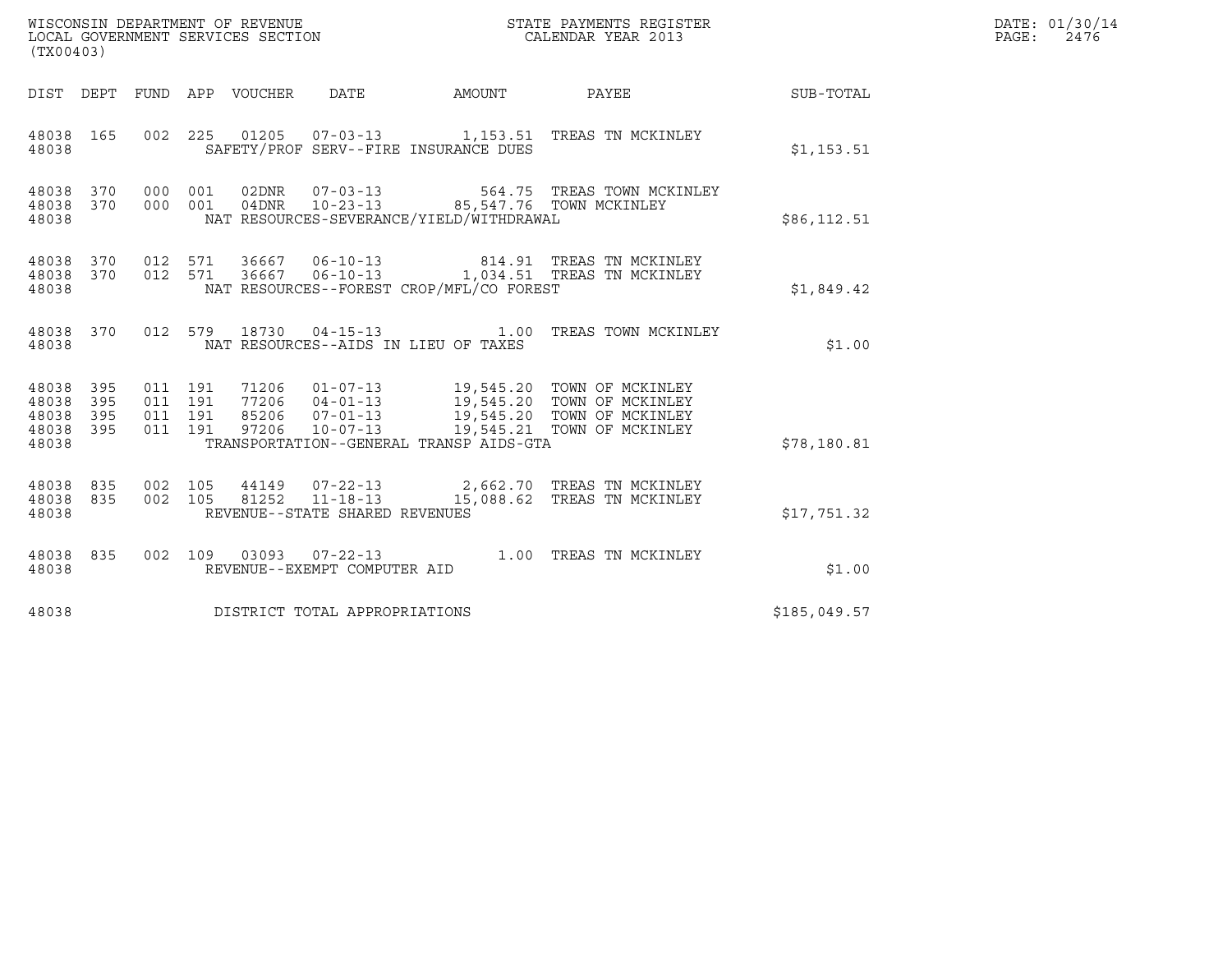WISCONSIN DEPARTMENT OF REVENUE
LOCAL GOVERNMENT SERVICES SECTION
(TX00403)

STATE PAYMENTS REGISTER
CALENDAR YEAR 2013

DATE: 01/30/14
PAGE: 2476

| DIST | DEPT | FUND | APP | VOUCHER | DATE | AMOUNT | PAYEE | SUB-TOTAL |
|---|---|---|---|---|---|---|---|---|
| 48038 | 165 | 002 | 225 | 01205 | 07-03-13 | 1,153.51 | TREAS TN MCKINLEY | |
| 48038 | | | | SAFETY/PROF SERV--FIRE INSURANCE DUES | | | | $1,153.51 |
| 48038 | 370 | 000 | 001 | 02DNR | 07-03-13 | 564.75 | TREAS TOWN MCKINLEY | |
| 48038 | 370 | 000 | 001 | 04DNR | 10-23-13 | 85,547.76 | TOWN MCKINLEY | |
| 48038 | | | | NAT RESOURCES-SEVERANCE/YIELD/WITHDRAWAL | | | | $86,112.51 |
| 48038 | 370 | 012 | 571 | 36667 | 06-10-13 | 814.91 | TREAS TN MCKINLEY | |
| 48038 | 370 | 012 | 571 | 36667 | 06-10-13 | 1,034.51 | TREAS TN MCKINLEY | |
| 48038 | | | | NAT RESOURCES--FOREST CROP/MFL/CO FOREST | | | | $1,849.42 |
| 48038 | 370 | 012 | 579 | 18730 | 04-15-13 | 1.00 | TREAS TOWN MCKINLEY | |
| 48038 | | | | NAT RESOURCES--AIDS IN LIEU OF TAXES | | | | $1.00 |
| 48038 | 395 | 011 | 191 | 71206 | 01-07-13 | 19,545.20 | TOWN OF MCKINLEY | |
| 48038 | 395 | 011 | 191 | 77206 | 04-01-13 | 19,545.20 | TOWN OF MCKINLEY | |
| 48038 | 395 | 011 | 191 | 85206 | 07-01-13 | 19,545.20 | TOWN OF MCKINLEY | |
| 48038 | 395 | 011 | 191 | 97206 | 10-07-13 | 19,545.21 | TOWN OF MCKINLEY | |
| 48038 | | | | TRANSPORTATION--GENERAL TRANSP AIDS-GTA | | | | $78,180.81 |
| 48038 | 835 | 002 | 105 | 44149 | 07-22-13 | 2,662.70 | TREAS TN MCKINLEY | |
| 48038 | 835 | 002 | 105 | 81252 | 11-18-13 | 15,088.62 | TREAS TN MCKINLEY | |
| 48038 | | | | REVENUE--STATE SHARED REVENUES | | | | $17,751.32 |
| 48038 | 835 | 002 | 109 | 03093 | 07-22-13 | 1.00 | TREAS TN MCKINLEY | |
| 48038 | | | | REVENUE--EXEMPT COMPUTER AID | | | | $1.00 |
| 48038 | | | | DISTRICT TOTAL APPROPRIATIONS | | | | $185,049.57 |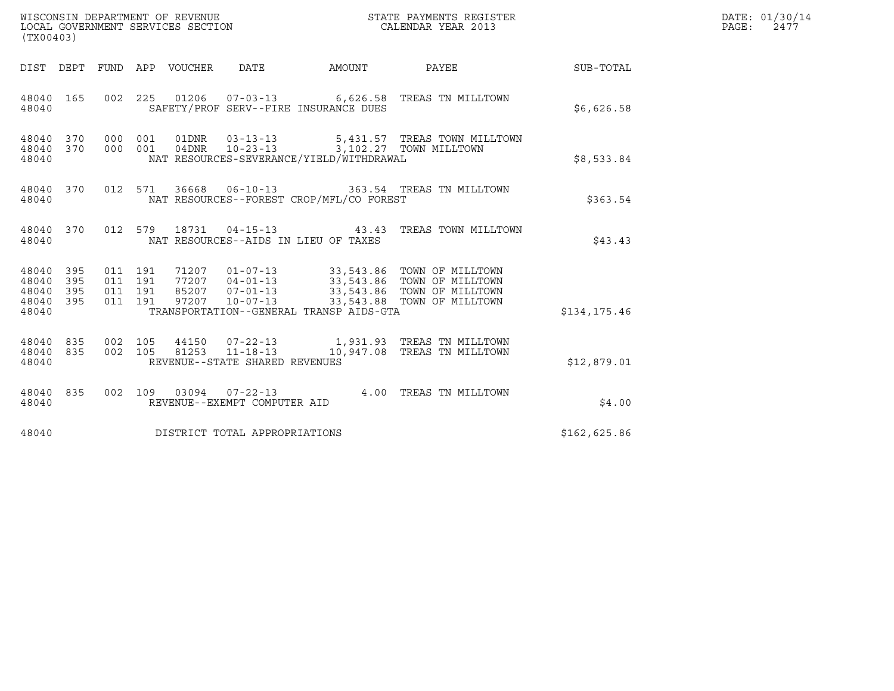WISCONSIN DEPARTMENT OF REVENUE
LOCAL GOVERNMENT SERVICES SECTION
(TX00403)

STATE PAYMENTS REGISTER
CALENDAR YEAR 2013

DATE: 01/30/14
PAGE: 2477

| DIST | DEPT | FUND | APP | VOUCHER | DATE | AMOUNT | PAYEE | SUB-TOTAL |
|---|---|---|---|---|---|---|---|---|
| 48040 | 165 | 002 | 225 | 01206 | 07-03-13 | 6,626.58 | TREAS TN MILLTOWN | |
| 48040 | | | | SAFETY/PROF SERV--FIRE INSURANCE DUES | | | | $6,626.58 |
| 48040 | 370 | 000 | 001 | 01DNR | 03-13-13 | 5,431.57 | TREAS TOWN MILLTOWN | |
| 48040 | 370 | 000 | 001 | 04DNR | 10-23-13 | 3,102.27 | TOWN MILLTOWN | |
| 48040 | | | | NAT RESOURCES-SEVERANCE/YIELD/WITHDRAWAL | | | | $8,533.84 |
| 48040 | 370 | 012 | 571 | 36668 | 06-10-13 | 363.54 | TREAS TN MILLTOWN | |
| 48040 | | | | NAT RESOURCES--FOREST CROP/MFL/CO FOREST | | | | $363.54 |
| 48040 | 370 | 012 | 579 | 18731 | 04-15-13 | 43.43 | TREAS TOWN MILLTOWN | |
| 48040 | | | | NAT RESOURCES--AIDS IN LIEU OF TAXES | | | | $43.43 |
| 48040 | 395 | 011 | 191 | 71207 | 01-07-13 | 33,543.86 | TOWN OF MILLTOWN | |
| 48040 | 395 | 011 | 191 | 77207 | 04-01-13 | 33,543.86 | TOWN OF MILLTOWN | |
| 48040 | 395 | 011 | 191 | 85207 | 07-01-13 | 33,543.86 | TOWN OF MILLTOWN | |
| 48040 | 395 | 011 | 191 | 97207 | 10-07-13 | 33,543.88 | TOWN OF MILLTOWN | |
| 48040 | | | | TRANSPORTATION--GENERAL TRANSP AIDS-GTA | | | | $134,175.46 |
| 48040 | 835 | 002 | 105 | 44150 | 07-22-13 | 1,931.93 | TREAS TN MILLTOWN | |
| 48040 | 835 | 002 | 105 | 81253 | 11-18-13 | 10,947.08 | TREAS TN MILLTOWN | |
| 48040 | | | | REVENUE--STATE SHARED REVENUES | | | | $12,879.01 |
| 48040 | 835 | 002 | 109 | 03094 | 07-22-13 | 4.00 | TREAS TN MILLTOWN | |
| 48040 | | | | REVENUE--EXEMPT COMPUTER AID | | | | $4.00 |
| 48040 | | | | DISTRICT TOTAL APPROPRIATIONS | | | | $162,625.86 |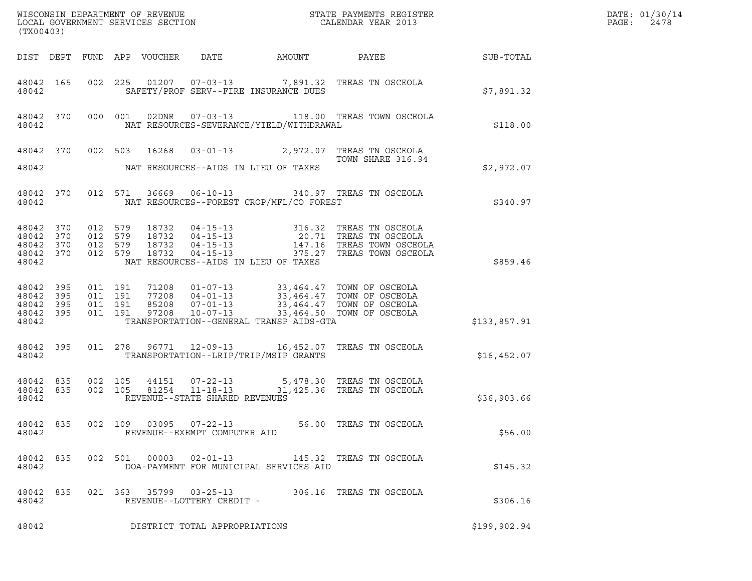WISCONSIN DEPARTMENT OF REVENUE
LOCAL GOVERNMENT SERVICES SECTION
(TX00403)

STATE PAYMENTS REGISTER
CALENDAR YEAR 2013

DATE: 01/30/14

| DIST | DEPT | FUND | APP | VOUCHER | DATE | AMOUNT | PAYEE | SUB-TOTAL |
|---|---|---|---|---|---|---|---|---|
| 48042 | 165 | 002 | 225 | 01207 | 07-03-13 | 7,891.32 | TREAS TN OSCEOLA | |
| 48042 | | | | SAFETY/PROF SERV--FIRE INSURANCE DUES | | | | $7,891.32 |
| 48042 | 370 | 000 | 001 | 02DNR | 07-03-13 | 118.00 | TREAS TOWN OSCEOLA | |
| 48042 | | | | NAT RESOURCES-SEVERANCE/YIELD/WITHDRAWAL | | | | $118.00 |
| 48042 | 370 | 002 | 503 | 16268 | 03-01-13 | 2,972.07 | TREAS TN OSCEOLA TOWN SHARE 316.94 | |
| 48042 | | | | NAT RESOURCES--AIDS IN LIEU OF TAXES | | | | $2,972.07 |
| 48042 | 370 | 012 | 571 | 36669 | 06-10-13 | 340.97 | TREAS TN OSCEOLA | |
| 48042 | | | | NAT RESOURCES--FOREST CROP/MFL/CO FOREST | | | | $340.97 |
| 48042 | 370 | 012 | 579 | 18732 | 04-15-13 | 316.32 | TREAS TN OSCEOLA | |
| 48042 | 370 | 012 | 579 | 18732 | 04-15-13 | 20.71 | TREAS TN OSCEOLA | |
| 48042 | 370 | 012 | 579 | 18732 | 04-15-13 | 147.16 | TREAS TOWN OSCEOLA | |
| 48042 | 370 | 012 | 579 | 18732 | 04-15-13 | 375.27 | TREAS TOWN OSCEOLA | |
| 48042 | | | | NAT RESOURCES--AIDS IN LIEU OF TAXES | | | | $859.46 |
| 48042 | 395 | 011 | 191 | 71208 | 01-07-13 | 33,464.47 | TOWN OF OSCEOLA | |
| 48042 | 395 | 011 | 191 | 77208 | 04-01-13 | 33,464.47 | TOWN OF OSCEOLA | |
| 48042 | 395 | 011 | 191 | 85208 | 07-01-13 | 33,464.47 | TOWN OF OSCEOLA | |
| 48042 | 395 | 011 | 191 | 97208 | 10-07-13 | 33,464.50 | TOWN OF OSCEOLA | |
| 48042 | | | | TRANSPORTATION--GENERAL TRANSP AIDS-GTA | | | | $133,857.91 |
| 48042 | 395 | 011 | 278 | 96771 | 12-09-13 | 16,452.07 | TREAS TN OSCEOLA | |
| 48042 | | | | TRANSPORTATION--LRIP/TRIP/MSIP GRANTS | | | | $16,452.07 |
| 48042 | 835 | 002 | 105 | 44151 | 07-22-13 | 5,478.30 | TREAS TN OSCEOLA | |
| 48042 | 835 | 002 | 105 | 81254 | 11-18-13 | 31,425.36 | TREAS TN OSCEOLA | |
| 48042 | | | | REVENUE--STATE SHARED REVENUES | | | | $36,903.66 |
| 48042 | 835 | 002 | 109 | 03095 | 07-22-13 | 56.00 | TREAS TN OSCEOLA | |
| 48042 | | | | REVENUE--EXEMPT COMPUTER AID | | | | $56.00 |
| 48042 | 835 | 002 | 501 | 00003 | 02-01-13 | 145.32 | TREAS TN OSCEOLA | |
| 48042 | | | | DOA-PAYMENT FOR MUNICIPAL SERVICES AID | | | | $145.32 |
| 48042 | 835 | 021 | 363 | 35799 | 03-25-13 | 306.16 | TREAS TN OSCEOLA | |
| 48042 | | | | REVENUE--LOTTERY CREDIT - | | | | $306.16 |
| 48042 | | | | DISTRICT TOTAL APPROPRIATIONS | | | | $199,902.94 |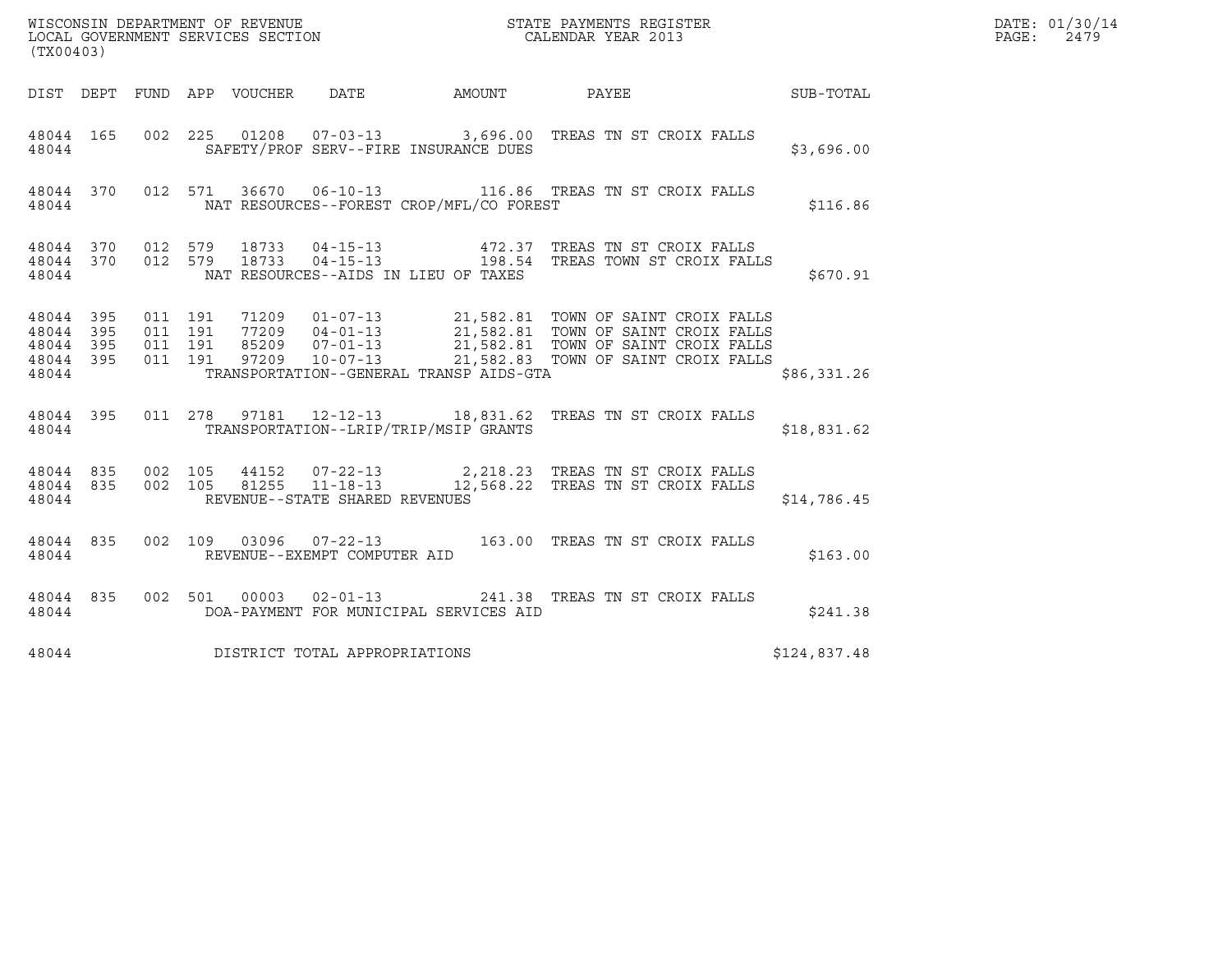WISCONSIN DEPARTMENT OF REVENUE
LOCAL GOVERNMENT SERVICES SECTION
(TX00403)

STATE PAYMENTS REGISTER
CALENDAR YEAR 2013

DATE: 01/30/14
PAGE: 2479

| DIST | DEPT | FUND | APP | VOUCHER | DATE | AMOUNT | PAYEE | SUB-TOTAL |
|---|---|---|---|---|---|---|---|---|
| 48044 | 165 | 002 | 225 | 01208 | 07-03-13 | 3,696.00 | TREAS TN ST CROIX FALLS | |
| 48044 | | | | | SAFETY/PROF SERV--FIRE INSURANCE DUES | | | $3,696.00 |
| 48044 | 370 | 012 | 571 | 36670 | 06-10-13 | 116.86 | TREAS TN ST CROIX FALLS | |
| 48044 | | | | | NAT RESOURCES--FOREST CROP/MFL/CO FOREST | | | $116.86 |
| 48044 | 370 | 012 | 579 | 18733 | 04-15-13 | 472.37 | TREAS TN ST CROIX FALLS | |
| 48044 | 370 | 012 | 579 | 18733 | 04-15-13 | 198.54 | TREAS TOWN ST CROIX FALLS | |
| 48044 | | | | | NAT RESOURCES--AIDS IN LIEU OF TAXES | | | $670.91 |
| 48044 | 395 | 011 | 191 | 71209 | 01-07-13 | 21,582.81 | TOWN OF SAINT CROIX FALLS | |
| 48044 | 395 | 011 | 191 | 77209 | 04-01-13 | 21,582.81 | TOWN OF SAINT CROIX FALLS | |
| 48044 | 395 | 011 | 191 | 85209 | 07-01-13 | 21,582.81 | TOWN OF SAINT CROIX FALLS | |
| 48044 | 395 | 011 | 191 | 97209 | 10-07-13 | 21,582.83 | TOWN OF SAINT CROIX FALLS | |
| 48044 | | | | | TRANSPORTATION--GENERAL TRANSP AIDS-GTA | | | $86,331.26 |
| 48044 | 395 | 011 | 278 | 97181 | 12-12-13 | 18,831.62 | TREAS TN ST CROIX FALLS | |
| 48044 | | | | | TRANSPORTATION--LRIP/TRIP/MSIP GRANTS | | | $18,831.62 |
| 48044 | 835 | 002 | 105 | 44152 | 07-22-13 | 2,218.23 | TREAS TN ST CROIX FALLS | |
| 48044 | 835 | 002 | 105 | 81255 | 11-18-13 | 12,568.22 | TREAS TN ST CROIX FALLS | |
| 48044 | | | | | REVENUE--STATE SHARED REVENUES | | | $14,786.45 |
| 48044 | 835 | 002 | 109 | 03096 | 07-22-13 | 163.00 | TREAS TN ST CROIX FALLS | |
| 48044 | | | | | REVENUE--EXEMPT COMPUTER AID | | | $163.00 |
| 48044 | 835 | 002 | 501 | 00003 | 02-01-13 | 241.38 | TREAS TN ST CROIX FALLS | |
| 48044 | | | | | DOA-PAYMENT FOR MUNICIPAL SERVICES AID | | | $241.38 |
| 48044 | | | | | DISTRICT TOTAL APPROPRIATIONS | | | $124,837.48 |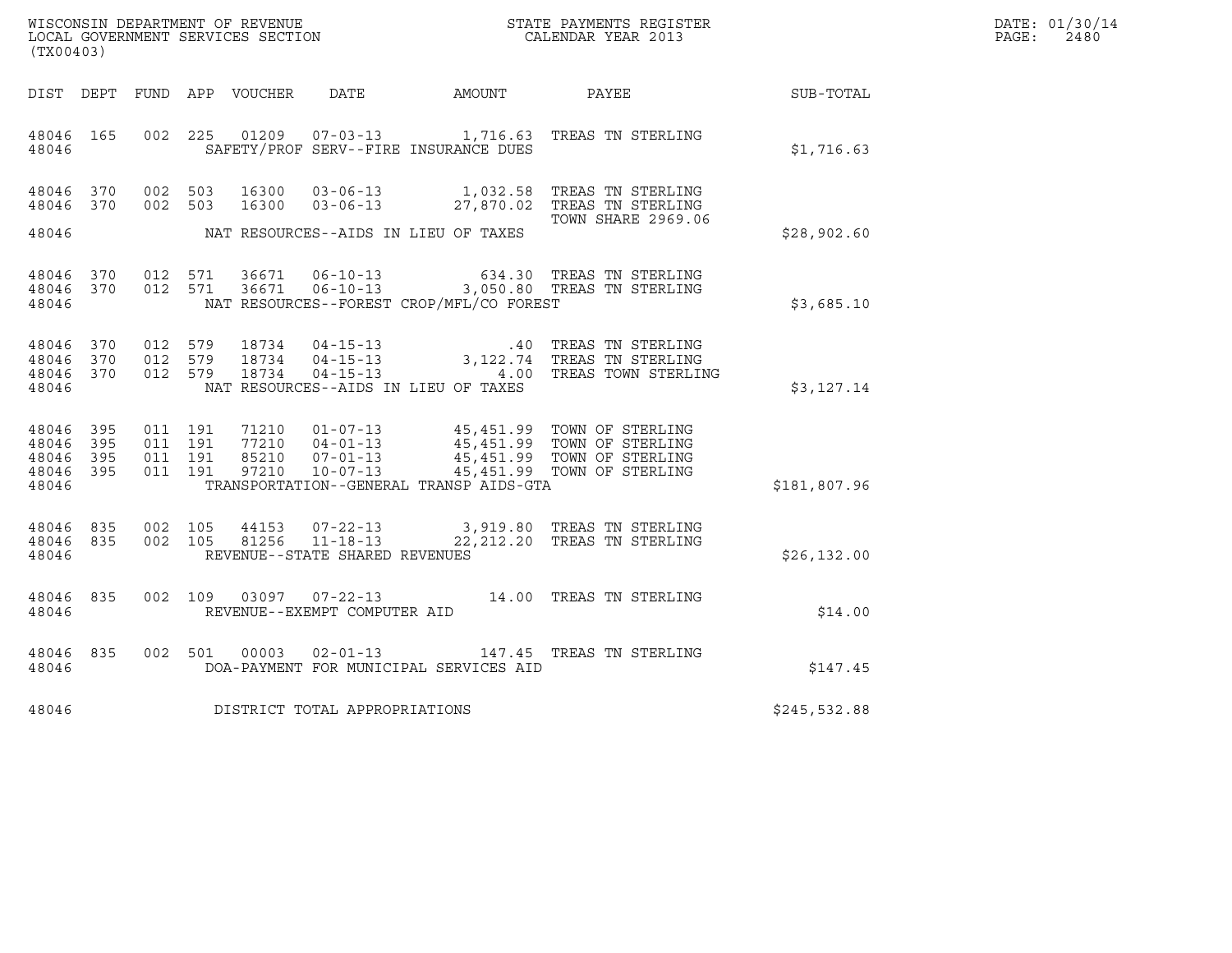WISCONSIN DEPARTMENT OF REVENUE
LOCAL GOVERNMENT SERVICES SECTION
(TX00403)

STATE PAYMENTS REGISTER
CALENDAR YEAR 2013

DATE: 01/30/14
PAGE: 2480

| DIST | DEPT | FUND | APP | VOUCHER | DATE | AMOUNT | PAYEE | SUB-TOTAL |
|---|---|---|---|---|---|---|---|---|
| 48046 | 165 | 002 | 225 | 01209 | 07-03-13 | 1,716.63 | TREAS TN STERLING | |
| 48046 | | | | | SAFETY/PROF SERV--FIRE INSURANCE DUES | | | $1,716.63 |
| 48046 | 370 | 002 | 503 | 16300 | 03-06-13 | 1,032.58 | TREAS TN STERLING | |
| 48046 | 370 | 002 | 503 | 16300 | 03-06-13 | 27,870.02 | TREAS TN STERLING | |
| | | | | | | | TOWN SHARE 2969.06 | |
| 48046 | | | | | NAT RESOURCES--AIDS IN LIEU OF TAXES | | | $28,902.60 |
| 48046 | 370 | 012 | 571 | 36671 | 06-10-13 | 634.30 | TREAS TN STERLING | |
| 48046 | 370 | 012 | 571 | 36671 | 06-10-13 | 3,050.80 | TREAS TN STERLING | |
| 48046 | | | | | NAT RESOURCES--FOREST CROP/MFL/CO FOREST | | | $3,685.10 |
| 48046 | 370 | 012 | 579 | 18734 | 04-15-13 | .40 | TREAS TN STERLING | |
| 48046 | 370 | 012 | 579 | 18734 | 04-15-13 | 3,122.74 | TREAS TN STERLING | |
| 48046 | 370 | 012 | 579 | 18734 | 04-15-13 | 4.00 | TREAS TOWN STERLING | |
| 48046 | | | | | NAT RESOURCES--AIDS IN LIEU OF TAXES | | | $3,127.14 |
| 48046 | 395 | 011 | 191 | 71210 | 01-07-13 | 45,451.99 | TOWN OF STERLING | |
| 48046 | 395 | 011 | 191 | 77210 | 04-01-13 | 45,451.99 | TOWN OF STERLING | |
| 48046 | 395 | 011 | 191 | 85210 | 07-01-13 | 45,451.99 | TOWN OF STERLING | |
| 48046 | 395 | 011 | 191 | 97210 | 10-07-13 | 45,451.99 | TOWN OF STERLING | |
| 48046 | | | | | TRANSPORTATION--GENERAL TRANSP AIDS-GTA | | | $181,807.96 |
| 48046 | 835 | 002 | 105 | 44153 | 07-22-13 | 3,919.80 | TREAS TN STERLING | |
| 48046 | 835 | 002 | 105 | 81256 | 11-18-13 | 22,212.20 | TREAS TN STERLING | |
| 48046 | | | | | REVENUE--STATE SHARED REVENUES | | | $26,132.00 |
| 48046 | 835 | 002 | 109 | 03097 | 07-22-13 | 14.00 | TREAS TN STERLING | |
| 48046 | | | | | REVENUE--EXEMPT COMPUTER AID | | | $14.00 |
| 48046 | 835 | 002 | 501 | 00003 | 02-01-13 | 147.45 | TREAS TN STERLING | |
| 48046 | | | | | DOA-PAYMENT FOR MUNICIPAL SERVICES AID | | | $147.45 |
| 48046 | | | | | DISTRICT TOTAL APPROPRIATIONS | | | $245,532.88 |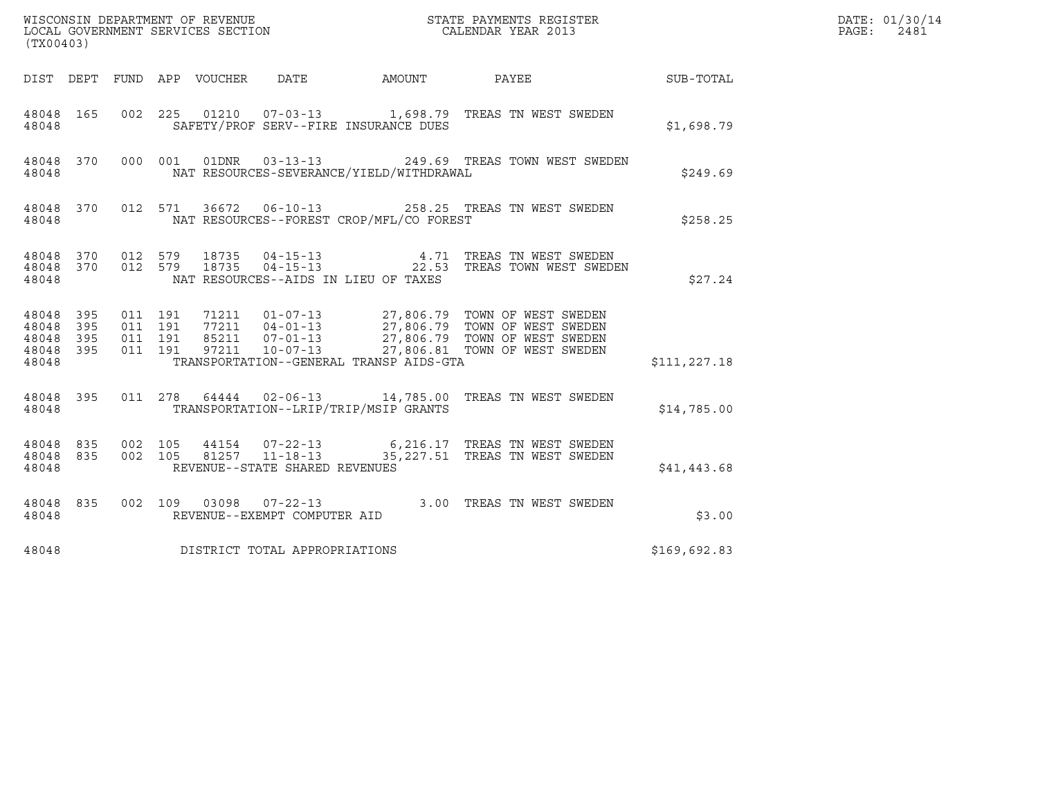WISCONSIN DEPARTMENT OF REVENUE
LOCAL GOVERNMENT SERVICES SECTION
(TX00403)

STATE PAYMENTS REGISTER
CALENDAR YEAR 2013

DATE: 01/30/14
PAGE: 2481

| DIST | DEPT | FUND | APP | VOUCHER | DATE | AMOUNT | PAYEE | SUB-TOTAL |
|---|---|---|---|---|---|---|---|---|
| 48048 | 165 | 002 | 225 | 01210 | 07-03-13 | 1,698.79 | TREAS TN WEST SWEDEN | |
| 48048 | | | | SAFETY/PROF SERV--FIRE INSURANCE DUES | | | | $1,698.79 |
| 48048 | 370 | 000 | 001 | 01DNR | 03-13-13 | 249.69 | TREAS TOWN WEST SWEDEN | |
| 48048 | | | | NAT RESOURCES-SEVERANCE/YIELD/WITHDRAWAL | | | | $249.69 |
| 48048 | 370 | 012 | 571 | 36672 | 06-10-13 | 258.25 | TREAS TN WEST SWEDEN | |
| 48048 | | | | NAT RESOURCES--FOREST CROP/MFL/CO FOREST | | | | $258.25 |
| 48048 | 370 | 012 | 579 | 18735 | 04-15-13 | 4.71 | TREAS TN WEST SWEDEN | |
| 48048 | 370 | 012 | 579 | 18735 | 04-15-13 | 22.53 | TREAS TOWN WEST SWEDEN | |
| 48048 | | | | NAT RESOURCES--AIDS IN LIEU OF TAXES | | | | $27.24 |
| 48048 | 395 | 011 | 191 | 71211 | 01-07-13 | 27,806.79 | TOWN OF WEST SWEDEN | |
| 48048 | 395 | 011 | 191 | 77211 | 04-01-13 | 27,806.79 | TOWN OF WEST SWEDEN | |
| 48048 | 395 | 011 | 191 | 85211 | 07-01-13 | 27,806.79 | TOWN OF WEST SWEDEN | |
| 48048 | 395 | 011 | 191 | 97211 | 10-07-13 | 27,806.81 | TOWN OF WEST SWEDEN | |
| 48048 | | | | TRANSPORTATION--GENERAL TRANSP AIDS-GTA | | | | $111,227.18 |
| 48048 | 395 | 011 | 278 | 64444 | 02-06-13 | 14,785.00 | TREAS TN WEST SWEDEN | |
| 48048 | | | | TRANSPORTATION--LRIP/TRIP/MSIP GRANTS | | | | $14,785.00 |
| 48048 | 835 | 002 | 105 | 44154 | 07-22-13 | 6,216.17 | TREAS TN WEST SWEDEN | |
| 48048 | 835 | 002 | 105 | 81257 | 11-18-13 | 35,227.51 | TREAS TN WEST SWEDEN | |
| 48048 | | | | REVENUE--STATE SHARED REVENUES | | | | $41,443.68 |
| 48048 | 835 | 002 | 109 | 03098 | 07-22-13 | 3.00 | TREAS TN WEST SWEDEN | |
| 48048 | | | | REVENUE--EXEMPT COMPUTER AID | | | | $3.00 |
| 48048 | | | | DISTRICT TOTAL APPROPRIATIONS | | | | $169,692.83 |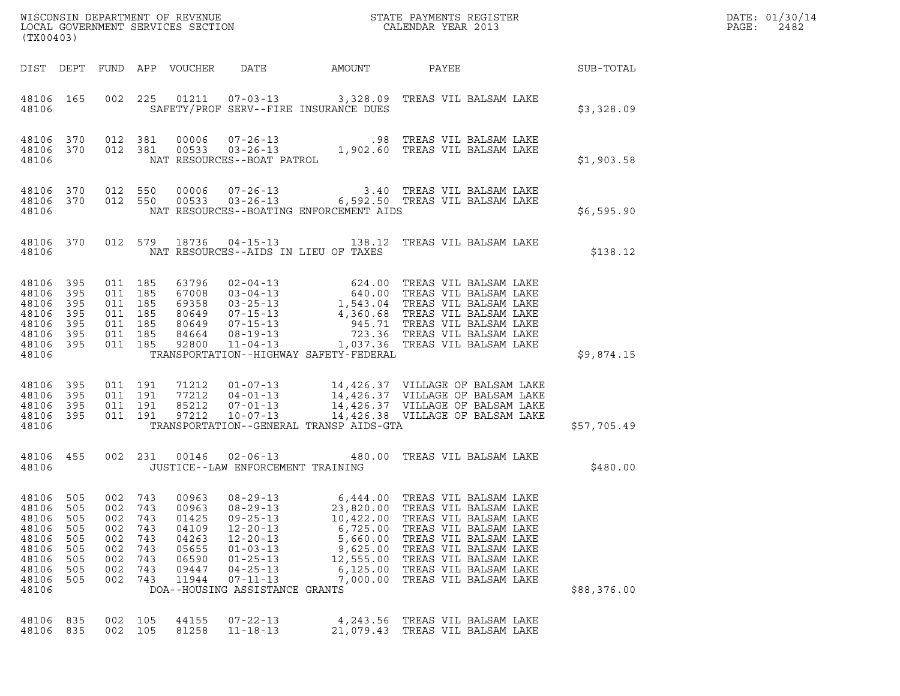WISCONSIN DEPARTMENT OF REVENUE
LOCAL GOVERNMENT SERVICES SECTION
(TX00403)

STATE PAYMENTS REGISTER
CALENDAR YEAR 2013

DATE: 01/30/14
PAGE: 2482

| DIST | DEPT | FUND | APP | VOUCHER | DATE | AMOUNT | PAYEE | SUB-TOTAL |
|---|---|---|---|---|---|---|---|---|
| 48106 | 165 | 002 | 225 | 01211 | 07-03-13 | 3,328.09 | TREAS VIL BALSAM LAKE | |
| 48106 | | | | | SAFETY/PROF SERV--FIRE INSURANCE DUES | | | $3,328.09 |
| 48106 | 370 | 012 | 381 | 00006 | 07-26-13 | .98 | TREAS VIL BALSAM LAKE | |
| 48106 | 370 | 012 | 381 | 00533 | 03-26-13 | 1,902.60 | TREAS VIL BALSAM LAKE | |
| 48106 | | | | | NAT RESOURCES--BOAT PATROL | | | $1,903.58 |
| 48106 | 370 | 012 | 550 | 00006 | 07-26-13 | 3.40 | TREAS VIL BALSAM LAKE | |
| 48106 | 370 | 012 | 550 | 00533 | 03-26-13 | 6,592.50 | TREAS VIL BALSAM LAKE | |
| 48106 | | | | | NAT RESOURCES--BOATING ENFORCEMENT AIDS | | | $6,595.90 |
| 48106 | 370 | 012 | 579 | 18736 | 04-15-13 | 138.12 | TREAS VIL BALSAM LAKE | |
| 48106 | | | | | NAT RESOURCES--AIDS IN LIEU OF TAXES | | | $138.12 |
| 48106 | 395 | 011 | 185 | 63796 | 02-04-13 | 624.00 | TREAS VIL BALSAM LAKE | |
| 48106 | 395 | 011 | 185 | 67008 | 03-04-13 | 640.00 | TREAS VIL BALSAM LAKE | |
| 48106 | 395 | 011 | 185 | 69358 | 03-25-13 | 1,543.04 | TREAS VIL BALSAM LAKE | |
| 48106 | 395 | 011 | 185 | 80649 | 07-15-13 | 4,360.68 | TREAS VIL BALSAM LAKE | |
| 48106 | 395 | 011 | 185 | 80649 | 07-15-13 | 945.71 | TREAS VIL BALSAM LAKE | |
| 48106 | 395 | 011 | 185 | 84664 | 08-19-13 | 723.36 | TREAS VIL BALSAM LAKE | |
| 48106 | 395 | 011 | 185 | 92800 | 11-04-13 | 1,037.36 | TREAS VIL BALSAM LAKE | |
| 48106 | | | | | TRANSPORTATION--HIGHWAY SAFETY-FEDERAL | | | $9,874.15 |
| 48106 | 395 | 011 | 191 | 71212 | 01-07-13 | 14,426.37 | VILLAGE OF BALSAM LAKE | |
| 48106 | 395 | 011 | 191 | 77212 | 04-01-13 | 14,426.37 | VILLAGE OF BALSAM LAKE | |
| 48106 | 395 | 011 | 191 | 85212 | 07-01-13 | 14,426.37 | VILLAGE OF BALSAM LAKE | |
| 48106 | 395 | 011 | 191 | 97212 | 10-07-13 | 14,426.38 | VILLAGE OF BALSAM LAKE | |
| 48106 | | | | | TRANSPORTATION--GENERAL TRANSP AIDS-GTA | | | $57,705.49 |
| 48106 | 455 | 002 | 231 | 00146 | 02-06-13 | 480.00 | TREAS VIL BALSAM LAKE | |
| 48106 | | | | | JUSTICE--LAW ENFORCEMENT TRAINING | | | $480.00 |
| 48106 | 505 | 002 | 743 | 00963 | 08-29-13 | 6,444.00 | TREAS VIL BALSAM LAKE | |
| 48106 | 505 | 002 | 743 | 00963 | 08-29-13 | 23,820.00 | TREAS VIL BALSAM LAKE | |
| 48106 | 505 | 002 | 743 | 01425 | 09-25-13 | 10,422.00 | TREAS VIL BALSAM LAKE | |
| 48106 | 505 | 002 | 743 | 04109 | 12-20-13 | 6,725.00 | TREAS VIL BALSAM LAKE | |
| 48106 | 505 | 002 | 743 | 04263 | 12-20-13 | 5,660.00 | TREAS VIL BALSAM LAKE | |
| 48106 | 505 | 002 | 743 | 05655 | 01-03-13 | 9,625.00 | TREAS VIL BALSAM LAKE | |
| 48106 | 505 | 002 | 743 | 06590 | 01-25-13 | 12,555.00 | TREAS VIL BALSAM LAKE | |
| 48106 | 505 | 002 | 743 | 09447 | 04-25-13 | 6,125.00 | TREAS VIL BALSAM LAKE | |
| 48106 | 505 | 002 | 743 | 11944 | 07-11-13 | 7,000.00 | TREAS VIL BALSAM LAKE | |
| 48106 | | | | | DOA--HOUSING ASSISTANCE GRANTS | | | $88,376.00 |
| 48106 | 835 | 002 | 105 | 44155 | 07-22-13 | 4,243.56 | TREAS VIL BALSAM LAKE | |
| 48106 | 835 | 002 | 105 | 81258 | 11-18-13 | 21,079.43 | TREAS VIL BALSAM LAKE | |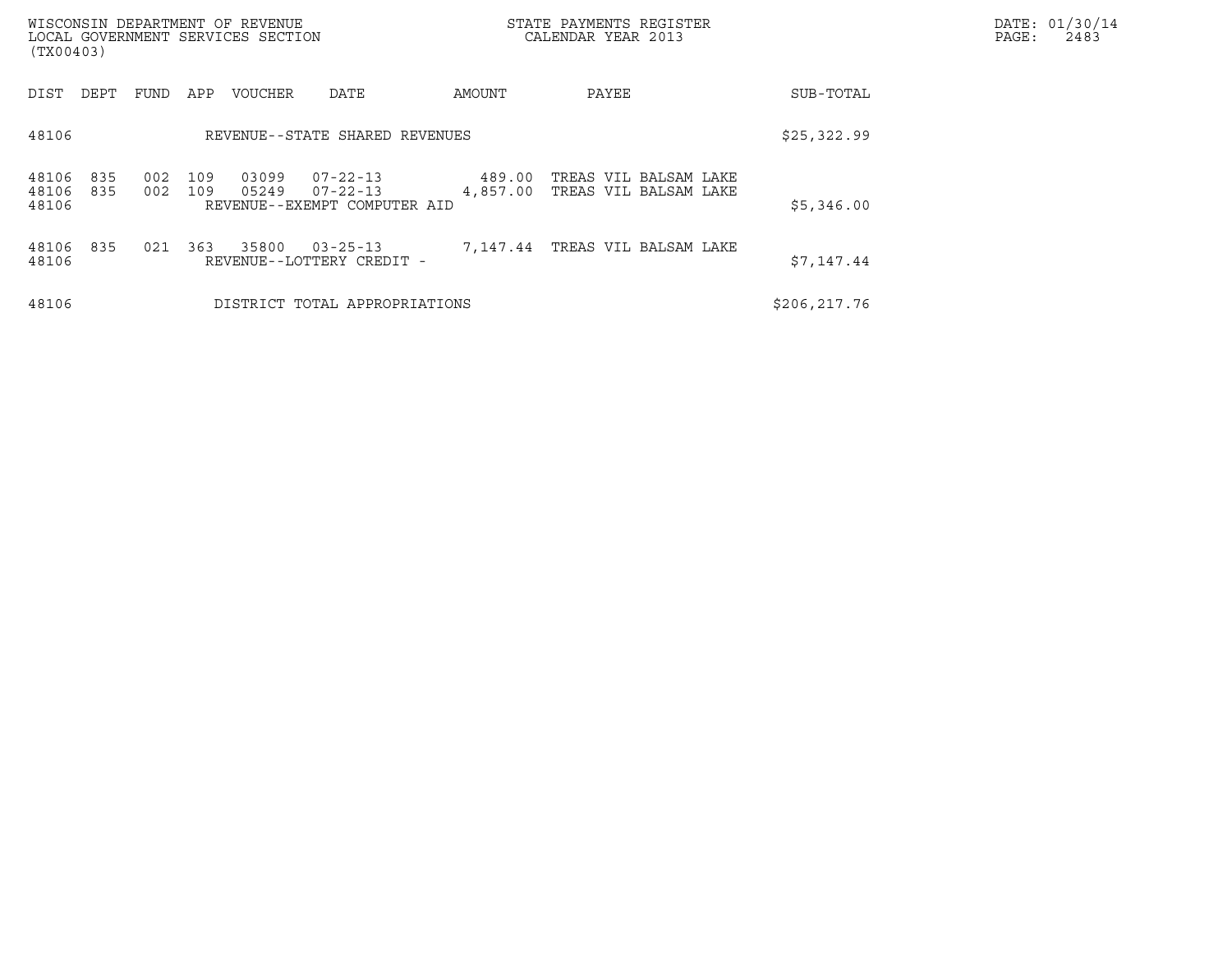WISCONSIN DEPARTMENT OF REVENUE
LOCAL GOVERNMENT SERVICES SECTION
(TX00403)

STATE PAYMENTS REGISTER
CALENDAR YEAR 2013

DATE: 01/30/14
PAGE: 2483

| DIST | DEPT | FUND | APP | VOUCHER | DATE | AMOUNT | PAYEE | SUB-TOTAL |
|---|---|---|---|---|---|---|---|---|
| 48106 | | | | REVENUE--STATE SHARED REVENUES | | | | $25,322.99 |
| 48106 | 835 | 002 | 109 | 03099 | 07-22-13 | 489.00 | TREAS VIL BALSAM LAKE | |
| 48106 | 835 | 002 | 109 | 05249 | 07-22-13 | 4,857.00 | TREAS VIL BALSAM LAKE | |
| 48106 | | | | REVENUE--EXEMPT COMPUTER AID | | | | $5,346.00 |
| 48106 | 835 | 021 | 363 | 35800 | 03-25-13 | 7,147.44 | TREAS VIL BALSAM LAKE | |
| 48106 | | | | REVENUE--LOTTERY CREDIT - | | | | $7,147.44 |
| 48106 | | | | DISTRICT TOTAL APPROPRIATIONS | | | | $206,217.76 |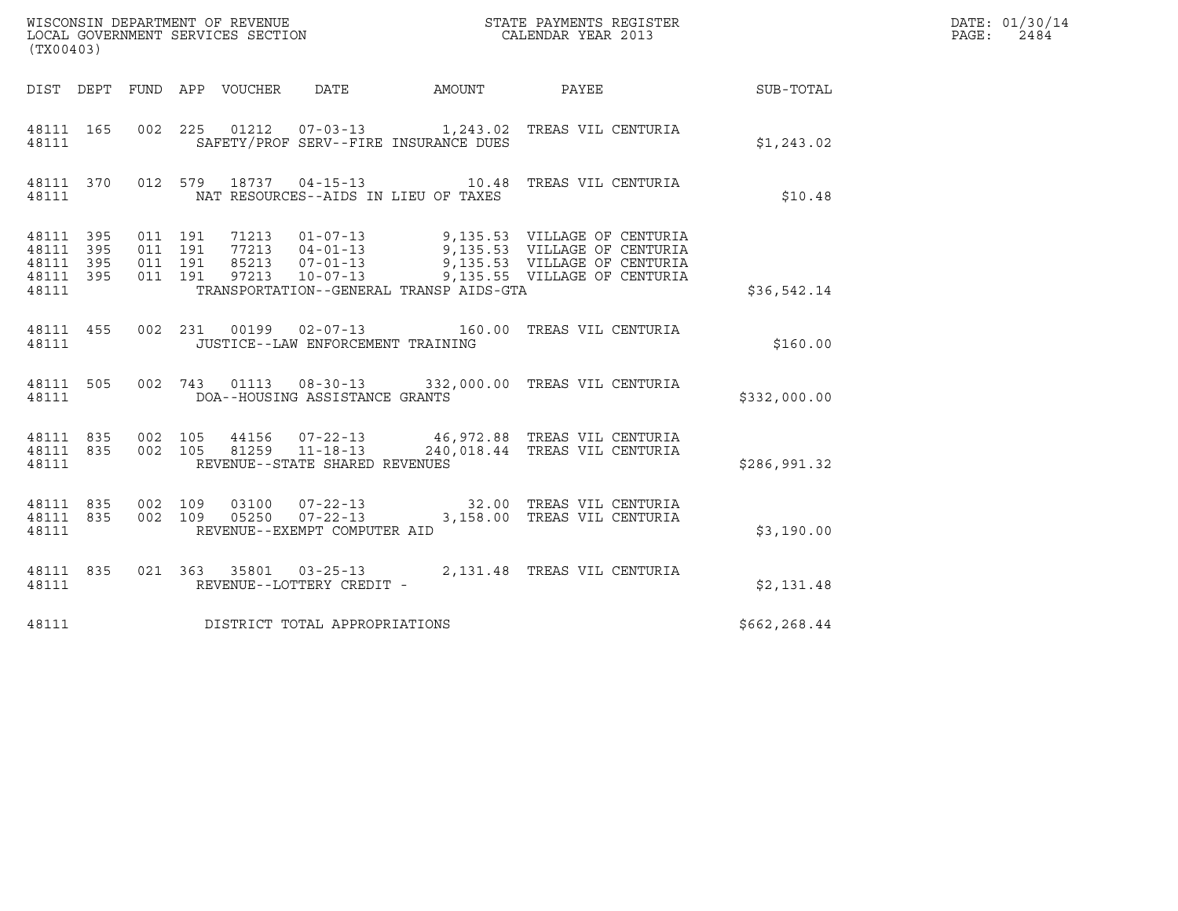WISCONSIN DEPARTMENT OF REVENUE
LOCAL GOVERNMENT SERVICES SECTION
(TX00403)

STATE PAYMENTS REGISTER
CALENDAR YEAR 2013

DATE: 01/30/14
PAGE: 2484

| DIST | DEPT | FUND | APP | VOUCHER | DATE | AMOUNT | PAYEE | SUB-TOTAL |
|---|---|---|---|---|---|---|---|---|
| 48111 | 165 | 002 | 225 | 01212 | 07-03-13 | 1,243.02 | TREAS VIL CENTURIA | |
| 48111 | | | | SAFETY/PROF SERV--FIRE INSURANCE DUES | | | | $1,243.02 |
| 48111 | 370 | 012 | 579 | 18737 | 04-15-13 | 10.48 | TREAS VIL CENTURIA | |
| 48111 | | | | NAT RESOURCES--AIDS IN LIEU OF TAXES | | | | $10.48 |
| 48111 | 395 | 011 | 191 | 71213 | 01-07-13 | 9,135.53 | VILLAGE OF CENTURIA | |
| 48111 | 395 | 011 | 191 | 77213 | 04-01-13 | 9,135.53 | VILLAGE OF CENTURIA | |
| 48111 | 395 | 011 | 191 | 85213 | 07-01-13 | 9,135.53 | VILLAGE OF CENTURIA | |
| 48111 | 395 | 011 | 191 | 97213 | 10-07-13 | 9,135.55 | VILLAGE OF CENTURIA | |
| 48111 | | | | TRANSPORTATION--GENERAL TRANSP AIDS-GTA | | | | $36,542.14 |
| 48111 | 455 | 002 | 231 | 00199 | 02-07-13 | 160.00 | TREAS VIL CENTURIA | |
| 48111 | | | | JUSTICE--LAW ENFORCEMENT TRAINING | | | | $160.00 |
| 48111 | 505 | 002 | 743 | 01113 | 08-30-13 | 332,000.00 | TREAS VIL CENTURIA | |
| 48111 | | | | DOA--HOUSING ASSISTANCE GRANTS | | | | $332,000.00 |
| 48111 | 835 | 002 | 105 | 44156 | 07-22-13 | 46,972.88 | TREAS VIL CENTURIA | |
| 48111 | 835 | 002 | 105 | 81259 | 11-18-13 | 240,018.44 | TREAS VIL CENTURIA | |
| 48111 | | | | REVENUE--STATE SHARED REVENUES | | | | $286,991.32 |
| 48111 | 835 | 002 | 109 | 03100 | 07-22-13 | 32.00 | TREAS VIL CENTURIA | |
| 48111 | 835 | 002 | 109 | 05250 | 07-22-13 | 3,158.00 | TREAS VIL CENTURIA | |
| 48111 | | | | REVENUE--EXEMPT COMPUTER AID | | | | $3,190.00 |
| 48111 | 835 | 021 | 363 | 35801 | 03-25-13 | 2,131.48 | TREAS VIL CENTURIA | |
| 48111 | | | | REVENUE--LOTTERY CREDIT - | | | | $2,131.48 |
| 48111 | | | | DISTRICT TOTAL APPROPRIATIONS | | | | $662,268.44 |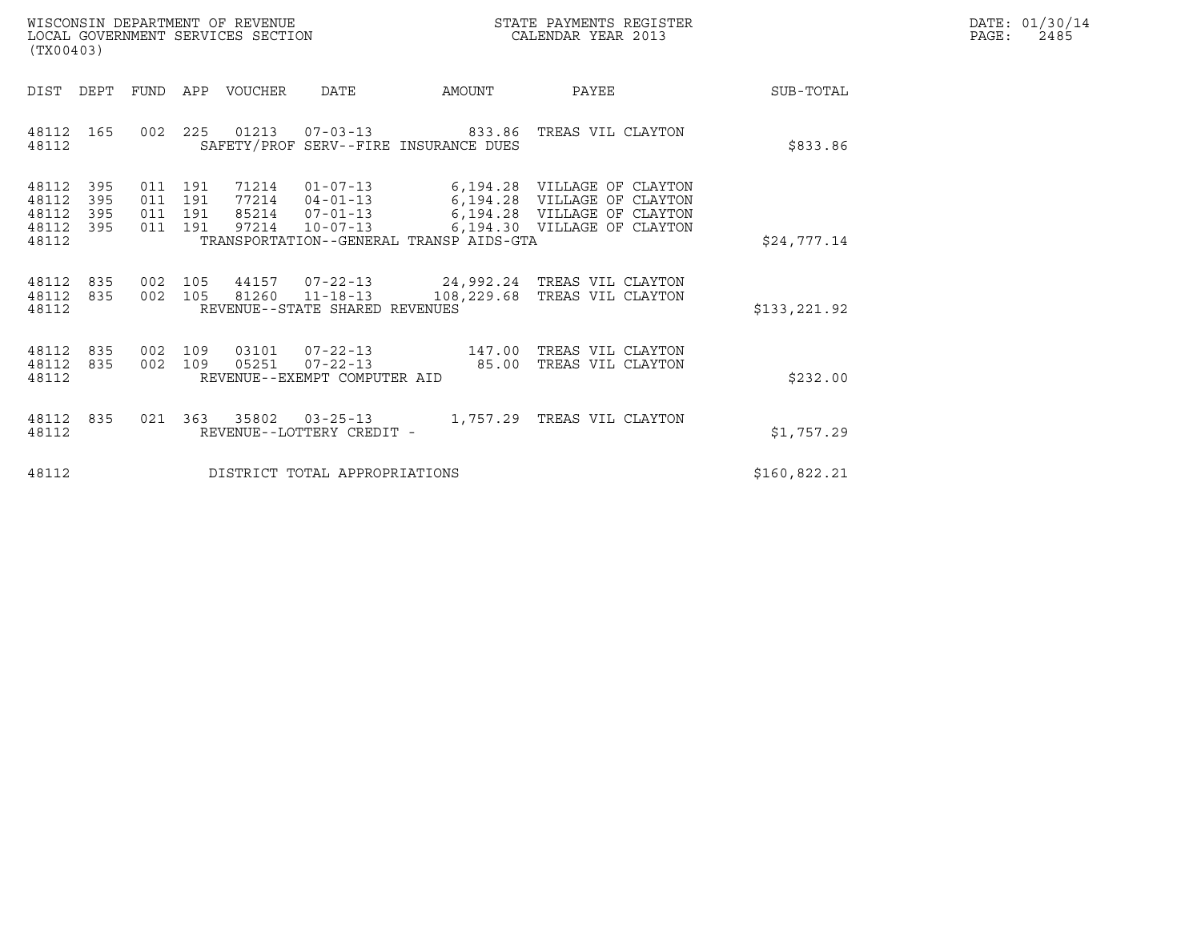WISCONSIN DEPARTMENT OF REVENUE
LOCAL GOVERNMENT SERVICES SECTION
(TX00403)

STATE PAYMENTS REGISTER
CALENDAR YEAR 2013

DATE: 01/30/14
PAGE: 2485

| DIST | DEPT | FUND | APP | VOUCHER | DATE | AMOUNT | PAYEE | SUB-TOTAL |
|---|---|---|---|---|---|---|---|---|
| 48112 | 165 | 002 | 225 | 01213 | 07-03-13 | 833.86 | TREAS VIL CLAYTON | |
| 48112 | | | | SAFETY/PROF SERV--FIRE INSURANCE DUES | | | | $833.86 |
| 48112 | 395 | 011 | 191 | 71214 | 01-07-13 | 6,194.28 | VILLAGE OF CLAYTON | |
| 48112 | 395 | 011 | 191 | 77214 | 04-01-13 | 6,194.28 | VILLAGE OF CLAYTON | |
| 48112 | 395 | 011 | 191 | 85214 | 07-01-13 | 6,194.28 | VILLAGE OF CLAYTON | |
| 48112 | 395 | 011 | 191 | 97214 | 10-07-13 | 6,194.30 | VILLAGE OF CLAYTON | |
| 48112 | | | | TRANSPORTATION--GENERAL TRANSP AIDS-GTA | | | | $24,777.14 |
| 48112 | 835 | 002 | 105 | 44157 | 07-22-13 | 24,992.24 | TREAS VIL CLAYTON | |
| 48112 | 835 | 002 | 105 | 81260 | 11-18-13 | 108,229.68 | TREAS VIL CLAYTON | |
| 48112 | | | | REVENUE--STATE SHARED REVENUES | | | | $133,221.92 |
| 48112 | 835 | 002 | 109 | 03101 | 07-22-13 | 147.00 | TREAS VIL CLAYTON | |
| 48112 | 835 | 002 | 109 | 05251 | 07-22-13 | 85.00 | TREAS VIL CLAYTON | |
| 48112 | | | | REVENUE--EXEMPT COMPUTER AID | | | | $232.00 |
| 48112 | 835 | 021 | 363 | 35802 | 03-25-13 | 1,757.29 | TREAS VIL CLAYTON | |
| 48112 | | | | REVENUE--LOTTERY CREDIT - | | | | $1,757.29 |
| 48112 | | | | DISTRICT TOTAL APPROPRIATIONS | | | | $160,822.21 |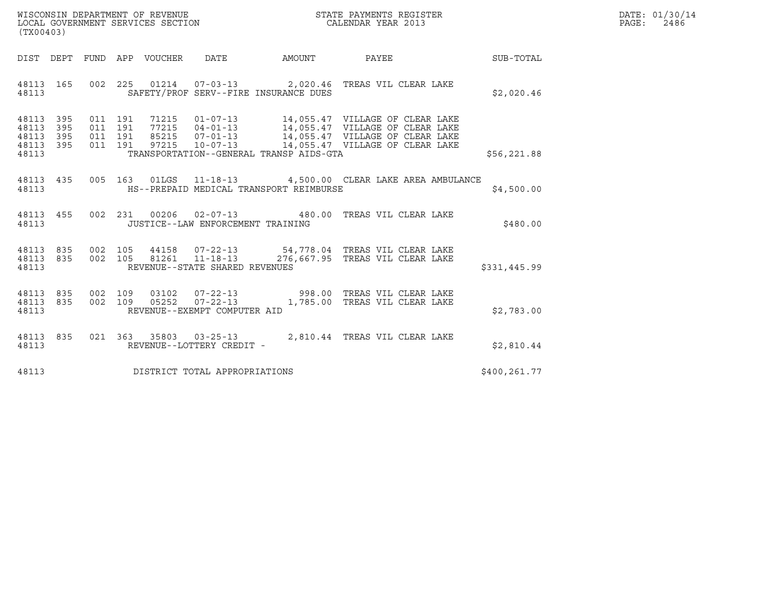WISCONSIN DEPARTMENT OF REVENUE
LOCAL GOVERNMENT SERVICES SECTION
(TX00403)

STATE PAYMENTS REGISTER
CALENDAR YEAR 2013

DATE: 01/30/14

| DIST | DEPT | FUND | APP | VOUCHER | DATE | AMOUNT | PAYEE | SUB-TOTAL |
|---|---|---|---|---|---|---|---|---|
| 48113 | 165 | 002 | 225 | 01214 | 07-03-13 | 2,020.46 | TREAS VIL CLEAR LAKE | |
| 48113 | | | | SAFETY/PROF SERV--FIRE INSURANCE DUES | | | | $2,020.46 |
| 48113 | 395 | 011 | 191 | 71215 | 01-07-13 | 14,055.47 | VILLAGE OF CLEAR LAKE | |
| 48113 | 395 | 011 | 191 | 77215 | 04-01-13 | 14,055.47 | VILLAGE OF CLEAR LAKE | |
| 48113 | 395 | 011 | 191 | 85215 | 07-01-13 | 14,055.47 | VILLAGE OF CLEAR LAKE | |
| 48113 | 395 | 011 | 191 | 97215 | 10-07-13 | 14,055.47 | VILLAGE OF CLEAR LAKE | |
| 48113 | | | | TRANSPORTATION--GENERAL TRANSP AIDS-GTA | | | | $56,221.88 |
| 48113 | 435 | 005 | 163 | 01LGS | 11-18-13 | 4,500.00 | CLEAR LAKE AREA AMBULANCE | |
| 48113 | | | | HS--PREPAID MEDICAL TRANSPORT REIMBURSE | | | | $4,500.00 |
| 48113 | 455 | 002 | 231 | 00206 | 02-07-13 | 480.00 | TREAS VIL CLEAR LAKE | |
| 48113 | | | | JUSTICE--LAW ENFORCEMENT TRAINING | | | | $480.00 |
| 48113 | 835 | 002 | 105 | 44158 | 07-22-13 | 54,778.04 | TREAS VIL CLEAR LAKE | |
| 48113 | 835 | 002 | 105 | 81261 | 11-18-13 | 276,667.95 | TREAS VIL CLEAR LAKE | |
| 48113 | | | | REVENUE--STATE SHARED REVENUES | | | | $331,445.99 |
| 48113 | 835 | 002 | 109 | 03102 | 07-22-13 | 998.00 | TREAS VIL CLEAR LAKE | |
| 48113 | 835 | 002 | 109 | 05252 | 07-22-13 | 1,785.00 | TREAS VIL CLEAR LAKE | |
| 48113 | | | | REVENUE--EXEMPT COMPUTER AID | | | | $2,783.00 |
| 48113 | 835 | 021 | 363 | 35803 | 03-25-13 | 2,810.44 | TREAS VIL CLEAR LAKE | |
| 48113 | | | | REVENUE--LOTTERY CREDIT - | | | | $2,810.44 |
| 48113 | | | | DISTRICT TOTAL APPROPRIATIONS | | | | $400,261.77 |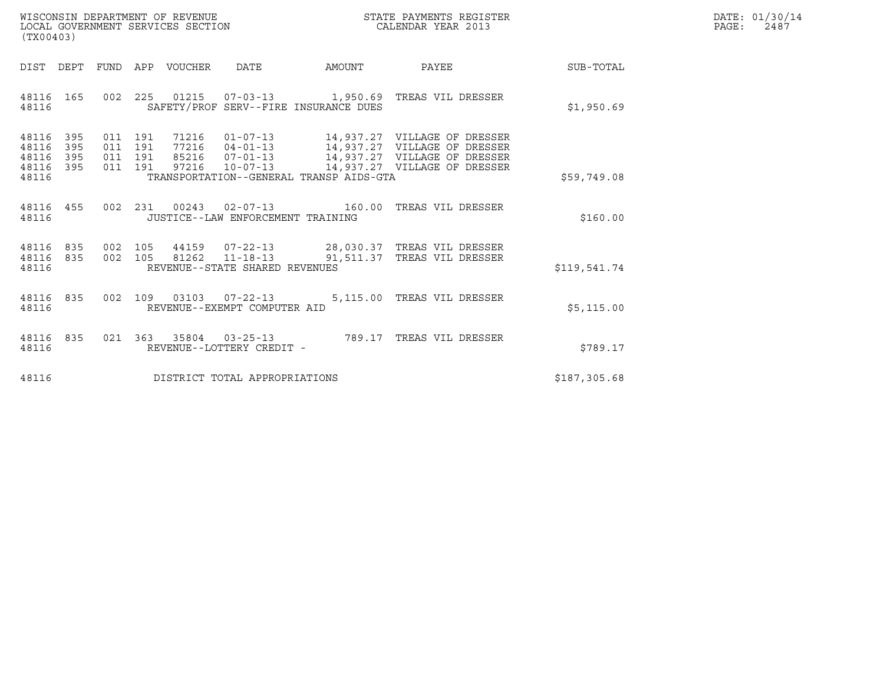WISCONSIN DEPARTMENT OF REVENUE
LOCAL GOVERNMENT SERVICES SECTION
(TX00403)

STATE PAYMENTS REGISTER
CALENDAR YEAR 2013

DATE: 01/30/14
PAGE: 2487

| DIST | DEPT | FUND | APP | VOUCHER | DATE | AMOUNT | PAYEE | SUB-TOTAL |
|---|---|---|---|---|---|---|---|---|
| 48116 | 165 | 002 | 225 | 01215 | 07-03-13 | 1,950.69 | TREAS VIL DRESSER | |
| 48116 | | | | SAFETY/PROF SERV--FIRE INSURANCE DUES | | | | $1,950.69 |
| 48116 | 395 | 011 | 191 | 71216 | 01-07-13 | 14,937.27 | VILLAGE OF DRESSER | |
| 48116 | 395 | 011 | 191 | 77216 | 04-01-13 | 14,937.27 | VILLAGE OF DRESSER | |
| 48116 | 395 | 011 | 191 | 85216 | 07-01-13 | 14,937.27 | VILLAGE OF DRESSER | |
| 48116 | 395 | 011 | 191 | 97216 | 10-07-13 | 14,937.27 | VILLAGE OF DRESSER | |
| 48116 | | | | TRANSPORTATION--GENERAL TRANSP AIDS-GTA | | | | $59,749.08 |
| 48116 | 455 | 002 | 231 | 00243 | 02-07-13 | 160.00 | TREAS VIL DRESSER | |
| 48116 | | | | JUSTICE--LAW ENFORCEMENT TRAINING | | | | $160.00 |
| 48116 | 835 | 002 | 105 | 44159 | 07-22-13 | 28,030.37 | TREAS VIL DRESSER | |
| 48116 | 835 | 002 | 105 | 81262 | 11-18-13 | 91,511.37 | TREAS VIL DRESSER | |
| 48116 | | | | REVENUE--STATE SHARED REVENUES | | | | $119,541.74 |
| 48116 | 835 | 002 | 109 | 03103 | 07-22-13 | 5,115.00 | TREAS VIL DRESSER | |
| 48116 | | | | REVENUE--EXEMPT COMPUTER AID | | | | $5,115.00 |
| 48116 | 835 | 021 | 363 | 35804 | 03-25-13 | 789.17 | TREAS VIL DRESSER | |
| 48116 | | | | REVENUE--LOTTERY CREDIT - | | | | $789.17 |
| 48116 | | | | DISTRICT TOTAL APPROPRIATIONS | | | | $187,305.68 |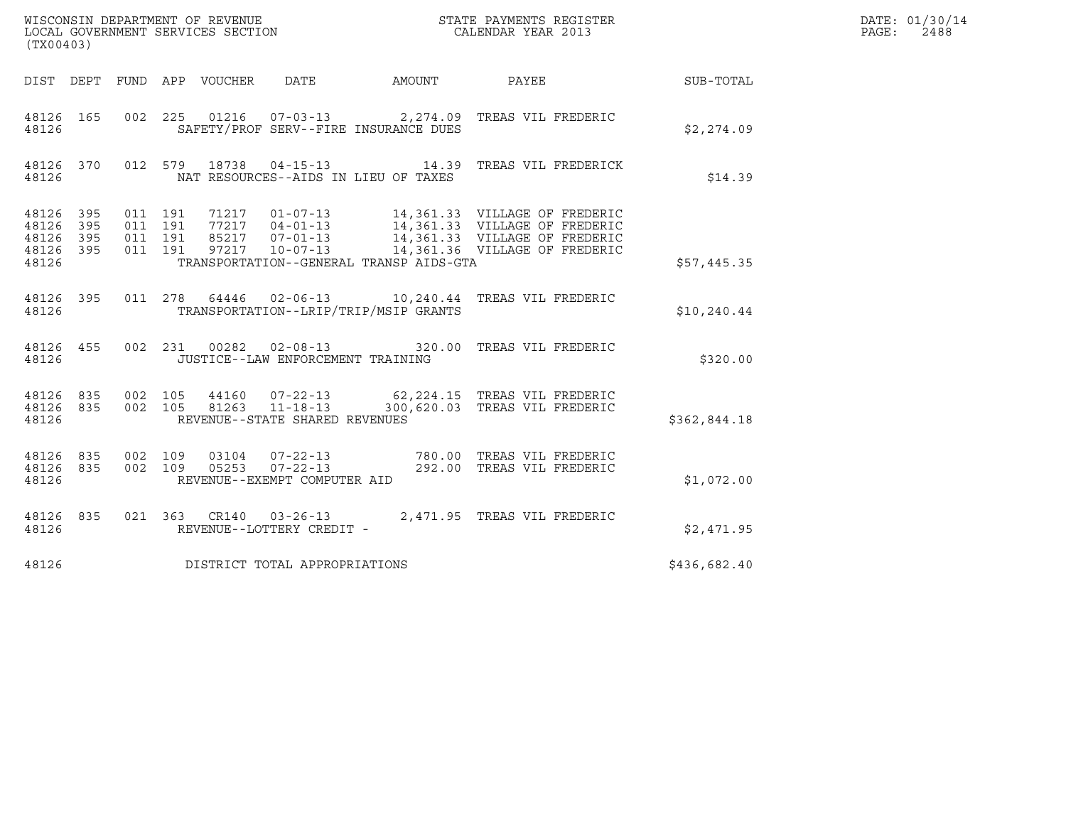WISCONSIN DEPARTMENT OF REVENUE
LOCAL GOVERNMENT SERVICES SECTION
(TX00403)

STATE PAYMENTS REGISTER
CALENDAR YEAR 2013

DATE: 01/30/14
PAGE: 2488

| DIST | DEPT | FUND | APP | VOUCHER | DATE | AMOUNT | PAYEE | SUB-TOTAL |
|---|---|---|---|---|---|---|---|---|
| 48126 | 165 | 002 | 225 | 01216 | 07-03-13 | 2,274.09 | TREAS VIL FREDERIC | |
| 48126 | | | | SAFETY/PROF SERV--FIRE INSURANCE DUES | | | | $2,274.09 |
| 48126 | 370 | 012 | 579 | 18738 | 04-15-13 | 14.39 | TREAS VIL FREDERICK | |
| 48126 | | | | NAT RESOURCES--AIDS IN LIEU OF TAXES | | | | $14.39 |
| 48126 | 395 | 011 | 191 | 71217 | 01-07-13 | 14,361.33 | VILLAGE OF FREDERIC | |
| 48126 | 395 | 011 | 191 | 77217 | 04-01-13 | 14,361.33 | VILLAGE OF FREDERIC | |
| 48126 | 395 | 011 | 191 | 85217 | 07-01-13 | 14,361.33 | VILLAGE OF FREDERIC | |
| 48126 | 395 | 011 | 191 | 97217 | 10-07-13 | 14,361.36 | VILLAGE OF FREDERIC | |
| 48126 | | | | TRANSPORTATION--GENERAL TRANSP AIDS-GTA | | | | $57,445.35 |
| 48126 | 395 | 011 | 278 | 64446 | 02-06-13 | 10,240.44 | TREAS VIL FREDERIC | |
| 48126 | | | | TRANSPORTATION--LRIP/TRIP/MSIP GRANTS | | | | $10,240.44 |
| 48126 | 455 | 002 | 231 | 00282 | 02-08-13 | 320.00 | TREAS VIL FREDERIC | |
| 48126 | | | | JUSTICE--LAW ENFORCEMENT TRAINING | | | | $320.00 |
| 48126 | 835 | 002 | 105 | 44160 | 07-22-13 | 62,224.15 | TREAS VIL FREDERIC | |
| 48126 | 835 | 002 | 105 | 81263 | 11-18-13 | 300,620.03 | TREAS VIL FREDERIC | |
| 48126 | | | | REVENUE--STATE SHARED REVENUES | | | | $362,844.18 |
| 48126 | 835 | 002 | 109 | 03104 | 07-22-13 | 780.00 | TREAS VIL FREDERIC | |
| 48126 | 835 | 002 | 109 | 05253 | 07-22-13 | 292.00 | TREAS VIL FREDERIC | |
| 48126 | | | | REVENUE--EXEMPT COMPUTER AID | | | | $1,072.00 |
| 48126 | 835 | 021 | 363 | CR140 | 03-26-13 | 2,471.95 | TREAS VIL FREDERIC | |
| 48126 | | | | REVENUE--LOTTERY CREDIT - | | | | $2,471.95 |
| 48126 | | | | DISTRICT TOTAL APPROPRIATIONS | | | | $436,682.40 |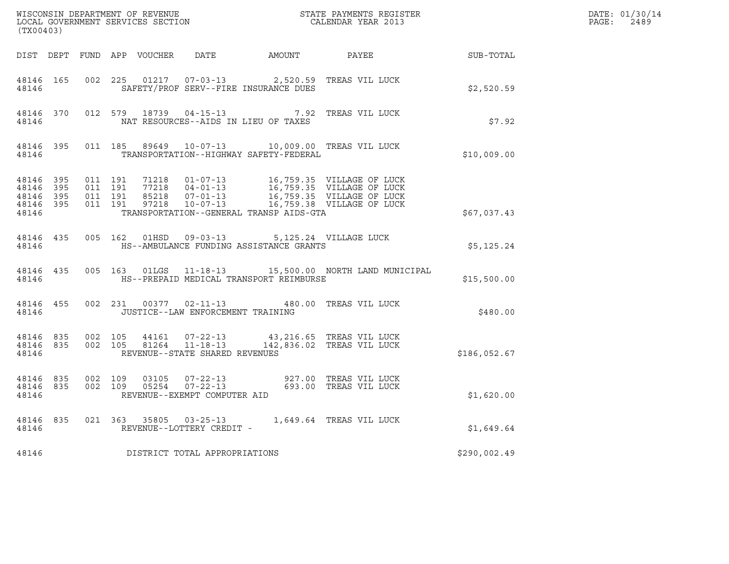WISCONSIN DEPARTMENT OF REVENUE
LOCAL GOVERNMENT SERVICES SECTION
(TX00403)

STATE PAYMENTS REGISTER
CALENDAR YEAR 2013

DATE: 01/30/14
PAGE: 2489

| DIST | DEPT | FUND | APP | VOUCHER | DATE | AMOUNT | PAYEE | SUB-TOTAL |
|---|---|---|---|---|---|---|---|---|
| 48146 | 165 | 002 | 225 | 01217 | 07-03-13 | 2,520.59 | TREAS VIL LUCK | |
| 48146 | | | | SAFETY/PROF SERV--FIRE INSURANCE DUES | | | | $2,520.59 |
| 48146 | 370 | 012 | 579 | 18739 | 04-15-13 | 7.92 | TREAS VIL LUCK | |
| 48146 | | | | NAT RESOURCES--AIDS IN LIEU OF TAXES | | | | $7.92 |
| 48146 | 395 | 011 | 185 | 89649 | 10-07-13 | 10,009.00 | TREAS VIL LUCK | |
| 48146 | | | | TRANSPORTATION--HIGHWAY SAFETY-FEDERAL | | | | $10,009.00 |
| 48146 | 395 | 011 | 191 | 71218 | 01-07-13 | 16,759.35 | VILLAGE OF LUCK | |
| 48146 | 395 | 011 | 191 | 77218 | 04-01-13 | 16,759.35 | VILLAGE OF LUCK | |
| 48146 | 395 | 011 | 191 | 85218 | 07-01-13 | 16,759.35 | VILLAGE OF LUCK | |
| 48146 | 395 | 011 | 191 | 97218 | 10-07-13 | 16,759.38 | VILLAGE OF LUCK | |
| 48146 | | | | TRANSPORTATION--GENERAL TRANSP AIDS-GTA | | | | $67,037.43 |
| 48146 | 435 | 005 | 162 | 01HSD | 09-03-13 | 5,125.24 | VILLAGE LUCK | |
| 48146 | | | | HS--AMBULANCE FUNDING ASSISTANCE GRANTS | | | | $5,125.24 |
| 48146 | 435 | 005 | 163 | 01LGS | 11-18-13 | 15,500.00 | NORTH LAND MUNICIPAL | |
| 48146 | | | | HS--PREPAID MEDICAL TRANSPORT REIMBURSE | | | | $15,500.00 |
| 48146 | 455 | 002 | 231 | 00377 | 02-11-13 | 480.00 | TREAS VIL LUCK | |
| 48146 | | | | JUSTICE--LAW ENFORCEMENT TRAINING | | | | $480.00 |
| 48146 | 835 | 002 | 105 | 44161 | 07-22-13 | 43,216.65 | TREAS VIL LUCK | |
| 48146 | 835 | 002 | 105 | 81264 | 11-18-13 | 142,836.02 | TREAS VIL LUCK | |
| 48146 | | | | REVENUE--STATE SHARED REVENUES | | | | $186,052.67 |
| 48146 | 835 | 002 | 109 | 03105 | 07-22-13 | 927.00 | TREAS VIL LUCK | |
| 48146 | 835 | 002 | 109 | 05254 | 07-22-13 | 693.00 | TREAS VIL LUCK | |
| 48146 | | | | REVENUE--EXEMPT COMPUTER AID | | | | $1,620.00 |
| 48146 | 835 | 021 | 363 | 35805 | 03-25-13 | 1,649.64 | TREAS VIL LUCK | |
| 48146 | | | | REVENUE--LOTTERY CREDIT - | | | | $1,649.64 |
| 48146 | | | | DISTRICT TOTAL APPROPRIATIONS | | | | $290,002.49 |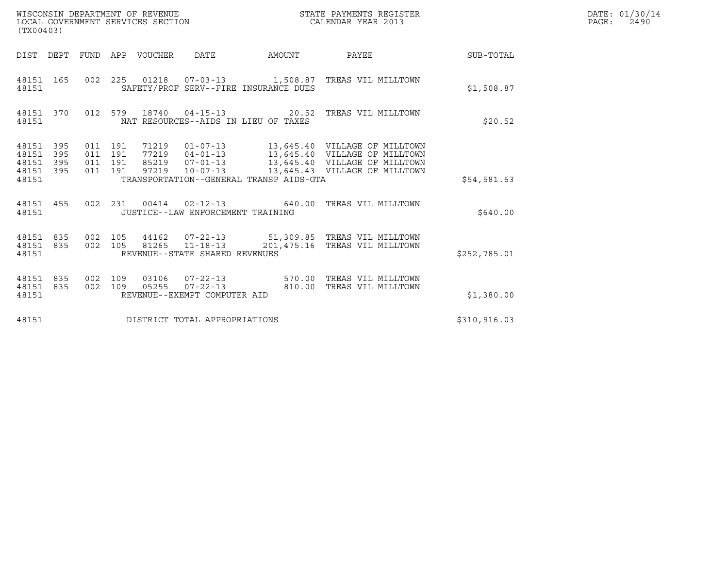WISCONSIN DEPARTMENT OF REVENUE
LOCAL GOVERNMENT SERVICES SECTION
(TX00403)

STATE PAYMENTS REGISTER
CALENDAR YEAR 2013

DATE: 01/30/14
PAGE: 2490

| DIST | DEPT | FUND | APP | VOUCHER | DATE | AMOUNT | PAYEE | SUB-TOTAL |
|---|---|---|---|---|---|---|---|---|
| 48151 | 165 | 002 | 225 | 01218 | 07-03-13 | 1,508.87 | TREAS VIL MILLTOWN | |
| 48151 | | | | SAFETY/PROF SERV--FIRE INSURANCE DUES | | | | $1,508.87 |
| 48151 | 370 | 012 | 579 | 18740 | 04-15-13 | 20.52 | TREAS VIL MILLTOWN | |
| 48151 | | | | NAT RESOURCES--AIDS IN LIEU OF TAXES | | | | $20.52 |
| 48151 | 395 | 011 | 191 | 71219 | 01-07-13 | 13,645.40 | VILLAGE OF MILLTOWN | |
| 48151 | 395 | 011 | 191 | 77219 | 04-01-13 | 13,645.40 | VILLAGE OF MILLTOWN | |
| 48151 | 395 | 011 | 191 | 85219 | 07-01-13 | 13,645.40 | VILLAGE OF MILLTOWN | |
| 48151 | 395 | 011 | 191 | 97219 | 10-07-13 | 13,645.43 | VILLAGE OF MILLTOWN | |
| 48151 | | | | TRANSPORTATION--GENERAL TRANSP AIDS-GTA | | | | $54,581.63 |
| 48151 | 455 | 002 | 231 | 00414 | 02-12-13 | 640.00 | TREAS VIL MILLTOWN | |
| 48151 | | | | JUSTICE--LAW ENFORCEMENT TRAINING | | | | $640.00 |
| 48151 | 835 | 002 | 105 | 44162 | 07-22-13 | 51,309.85 | TREAS VIL MILLTOWN | |
| 48151 | 835 | 002 | 105 | 81265 | 11-18-13 | 201,475.16 | TREAS VIL MILLTOWN | |
| 48151 | | | | REVENUE--STATE SHARED REVENUES | | | | $252,785.01 |
| 48151 | 835 | 002 | 109 | 03106 | 07-22-13 | 570.00 | TREAS VIL MILLTOWN | |
| 48151 | 835 | 002 | 109 | 05255 | 07-22-13 | 810.00 | TREAS VIL MILLTOWN | |
| 48151 | | | | REVENUE--EXEMPT COMPUTER AID | | | | $1,380.00 |
| 48151 | | | | DISTRICT TOTAL APPROPRIATIONS | | | | $310,916.03 |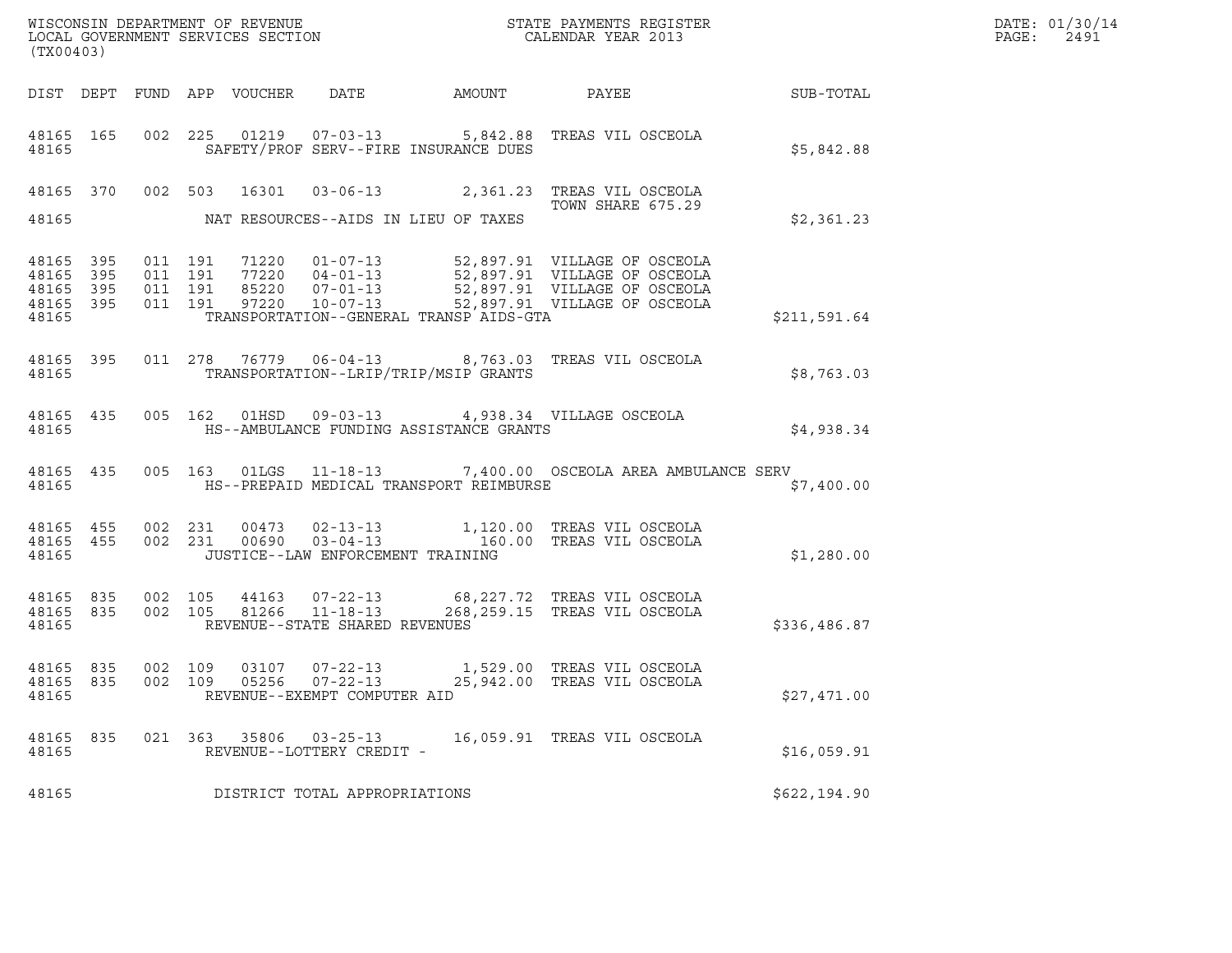WISCONSIN DEPARTMENT OF REVENUE
LOCAL GOVERNMENT SERVICES SECTION
(TX00403)

STATE PAYMENTS REGISTER
CALENDAR YEAR 2013

DATE: 01/30/14
PAGE: 2491

| DIST | DEPT | FUND | APP | VOUCHER | DATE | AMOUNT | PAYEE | SUB-TOTAL |
|---|---|---|---|---|---|---|---|---|
| 48165 | 165 | 002 | 225 | 01219 | 07-03-13 | 5,842.88 | TREAS VIL OSCEOLA | |
| 48165 | | | | SAFETY/PROF SERV--FIRE INSURANCE DUES | | | | $5,842.88 |
| 48165 | 370 | 002 | 503 | 16301 | 03-06-13 | 2,361.23 | TREAS VIL OSCEOLA<br>TOWN SHARE 675.29 | |
| 48165 | | | | NAT RESOURCES--AIDS IN LIEU OF TAXES | | | | $2,361.23 |
| 48165 | 395 | 011 | 191 | 71220 | 01-07-13 | 52,897.91 | VILLAGE OF OSCEOLA | |
| 48165 | 395 | 011 | 191 | 77220 | 04-01-13 | 52,897.91 | VILLAGE OF OSCEOLA | |
| 48165 | 395 | 011 | 191 | 85220 | 07-01-13 | 52,897.91 | VILLAGE OF OSCEOLA | |
| 48165 | 395 | 011 | 191 | 97220 | 10-07-13 | 52,897.91 | VILLAGE OF OSCEOLA | |
| 48165 | | | | TRANSPORTATION--GENERAL TRANSP AIDS-GTA | | | | $211,591.64 |
| 48165 | 395 | 011 | 278 | 76779 | 06-04-13 | 8,763.03 | TREAS VIL OSCEOLA | |
| 48165 | | | | TRANSPORTATION--LRIP/TRIP/MSIP GRANTS | | | | $8,763.03 |
| 48165 | 435 | 005 | 162 | 01HSD | 09-03-13 | 4,938.34 | VILLAGE OSCEOLA | |
| 48165 | | | | HS--AMBULANCE FUNDING ASSISTANCE GRANTS | | | | $4,938.34 |
| 48165 | 435 | 005 | 163 | 01LGS | 11-18-13 | 7,400.00 | OSCEOLA AREA AMBULANCE SERV | |
| 48165 | | | | HS--PREPAID MEDICAL TRANSPORT REIMBURSE | | | | $7,400.00 |
| 48165 | 455 | 002 | 231 | 00473 | 02-13-13 | 1,120.00 | TREAS VIL OSCEOLA | |
| 48165 | 455 | 002 | 231 | 00690 | 03-04-13 | 160.00 | TREAS VIL OSCEOLA | |
| 48165 | | | | JUSTICE--LAW ENFORCEMENT TRAINING | | | | $1,280.00 |
| 48165 | 835 | 002 | 105 | 44163 | 07-22-13 | 68,227.72 | TREAS VIL OSCEOLA | |
| 48165 | 835 | 002 | 105 | 81266 | 11-18-13 | 268,259.15 | TREAS VIL OSCEOLA | |
| 48165 | | | | REVENUE--STATE SHARED REVENUES | | | | $336,486.87 |
| 48165 | 835 | 002 | 109 | 03107 | 07-22-13 | 1,529.00 | TREAS VIL OSCEOLA | |
| 48165 | 835 | 002 | 109 | 05256 | 07-22-13 | 25,942.00 | TREAS VIL OSCEOLA | |
| 48165 | | | | REVENUE--EXEMPT COMPUTER AID | | | | $27,471.00 |
| 48165 | 835 | 021 | 363 | 35806 | 03-25-13 | 16,059.91 | TREAS VIL OSCEOLA | |
| 48165 | | | | REVENUE--LOTTERY CREDIT - | | | | $16,059.91 |
| 48165 | | | | DISTRICT TOTAL APPROPRIATIONS | | | | $622,194.90 |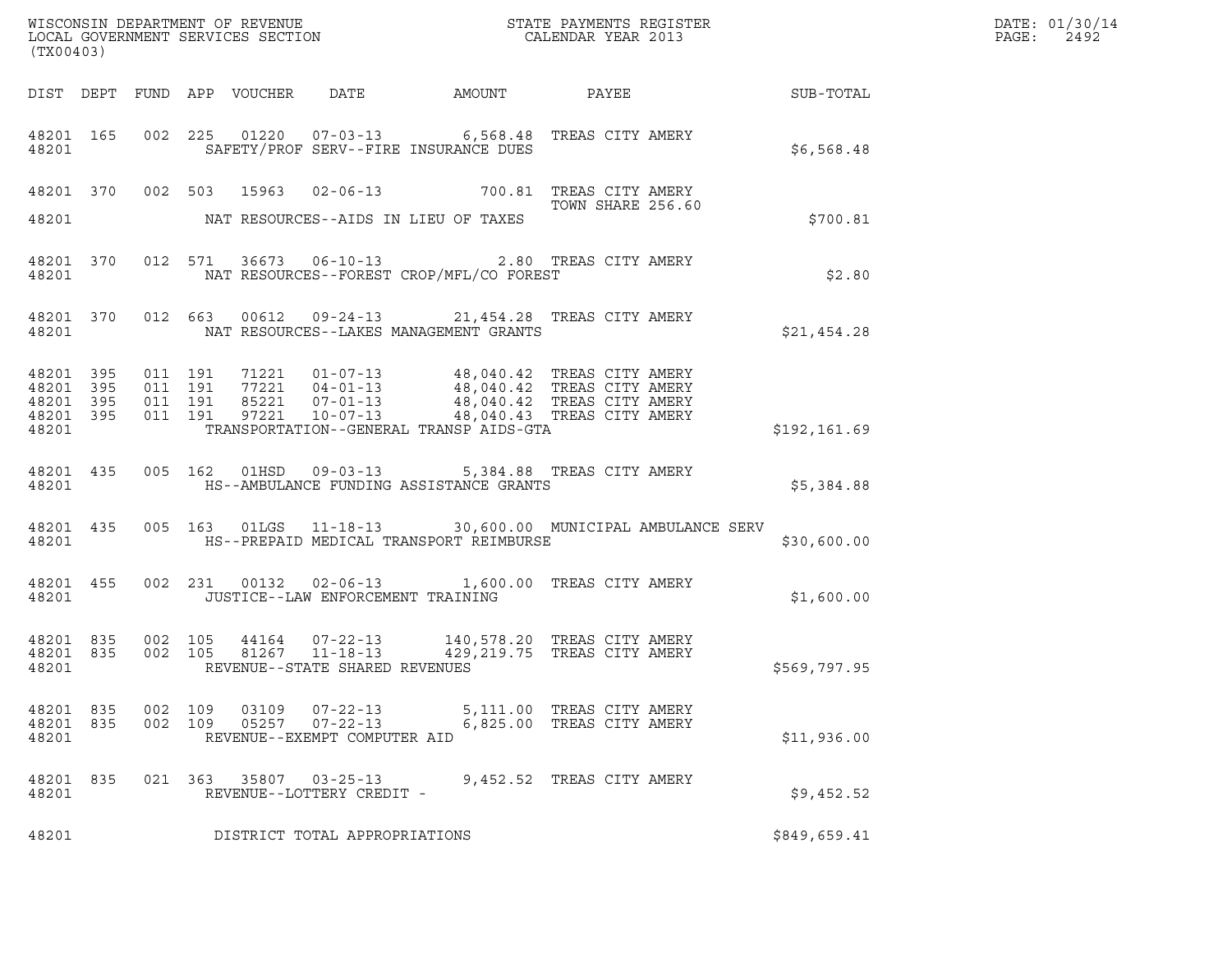WISCONSIN DEPARTMENT OF REVENUE
LOCAL GOVERNMENT SERVICES SECTION
(TX00403)

STATE PAYMENTS REGISTER
CALENDAR YEAR 2013

DATE: 01/30/14
PAGE: 2492

| DIST | DEPT | FUND | APP | VOUCHER | DATE | AMOUNT | PAYEE | SUB-TOTAL |
|---|---|---|---|---|---|---|---|---|
| 48201 | 165 | 002 | 225 | 01220 | 07-03-13 | 6,568.48 | TREAS CITY AMERY | |
| 48201 | | | | | SAFETY/PROF SERV--FIRE INSURANCE DUES | | | $6,568.48 |
| 48201 | 370 | 002 | 503 | 15963 | 02-06-13 | 700.81 | TREAS CITY AMERY TOWN SHARE 256.60 | |
| 48201 | | | | | NAT RESOURCES--AIDS IN LIEU OF TAXES | | | $700.81 |
| 48201 | 370 | 012 | 571 | 36673 | 06-10-13 | 2.80 | TREAS CITY AMERY | |
| 48201 | | | | | NAT RESOURCES--FOREST CROP/MFL/CO FOREST | | | $2.80 |
| 48201 | 370 | 012 | 663 | 00612 | 09-24-13 | 21,454.28 | TREAS CITY AMERY | |
| 48201 | | | | | NAT RESOURCES--LAKES MANAGEMENT GRANTS | | | $21,454.28 |
| 48201 | 395 | 011 | 191 | 71221 | 01-07-13 | 48,040.42 | TREAS CITY AMERY | |
| 48201 | 395 | 011 | 191 | 77221 | 04-01-13 | 48,040.42 | TREAS CITY AMERY | |
| 48201 | 395 | 011 | 191 | 85221 | 07-01-13 | 48,040.42 | TREAS CITY AMERY | |
| 48201 | 395 | 011 | 191 | 97221 | 10-07-13 | 48,040.43 | TREAS CITY AMERY | |
| 48201 | | | | | TRANSPORTATION--GENERAL TRANSP AIDS-GTA | | | $192,161.69 |
| 48201 | 435 | 005 | 162 | 01HSD | 09-03-13 | 5,384.88 | TREAS CITY AMERY | |
| 48201 | | | | | HS--AMBULANCE FUNDING ASSISTANCE GRANTS | | | $5,384.88 |
| 48201 | 435 | 005 | 163 | 01LGS | 11-18-13 | 30,600.00 | MUNICIPAL AMBULANCE SERV | |
| 48201 | | | | | HS--PREPAID MEDICAL TRANSPORT REIMBURSE | | | $30,600.00 |
| 48201 | 455 | 002 | 231 | 00132 | 02-06-13 | 1,600.00 | TREAS CITY AMERY | |
| 48201 | | | | | JUSTICE--LAW ENFORCEMENT TRAINING | | | $1,600.00 |
| 48201 | 835 | 002 | 105 | 44164 | 07-22-13 | 140,578.20 | TREAS CITY AMERY | |
| 48201 | 835 | 002 | 105 | 81267 | 11-18-13 | 429,219.75 | TREAS CITY AMERY | |
| 48201 | | | | | REVENUE--STATE SHARED REVENUES | | | $569,797.95 |
| 48201 | 835 | 002 | 109 | 03109 | 07-22-13 | 5,111.00 | TREAS CITY AMERY | |
| 48201 | 835 | 002 | 109 | 05257 | 07-22-13 | 6,825.00 | TREAS CITY AMERY | |
| 48201 | | | | | REVENUE--EXEMPT COMPUTER AID | | | $11,936.00 |
| 48201 | 835 | 021 | 363 | 35807 | 03-25-13 | 9,452.52 | TREAS CITY AMERY | |
| 48201 | | | | | REVENUE--LOTTERY CREDIT - | | | $9,452.52 |
| 48201 | | | | | DISTRICT TOTAL APPROPRIATIONS | | | $849,659.41 |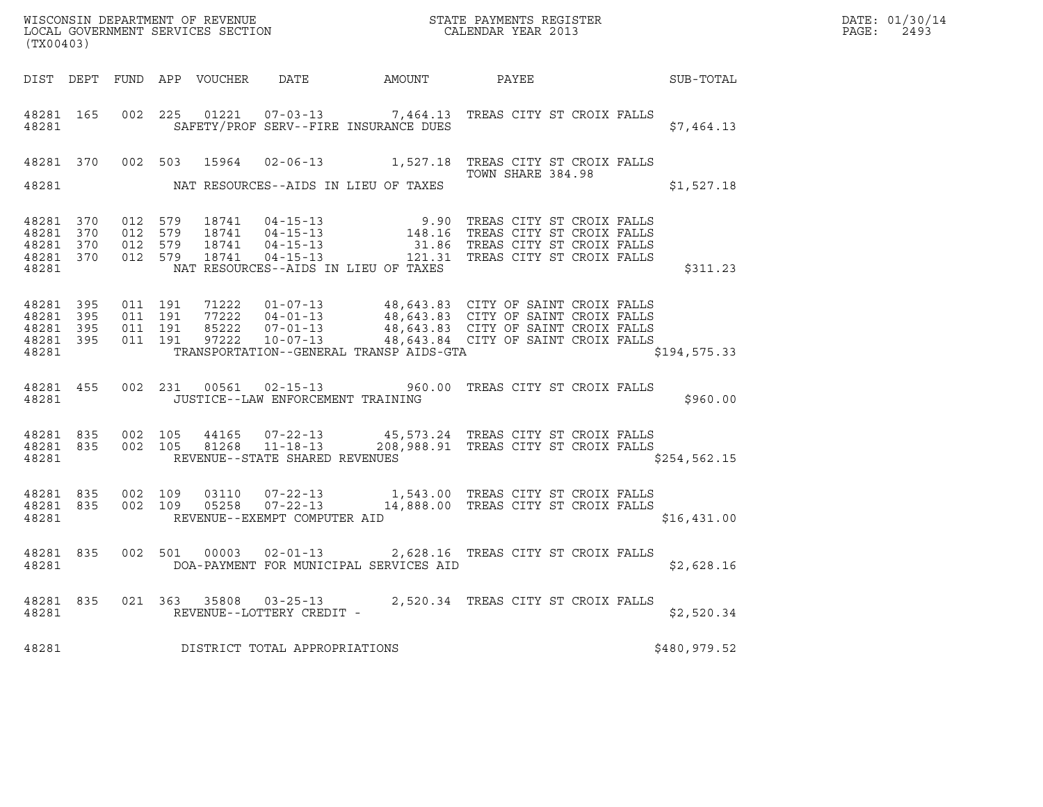WISCONSIN DEPARTMENT OF REVENUE
LOCAL GOVERNMENT SERVICES SECTION
(TX00403)

STATE PAYMENTS REGISTER
CALENDAR YEAR 2013

DATE: 01/30/14
PAGE: 2493

| DIST | DEPT | FUND | APP | VOUCHER | DATE | AMOUNT | PAYEE | SUB-TOTAL |
|---|---|---|---|---|---|---|---|---|
| 48281 | 165 | 002 | 225 | 01221 | 07-03-13 | 7,464.13 | TREAS CITY ST CROIX FALLS | |
| 48281 | | | | | SAFETY/PROF SERV--FIRE INSURANCE DUES | | | $7,464.13 |
| 48281 | 370 | 002 | 503 | 15964 | 02-06-13 | 1,527.18 | TREAS CITY ST CROIX FALLS TOWN SHARE 384.98 | |
| 48281 | | | | | NAT RESOURCES--AIDS IN LIEU OF TAXES | | | $1,527.18 |
| 48281 | 370 | 012 | 579 | 18741 | 04-15-13 | 9.90 | TREAS CITY ST CROIX FALLS | |
| 48281 | 370 | 012 | 579 | 18741 | 04-15-13 | 148.16 | TREAS CITY ST CROIX FALLS | |
| 48281 | 370 | 012 | 579 | 18741 | 04-15-13 | 31.86 | TREAS CITY ST CROIX FALLS | |
| 48281 | 370 | 012 | 579 | 18741 | 04-15-13 | 121.31 | TREAS CITY ST CROIX FALLS | |
| 48281 | | | | | NAT RESOURCES--AIDS IN LIEU OF TAXES | | | $311.23 |
| 48281 | 395 | 011 | 191 | 71222 | 01-07-13 | 48,643.83 | CITY OF SAINT CROIX FALLS | |
| 48281 | 395 | 011 | 191 | 77222 | 04-01-13 | 48,643.83 | CITY OF SAINT CROIX FALLS | |
| 48281 | 395 | 011 | 191 | 85222 | 07-01-13 | 48,643.83 | CITY OF SAINT CROIX FALLS | |
| 48281 | 395 | 011 | 191 | 97222 | 10-07-13 | 48,643.84 | CITY OF SAINT CROIX FALLS | |
| 48281 | | | | | TRANSPORTATION--GENERAL TRANSP AIDS-GTA | | | $194,575.33 |
| 48281 | 455 | 002 | 231 | 00561 | 02-15-13 | 960.00 | TREAS CITY ST CROIX FALLS | |
| 48281 | | | | | JUSTICE--LAW ENFORCEMENT TRAINING | | | $960.00 |
| 48281 | 835 | 002 | 105 | 44165 | 07-22-13 | 45,573.24 | TREAS CITY ST CROIX FALLS | |
| 48281 | 835 | 002 | 105 | 81268 | 11-18-13 | 208,988.91 | TREAS CITY ST CROIX FALLS | |
| 48281 | | | | | REVENUE--STATE SHARED REVENUES | | | $254,562.15 |
| 48281 | 835 | 002 | 109 | 03110 | 07-22-13 | 1,543.00 | TREAS CITY ST CROIX FALLS | |
| 48281 | 835 | 002 | 109 | 05258 | 07-22-13 | 14,888.00 | TREAS CITY ST CROIX FALLS | |
| 48281 | | | | | REVENUE--EXEMPT COMPUTER AID | | | $16,431.00 |
| 48281 | 835 | 002 | 501 | 00003 | 02-01-13 | 2,628.16 | TREAS CITY ST CROIX FALLS | |
| 48281 | | | | | DOA-PAYMENT FOR MUNICIPAL SERVICES AID | | | $2,628.16 |
| 48281 | 835 | 021 | 363 | 35808 | 03-25-13 | 2,520.34 | TREAS CITY ST CROIX FALLS | |
| 48281 | | | | | REVENUE--LOTTERY CREDIT - | | | $2,520.34 |
| 48281 | | | | | DISTRICT TOTAL APPROPRIATIONS | | | $480,979.52 |